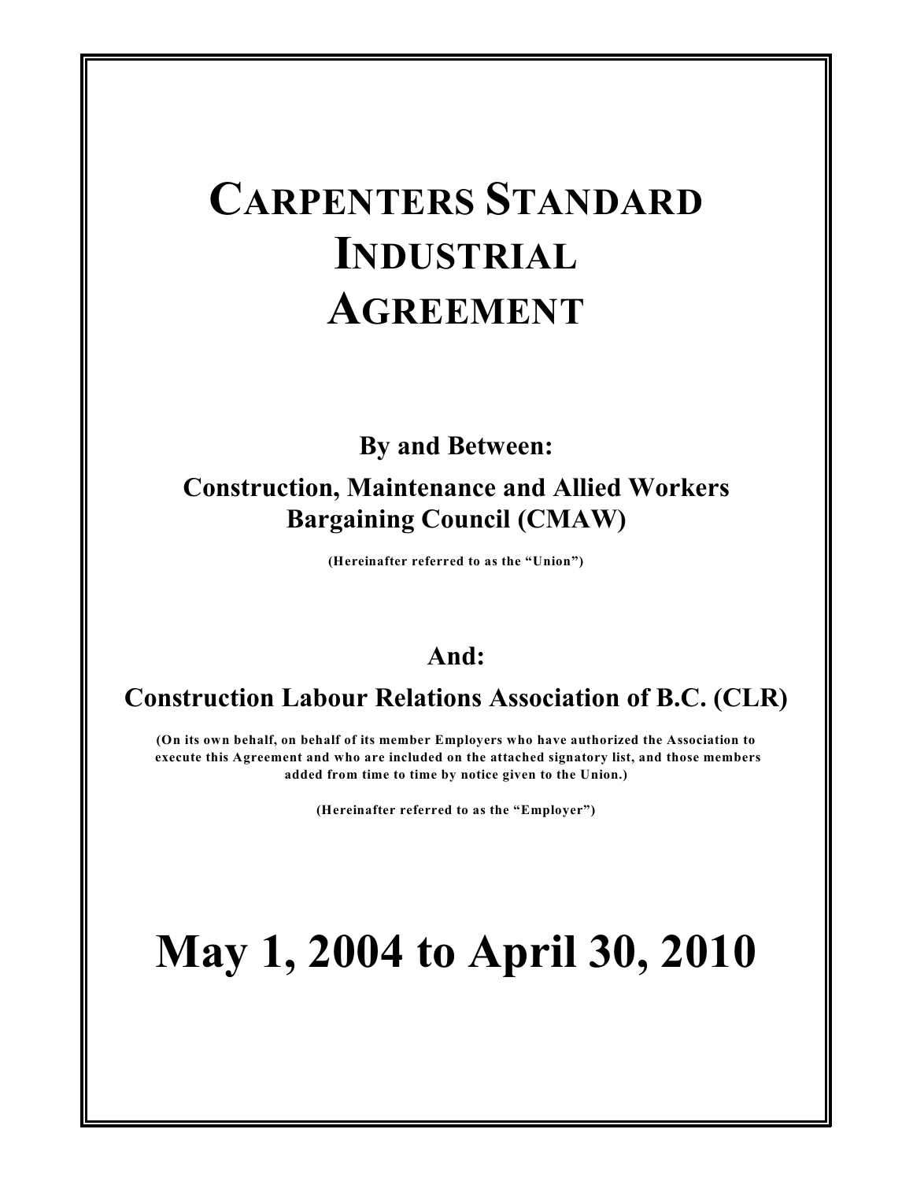# CARPENTERS STANDARD INDUSTRIAL AGREEMENT

**By and Between:**

**Construction, Maintenance and Allied Workers Bargaining Council (CMAW)**

**(Hereinafter referred to as the "Union")**

**And:**

**Construction Labour Relations Association of B.C. (CLR)**

**(On its own behalf, on behalf of its member Employers who have authorized the Association to execute this Agreement and who are included on the attached signatory list, and those members added from time to time by notice given to the Union.)**

**(Hereinafter referred to as the "Employer")**

# May 1, 2004 to April 30, 2010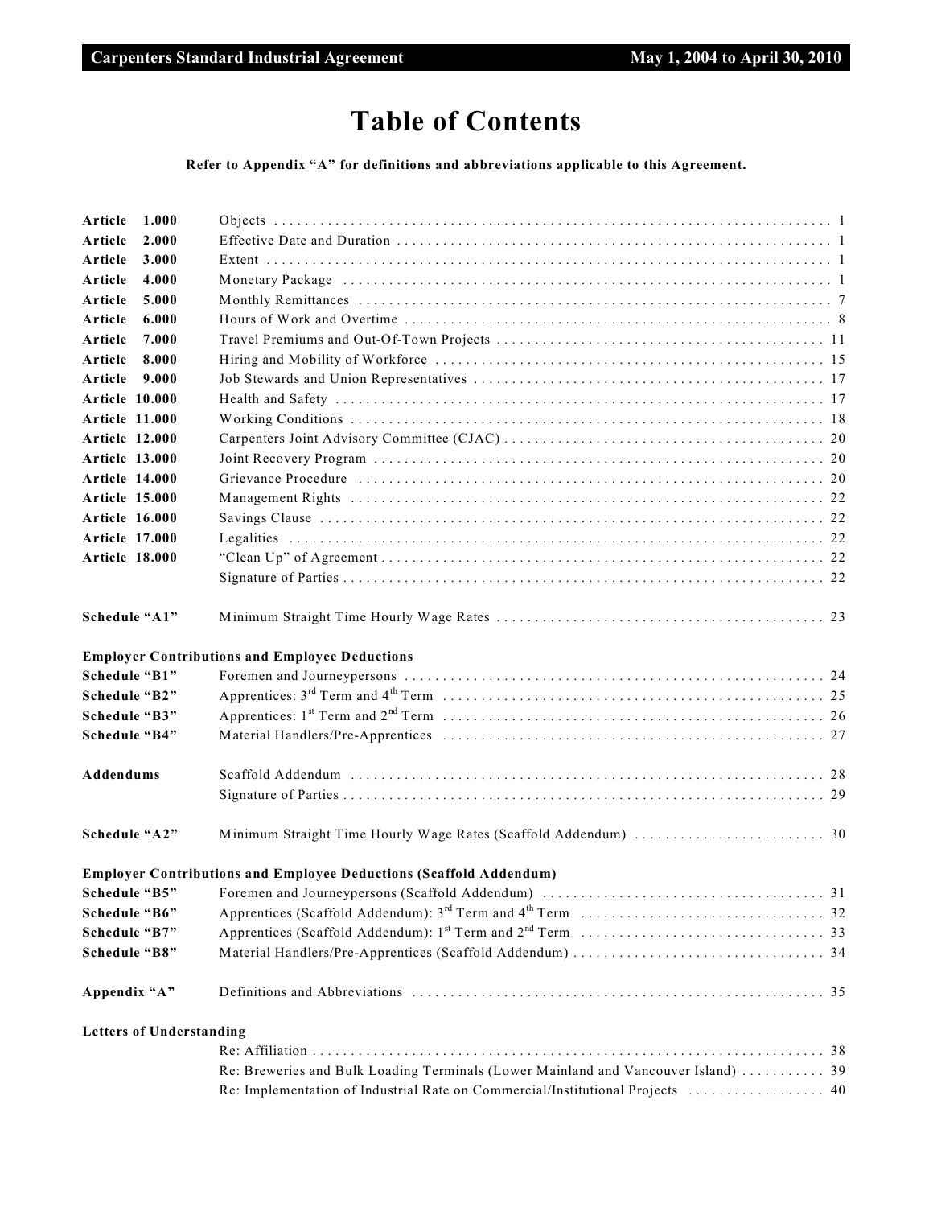# Table of Contents

**Refer to Appendix "A" for definitions and abbreviations applicable to this Agreement.**

| | | |
|---|---|---|
| **Article 1.000** | Objects | 1 |
| **Article 2.000** | Effective Date and Duration | 1 |
| **Article 3.000** | Extent | 1 |
| **Article 4.000** | Monetary Package | 1 |
| **Article 5.000** | Monthly Remittances | 7 |
| **Article 6.000** | Hours of Work and Overtime | 8 |
| **Article 7.000** | Travel Premiums and Out-Of-Town Projects | 11 |
| **Article 8.000** | Hiring and Mobility of Workforce | 15 |
| **Article 9.000** | Job Stewards and Union Representatives | 17 |
| **Article 10.000** | Health and Safety | 17 |
| **Article 11.000** | Working Conditions | 18 |
| **Article 12.000** | Carpenters Joint Advisory Committee (CJAC) | 20 |
| **Article 13.000** | Joint Recovery Program | 20 |
| **Article 14.000** | Grievance Procedure | 20 |
| **Article 15.000** | Management Rights | 22 |
| **Article 16.000** | Savings Clause | 22 |
| **Article 17.000** | Legalities | 22 |
| **Article 18.000** | "Clean Up" of Agreement | 22 |
| | Signature of Parties | 22 |
| **Schedule "A1"** | Minimum Straight Time Hourly Wage Rates | 23 |
| **Employer Contributions and Employee Deductions** | | |
| **Schedule "B1"** | Foremen and Journeypersons | 24 |
| **Schedule "B2"** | Apprentices: 3rd Term and 4th Term | 25 |
| **Schedule "B3"** | Apprentices: 1st Term and 2nd Term | 26 |
| **Schedule "B4"** | Material Handlers/Pre-Apprentices | 27 |
| **Addendums** | Scaffold Addendum | 28 |
| | Signature of Parties | 29 |
| **Schedule "A2"** | Minimum Straight Time Hourly Wage Rates (Scaffold Addendum) | 30 |
| **Employer Contributions and Employee Deductions (Scaffold Addendum)** | | |
| **Schedule "B5"** | Foremen and Journeypersons (Scaffold Addendum) | 31 |
| **Schedule "B6"** | Apprentices (Scaffold Addendum): 3rd Term and 4th Term | 32 |
| **Schedule "B7"** | Apprentices (Scaffold Addendum): 1st Term and 2nd Term | 33 |
| **Schedule "B8"** | Material Handlers/Pre-Apprentices (Scaffold Addendum) | 34 |
| **Appendix "A"** | Definitions and Abbreviations | 35 |
| **Letters of Understanding** | | |
| | Re: Affiliation | 38 |
| | Re: Breweries and Bulk Loading Terminals (Lower Mainland and Vancouver Island) | 39 |
| | Re: Implementation of Industrial Rate on Commercial/Institutional Projects | 40 |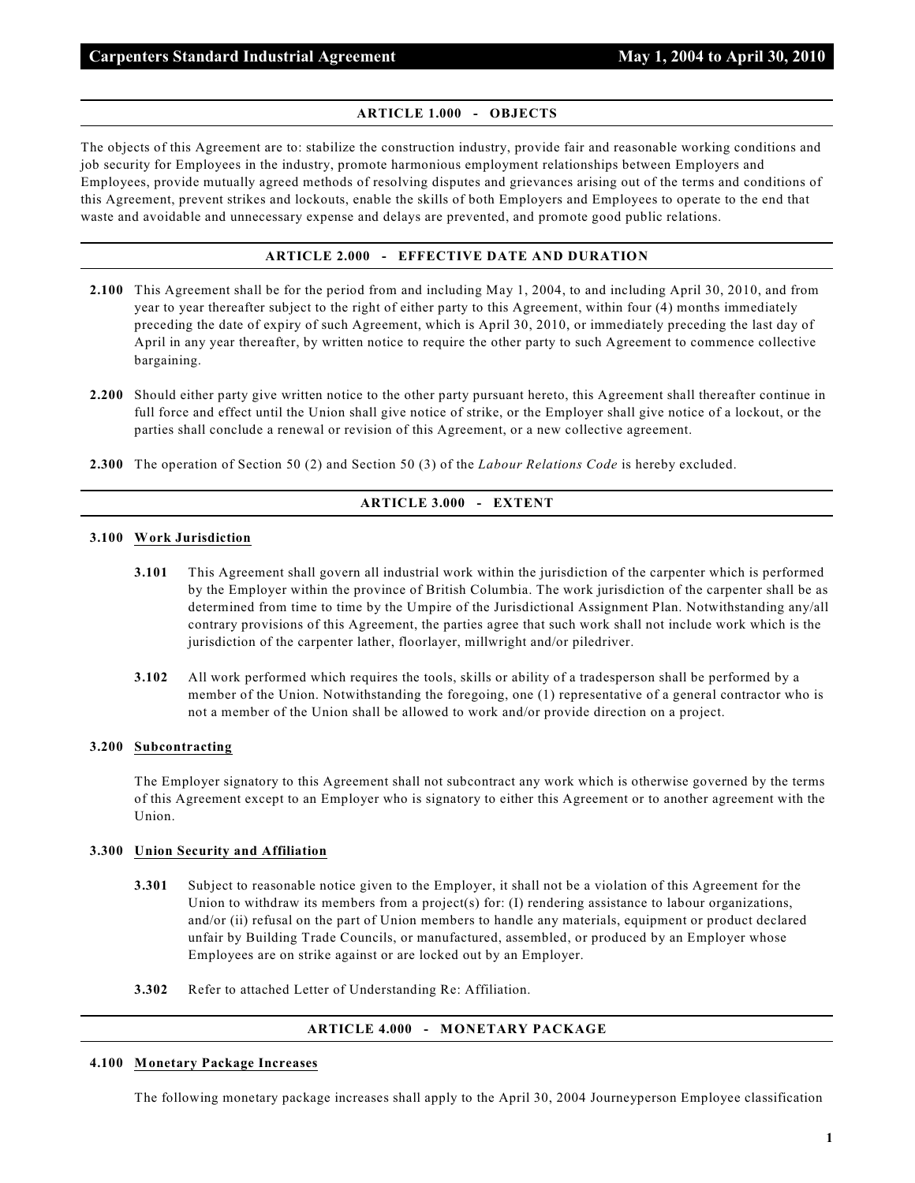## ARTICLE 1.000 - OBJECTS

The objects of this Agreement are to: stabilize the construction industry, provide fair and reasonable working conditions and job security for Employees in the industry, promote harmonious employment relationships between Employers and Employees, provide mutually agreed methods of resolving disputes and grievances arising out of the terms and conditions of this Agreement, prevent strikes and lockouts, enable the skills of both Employers and Employees to operate to the end that waste and avoidable and unnecessary expense and delays are prevented, and promote good public relations.

## ARTICLE 2.000 - EFFECTIVE DATE AND DURATION

**2.100** This Agreement shall be for the period from and including May 1, 2004, to and including April 30, 2010, and from year to year thereafter subject to the right of either party to this Agreement, within four (4) months immediately preceding the date of expiry of such Agreement, which is April 30, 2010, or immediately preceding the last day of April in any year thereafter, by written notice to require the other party to such Agreement to commence collective bargaining.

**2.200** Should either party give written notice to the other party pursuant hereto, this Agreement shall thereafter continue in full force and effect until the Union shall give notice of strike, or the Employer shall give notice of a lockout, or the parties shall conclude a renewal or revision of this Agreement, or a new collective agreement.

**2.300** The operation of Section 50 (2) and Section 50 (3) of the *Labour Relations Code* is hereby excluded.

## ARTICLE 3.000 - EXTENT

### 3.100 Work Jurisdiction

**3.101** This Agreement shall govern all industrial work within the jurisdiction of the carpenter which is performed by the Employer within the province of British Columbia. The work jurisdiction of the carpenter shall be as determined from time to time by the Umpire of the Jurisdictional Assignment Plan. Notwithstanding any/all contrary provisions of this Agreement, the parties agree that such work shall not include work which is the jurisdiction of the carpenter lather, floorlayer, millwright and/or piledriver.

**3.102** All work performed which requires the tools, skills or ability of a tradesperson shall be performed by a member of the Union. Notwithstanding the foregoing, one (1) representative of a general contractor who is not a member of the Union shall be allowed to work and/or provide direction on a project.

### 3.200 Subcontracting

The Employer signatory to this Agreement shall not subcontract any work which is otherwise governed by the terms of this Agreement except to an Employer who is signatory to either this Agreement or to another agreement with the Union.

### 3.300 Union Security and Affiliation

**3.301** Subject to reasonable notice given to the Employer, it shall not be a violation of this Agreement for the Union to withdraw its members from a project(s) for: (I) rendering assistance to labour organizations, and/or (ii) refusal on the part of Union members to handle any materials, equipment or product declared unfair by Building Trade Councils, or manufactured, assembled, or produced by an Employer whose Employees are on strike against or are locked out by an Employer.

**3.302** Refer to attached Letter of Understanding Re: Affiliation.

## ARTICLE 4.000 - MONETARY PACKAGE

### 4.100 Monetary Package Increases

The following monetary package increases shall apply to the April 30, 2004 Journeyperson Employee classification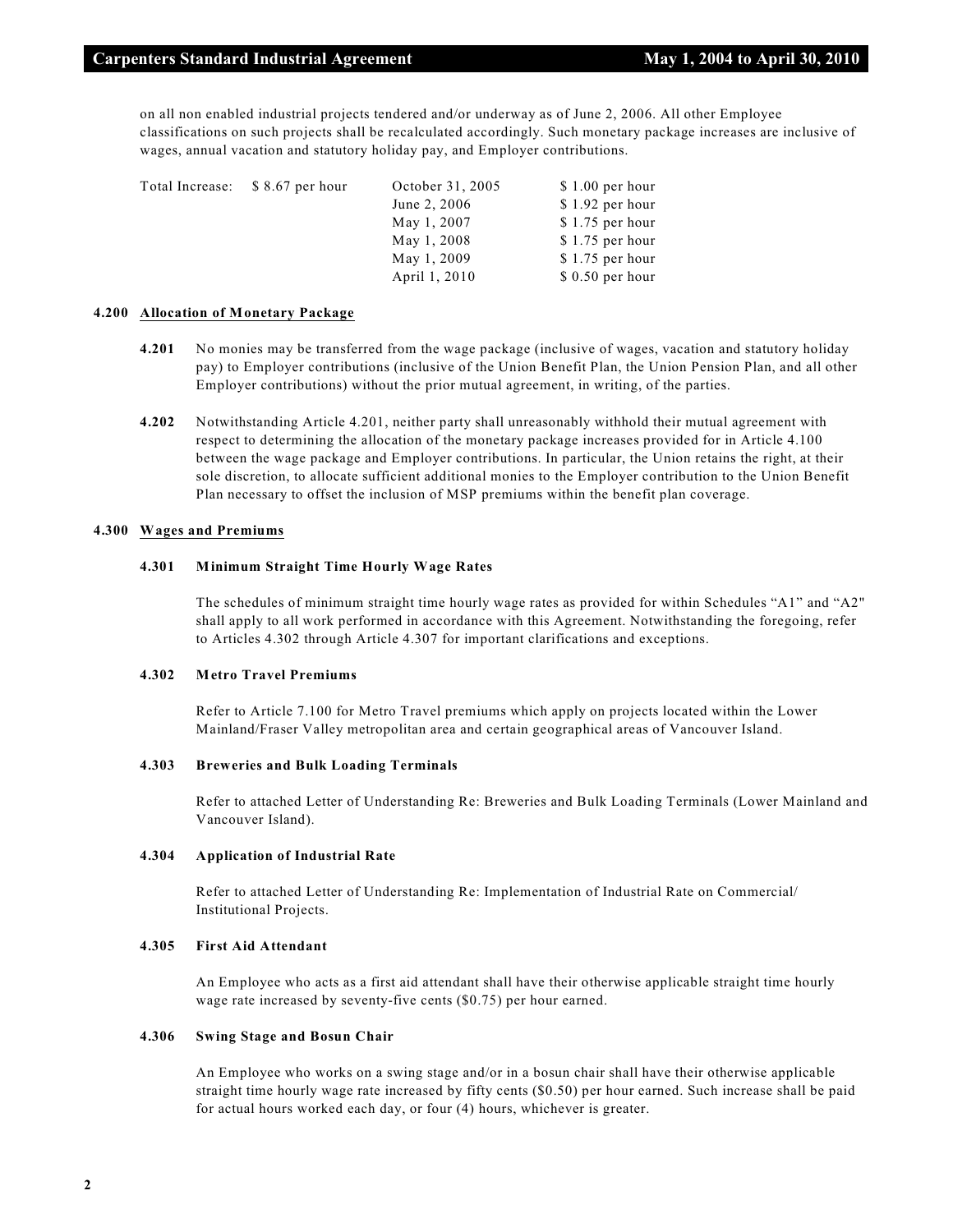on all non enabled industrial projects tendered and/or underway as of June 2, 2006. All other Employee classifications on such projects shall be recalculated accordingly. Such monetary package increases are inclusive of wages, annual vacation and statutory holiday pay, and Employer contributions.

| Total Increase: | $ 8.67 per hour | October 31, 2005 | $ 1.00 per hour |
|---|---|---|---|
| | | June 2, 2006 | $ 1.92 per hour |
| | | May 1, 2007 | $ 1.75 per hour |
| | | May 1, 2008 | $ 1.75 per hour |
| | | May 1, 2009 | $ 1.75 per hour |
| | | April 1, 2010 | $ 0.50 per hour |

## 4.200 Allocation of Monetary Package

**4.201** No monies may be transferred from the wage package (inclusive of wages, vacation and statutory holiday pay) to Employer contributions (inclusive of the Union Benefit Plan, the Union Pension Plan, and all other Employer contributions) without the prior mutual agreement, in writing, of the parties.

**4.202** Notwithstanding Article 4.201, neither party shall unreasonably withhold their mutual agreement with respect to determining the allocation of the monetary package increases provided for in Article 4.100 between the wage package and Employer contributions. In particular, the Union retains the right, at their sole discretion, to allocate sufficient additional monies to the Employer contribution to the Union Benefit Plan necessary to offset the inclusion of MSP premiums within the benefit plan coverage.

## 4.300 Wages and Premiums

### 4.301 Minimum Straight Time Hourly Wage Rates

The schedules of minimum straight time hourly wage rates as provided for within Schedules "A1" and "A2" shall apply to all work performed in accordance with this Agreement. Notwithstanding the foregoing, refer to Articles 4.302 through Article 4.307 for important clarifications and exceptions.

### 4.302 Metro Travel Premiums

Refer to Article 7.100 for Metro Travel premiums which apply on projects located within the Lower Mainland/Fraser Valley metropolitan area and certain geographical areas of Vancouver Island.

### 4.303 Breweries and Bulk Loading Terminals

Refer to attached Letter of Understanding Re: Breweries and Bulk Loading Terminals (Lower Mainland and Vancouver Island).

### 4.304 Application of Industrial Rate

Refer to attached Letter of Understanding Re: Implementation of Industrial Rate on Commercial/ Institutional Projects.

### 4.305 First Aid Attendant

An Employee who acts as a first aid attendant shall have their otherwise applicable straight time hourly wage rate increased by seventy-five cents ($0.75) per hour earned.

### 4.306 Swing Stage and Bosun Chair

An Employee who works on a swing stage and/or in a bosun chair shall have their otherwise applicable straight time hourly wage rate increased by fifty cents ($0.50) per hour earned. Such increase shall be paid for actual hours worked each day, or four (4) hours, whichever is greater.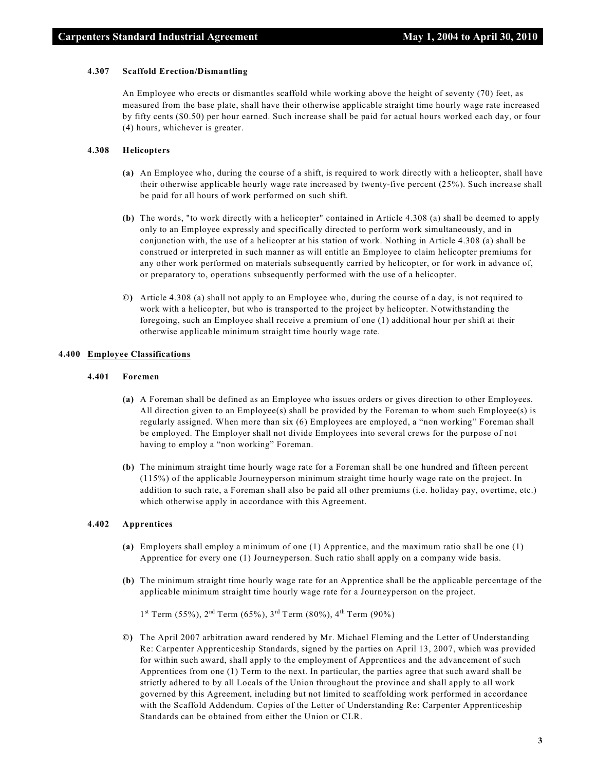#### 4.307 Scaffold Erection/Dismantling

An Employee who erects or dismantles scaffold while working above the height of seventy (70) feet, as measured from the base plate, shall have their otherwise applicable straight time hourly wage rate increased by fifty cents ($0.50) per hour earned. Such increase shall be paid for actual hours worked each day, or four (4) hours, whichever is greater.

#### 4.308 Helicopters

**(a)** An Employee who, during the course of a shift, is required to work directly with a helicopter, shall have their otherwise applicable hourly wage rate increased by twenty-five percent (25%). Such increase shall be paid for all hours of work performed on such shift.

**(b)** The words, "to work directly with a helicopter" contained in Article 4.308 (a) shall be deemed to apply only to an Employee expressly and specifically directed to perform work simultaneously, and in conjunction with, the use of a helicopter at his station of work. Nothing in Article 4.308 (a) shall be construed or interpreted in such manner as will entitle an Employee to claim helicopter premiums for any other work performed on materials subsequently carried by helicopter, or for work in advance of, or preparatory to, operations subsequently performed with the use of a helicopter.

**©)** Article 4.308 (a) shall not apply to an Employee who, during the course of a day, is not required to work with a helicopter, but who is transported to the project by helicopter. Notwithstanding the foregoing, such an Employee shall receive a premium of one (1) additional hour per shift at their otherwise applicable minimum straight time hourly wage rate.

### 4.400 Employee Classifications

#### 4.401 Foremen

**(a)** A Foreman shall be defined as an Employee who issues orders or gives direction to other Employees. All direction given to an Employee(s) shall be provided by the Foreman to whom such Employee(s) is regularly assigned. When more than six (6) Employees are employed, a "non working" Foreman shall be employed. The Employer shall not divide Employees into several crews for the purpose of not having to employ a "non working" Foreman.

**(b)** The minimum straight time hourly wage rate for a Foreman shall be one hundred and fifteen percent (115%) of the applicable Journeyperson minimum straight time hourly wage rate on the project. In addition to such rate, a Foreman shall also be paid all other premiums (i.e. holiday pay, overtime, etc.) which otherwise apply in accordance with this Agreement.

#### 4.402 Apprentices

**(a)** Employers shall employ a minimum of one (1) Apprentice, and the maximum ratio shall be one (1) Apprentice for every one (1) Journeyperson. Such ratio shall apply on a company wide basis.

**(b)** The minimum straight time hourly wage rate for an Apprentice shall be the applicable percentage of the applicable minimum straight time hourly wage rate for a Journeyperson on the project.

1st Term (55%), 2nd Term (65%), 3rd Term (80%), 4th Term (90%)

**©)** The April 2007 arbitration award rendered by Mr. Michael Fleming and the Letter of Understanding Re: Carpenter Apprenticeship Standards, signed by the parties on April 13, 2007, which was provided for within such award, shall apply to the employment of Apprentices and the advancement of such Apprentices from one (1) Term to the next. In particular, the parties agree that such award shall be strictly adhered to by all Locals of the Union throughout the province and shall apply to all work governed by this Agreement, including but not limited to scaffolding work performed in accordance with the Scaffold Addendum. Copies of the Letter of Understanding Re: Carpenter Apprenticeship Standards can be obtained from either the Union or CLR.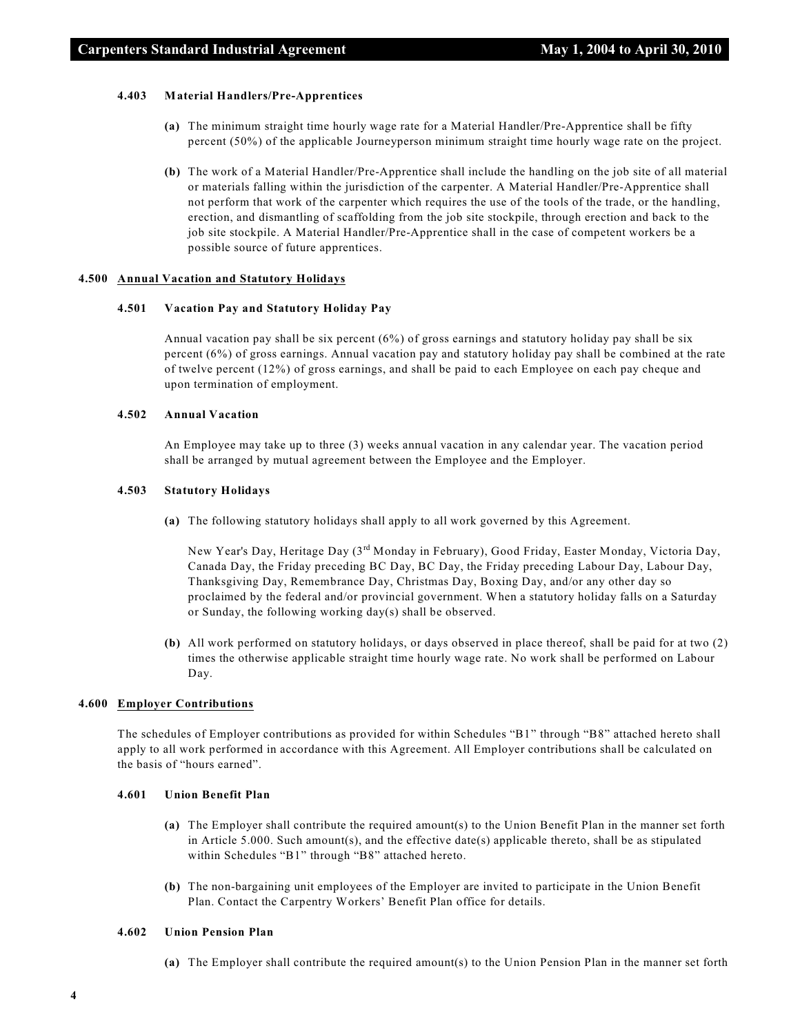#### 4.403 Material Handlers/Pre-Apprentices

**(a)** The minimum straight time hourly wage rate for a Material Handler/Pre-Apprentice shall be fifty percent (50%) of the applicable Journeyperson minimum straight time hourly wage rate on the project.

**(b)** The work of a Material Handler/Pre-Apprentice shall include the handling on the job site of all material or materials falling within the jurisdiction of the carpenter. A Material Handler/Pre-Apprentice shall not perform that work of the carpenter which requires the use of the tools of the trade, or the handling, erection, and dismantling of scaffolding from the job site stockpile, through erection and back to the job site stockpile. A Material Handler/Pre-Apprentice shall in the case of competent workers be a possible source of future apprentices.

### 4.500 Annual Vacation and Statutory Holidays

#### 4.501 Vacation Pay and Statutory Holiday Pay

Annual vacation pay shall be six percent (6%) of gross earnings and statutory holiday pay shall be six percent (6%) of gross earnings. Annual vacation pay and statutory holiday pay shall be combined at the rate of twelve percent (12%) of gross earnings, and shall be paid to each Employee on each pay cheque and upon termination of employment.

#### 4.502 Annual Vacation

An Employee may take up to three (3) weeks annual vacation in any calendar year. The vacation period shall be arranged by mutual agreement between the Employee and the Employer.

#### 4.503 Statutory Holidays

**(a)** The following statutory holidays shall apply to all work governed by this Agreement.

New Year's Day, Heritage Day (3rd Monday in February), Good Friday, Easter Monday, Victoria Day, Canada Day, the Friday preceding BC Day, BC Day, the Friday preceding Labour Day, Labour Day, Thanksgiving Day, Remembrance Day, Christmas Day, Boxing Day, and/or any other day so proclaimed by the federal and/or provincial government. When a statutory holiday falls on a Saturday or Sunday, the following working day(s) shall be observed.

**(b)** All work performed on statutory holidays, or days observed in place thereof, shall be paid for at two (2) times the otherwise applicable straight time hourly wage rate. No work shall be performed on Labour Day.

### 4.600 Employer Contributions

The schedules of Employer contributions as provided for within Schedules "B1" through "B8" attached hereto shall apply to all work performed in accordance with this Agreement. All Employer contributions shall be calculated on the basis of "hours earned".

#### 4.601 Union Benefit Plan

**(a)** The Employer shall contribute the required amount(s) to the Union Benefit Plan in the manner set forth in Article 5.000. Such amount(s), and the effective date(s) applicable thereto, shall be as stipulated within Schedules "B1" through "B8" attached hereto.

**(b)** The non-bargaining unit employees of the Employer are invited to participate in the Union Benefit Plan. Contact the Carpentry Workers' Benefit Plan office for details.

#### 4.602 Union Pension Plan

**(a)** The Employer shall contribute the required amount(s) to the Union Pension Plan in the manner set forth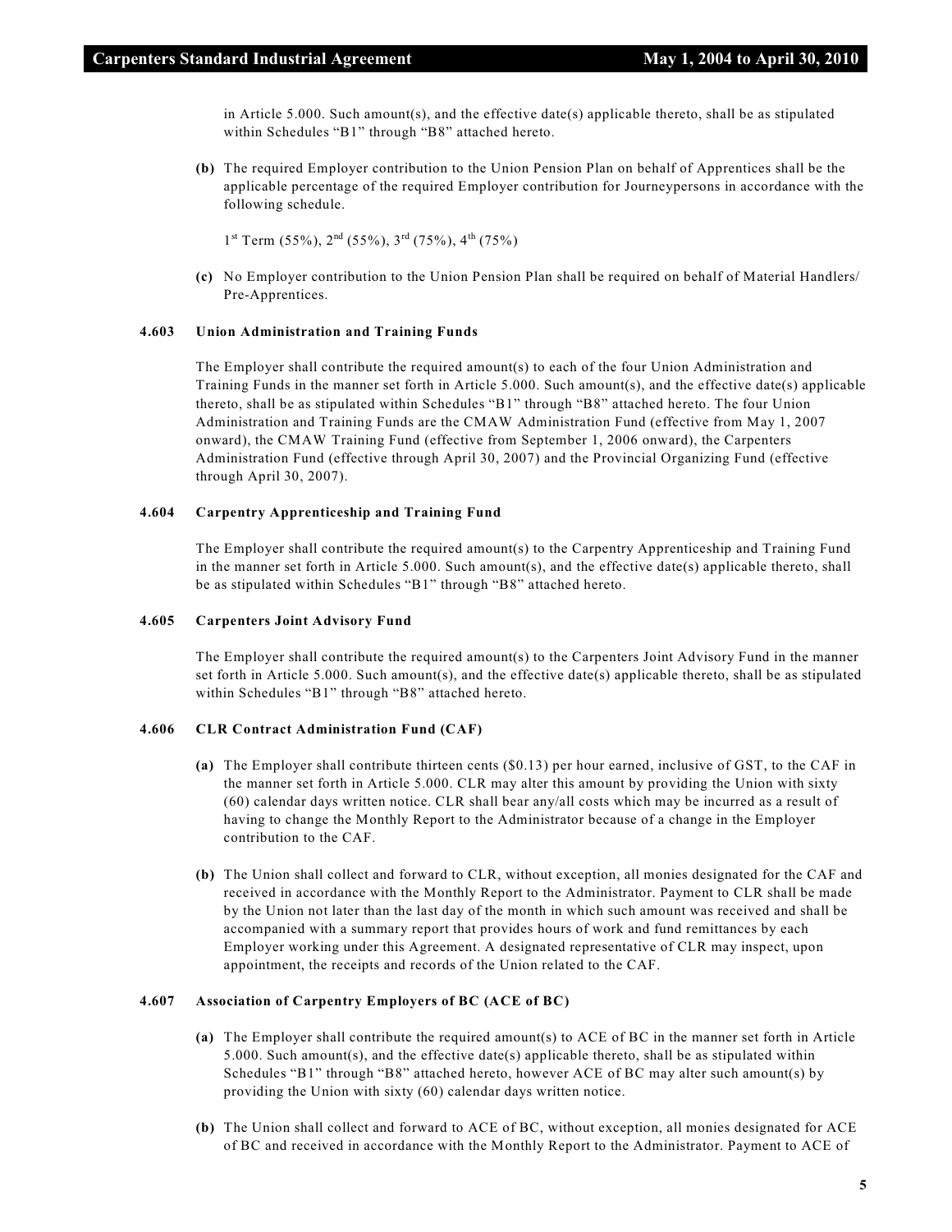in Article 5.000. Such amount(s), and the effective date(s) applicable thereto, shall be as stipulated within Schedules "B1" through "B8" attached hereto.

**(b)** The required Employer contribution to the Union Pension Plan on behalf of Apprentices shall be the applicable percentage of the required Employer contribution for Journeypersons in accordance with the following schedule.

1st Term (55%), 2nd (55%), 3rd (75%), 4th (75%)

**(c)** No Employer contribution to the Union Pension Plan shall be required on behalf of Material Handlers/ Pre-Apprentices.

**4.603 Union Administration and Training Funds**

The Employer shall contribute the required amount(s) to each of the four Union Administration and Training Funds in the manner set forth in Article 5.000. Such amount(s), and the effective date(s) applicable thereto, shall be as stipulated within Schedules "B1" through "B8" attached hereto. The four Union Administration and Training Funds are the CMAW Administration Fund (effective from May 1, 2007 onward), the CMAW Training Fund (effective from September 1, 2006 onward), the Carpenters Administration Fund (effective through April 30, 2007) and the Provincial Organizing Fund (effective through April 30, 2007).

**4.604 Carpentry Apprenticeship and Training Fund**

The Employer shall contribute the required amount(s) to the Carpentry Apprenticeship and Training Fund in the manner set forth in Article 5.000. Such amount(s), and the effective date(s) applicable thereto, shall be as stipulated within Schedules "B1" through "B8" attached hereto.

**4.605 Carpenters Joint Advisory Fund**

The Employer shall contribute the required amount(s) to the Carpenters Joint Advisory Fund in the manner set forth in Article 5.000. Such amount(s), and the effective date(s) applicable thereto, shall be as stipulated within Schedules "B1" through "B8" attached hereto.

**4.606 CLR Contract Administration Fund (CAF)**

**(a)** The Employer shall contribute thirteen cents ($0.13) per hour earned, inclusive of GST, to the CAF in the manner set forth in Article 5.000. CLR may alter this amount by providing the Union with sixty (60) calendar days written notice. CLR shall bear any/all costs which may be incurred as a result of having to change the Monthly Report to the Administrator because of a change in the Employer contribution to the CAF.

**(b)** The Union shall collect and forward to CLR, without exception, all monies designated for the CAF and received in accordance with the Monthly Report to the Administrator. Payment to CLR shall be made by the Union not later than the last day of the month in which such amount was received and shall be accompanied with a summary report that provides hours of work and fund remittances by each Employer working under this Agreement. A designated representative of CLR may inspect, upon appointment, the receipts and records of the Union related to the CAF.

**4.607 Association of Carpentry Employers of BC (ACE of BC)**

**(a)** The Employer shall contribute the required amount(s) to ACE of BC in the manner set forth in Article 5.000. Such amount(s), and the effective date(s) applicable thereto, shall be as stipulated within Schedules "B1" through "B8" attached hereto, however ACE of BC may alter such amount(s) by providing the Union with sixty (60) calendar days written notice.

**(b)** The Union shall collect and forward to ACE of BC, without exception, all monies designated for ACE of BC and received in accordance with the Monthly Report to the Administrator. Payment to ACE of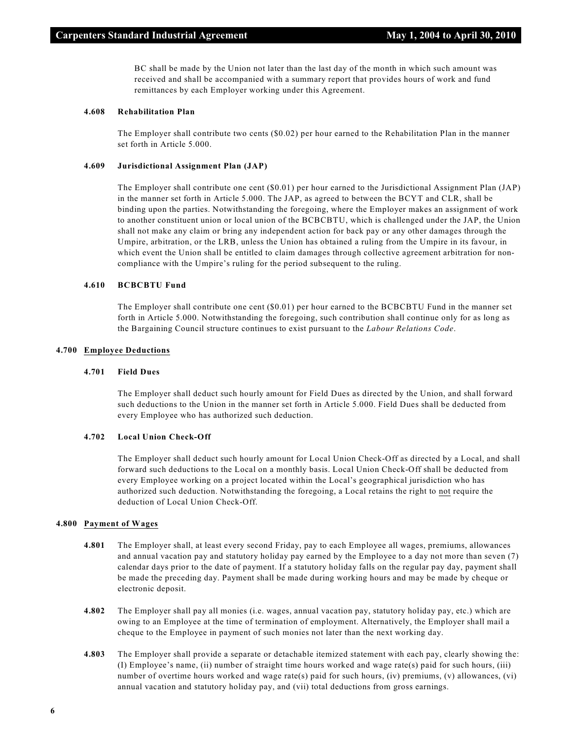BC shall be made by the Union not later than the last day of the month in which such amount was received and shall be accompanied with a summary report that provides hours of work and fund remittances by each Employer working under this Agreement.

#### 4.608 Rehabilitation Plan

The Employer shall contribute two cents ($0.02) per hour earned to the Rehabilitation Plan in the manner set forth in Article 5.000.

#### 4.609 Jurisdictional Assignment Plan (JAP)

The Employer shall contribute one cent ($0.01) per hour earned to the Jurisdictional Assignment Plan (JAP) in the manner set forth in Article 5.000. The JAP, as agreed to between the BCYT and CLR, shall be binding upon the parties. Notwithstanding the foregoing, where the Employer makes an assignment of work to another constituent union or local union of the BCBCBTU, which is challenged under the JAP, the Union shall not make any claim or bring any independent action for back pay or any other damages through the Umpire, arbitration, or the LRB, unless the Union has obtained a ruling from the Umpire in its favour, in which event the Union shall be entitled to claim damages through collective agreement arbitration for non-compliance with the Umpire's ruling for the period subsequent to the ruling.

#### 4.610 BCBCBTU Fund

The Employer shall contribute one cent ($0.01) per hour earned to the BCBCBTU Fund in the manner set forth in Article 5.000. Notwithstanding the foregoing, such contribution shall continue only for as long as the Bargaining Council structure continues to exist pursuant to the *Labour Relations Code*.

### 4.700 Employee Deductions

#### 4.701 Field Dues

The Employer shall deduct such hourly amount for Field Dues as directed by the Union, and shall forward such deductions to the Union in the manner set forth in Article 5.000. Field Dues shall be deducted from every Employee who has authorized such deduction.

#### 4.702 Local Union Check-Off

The Employer shall deduct such hourly amount for Local Union Check-Off as directed by a Local, and shall forward such deductions to the Local on a monthly basis. Local Union Check-Off shall be deducted from every Employee working on a project located within the Local's geographical jurisdiction who has authorized such deduction. Notwithstanding the foregoing, a Local retains the right to not require the deduction of Local Union Check-Off.

### 4.800 Payment of Wages

**4.801** The Employer shall, at least every second Friday, pay to each Employee all wages, premiums, allowances and annual vacation pay and statutory holiday pay earned by the Employee to a day not more than seven (7) calendar days prior to the date of payment. If a statutory holiday falls on the regular pay day, payment shall be made the preceding day. Payment shall be made during working hours and may be made by cheque or electronic deposit.

**4.802** The Employer shall pay all monies (i.e. wages, annual vacation pay, statutory holiday pay, etc.) which are owing to an Employee at the time of termination of employment. Alternatively, the Employer shall mail a cheque to the Employee in payment of such monies not later than the next working day.

**4.803** The Employer shall provide a separate or detachable itemized statement with each pay, clearly showing the: (I) Employee's name, (ii) number of straight time hours worked and wage rate(s) paid for such hours, (iii) number of overtime hours worked and wage rate(s) paid for such hours, (iv) premiums, (v) allowances, (vi) annual vacation and statutory holiday pay, and (vii) total deductions from gross earnings.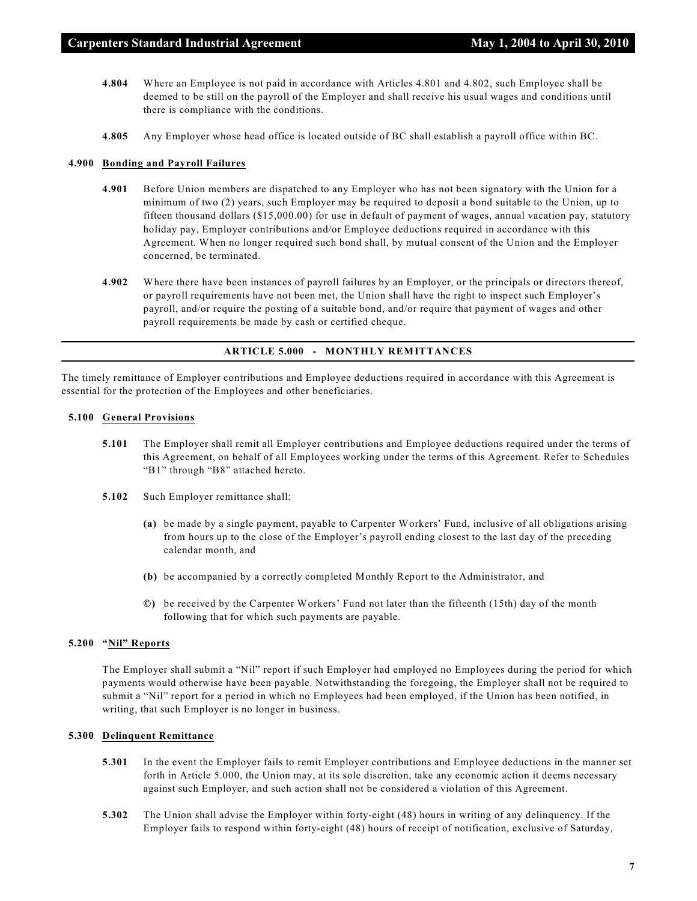**4.804** Where an Employee is not paid in accordance with Articles 4.801 and 4.802, such Employee shall be deemed to be still on the payroll of the Employer and shall receive his usual wages and conditions until there is compliance with the conditions.

**4.805** Any Employer whose head office is located outside of BC shall establish a payroll office within BC.

### 4.900 Bonding and Payroll Failures

**4.901** Before Union members are dispatched to any Employer who has not been signatory with the Union for a minimum of two (2) years, such Employer may be required to deposit a bond suitable to the Union, up to fifteen thousand dollars ($15,000.00) for use in default of payment of wages, annual vacation pay, statutory holiday pay, Employer contributions and/or Employee deductions required in accordance with this Agreement. When no longer required such bond shall, by mutual consent of the Union and the Employer concerned, be terminated.

**4.902** Where there have been instances of payroll failures by an Employer, or the principals or directors thereof, or payroll requirements have not been met, the Union shall have the right to inspect such Employer's payroll, and/or require the posting of a suitable bond, and/or require that payment of wages and other payroll requirements be made by cash or certified cheque.

## ARTICLE 5.000 - MONTHLY REMITTANCES

The timely remittance of Employer contributions and Employee deductions required in accordance with this Agreement is essential for the protection of the Employees and other beneficiaries.

### 5.100 General Provisions

**5.101** The Employer shall remit all Employer contributions and Employee deductions required under the terms of this Agreement, on behalf of all Employees working under the terms of this Agreement. Refer to Schedules "B1" through "B8" attached hereto.

**5.102** Such Employer remittance shall:

**(a)** be made by a single payment, payable to Carpenter Workers' Fund, inclusive of all obligations arising from hours up to the close of the Employer's payroll ending closest to the last day of the preceding calendar month, and

**(b)** be accompanied by a correctly completed Monthly Report to the Administrator, and

**©)** be received by the Carpenter Workers' Fund not later than the fifteenth (15th) day of the month following that for which such payments are payable.

### 5.200 "Nil" Reports

The Employer shall submit a "Nil" report if such Employer had employed no Employees during the period for which payments would otherwise have been payable. Notwithstanding the foregoing, the Employer shall not be required to submit a "Nil" report for a period in which no Employees had been employed, if the Union has been notified, in writing, that such Employer is no longer in business.

### 5.300 Delinquent Remittance

**5.301** In the event the Employer fails to remit Employer contributions and Employee deductions in the manner set forth in Article 5.000, the Union may, at its sole discretion, take any economic action it deems necessary against such Employer, and such action shall not be considered a violation of this Agreement.

**5.302** The Union shall advise the Employer within forty-eight (48) hours in writing of any delinquency. If the Employer fails to respond within forty-eight (48) hours of receipt of notification, exclusive of Saturday,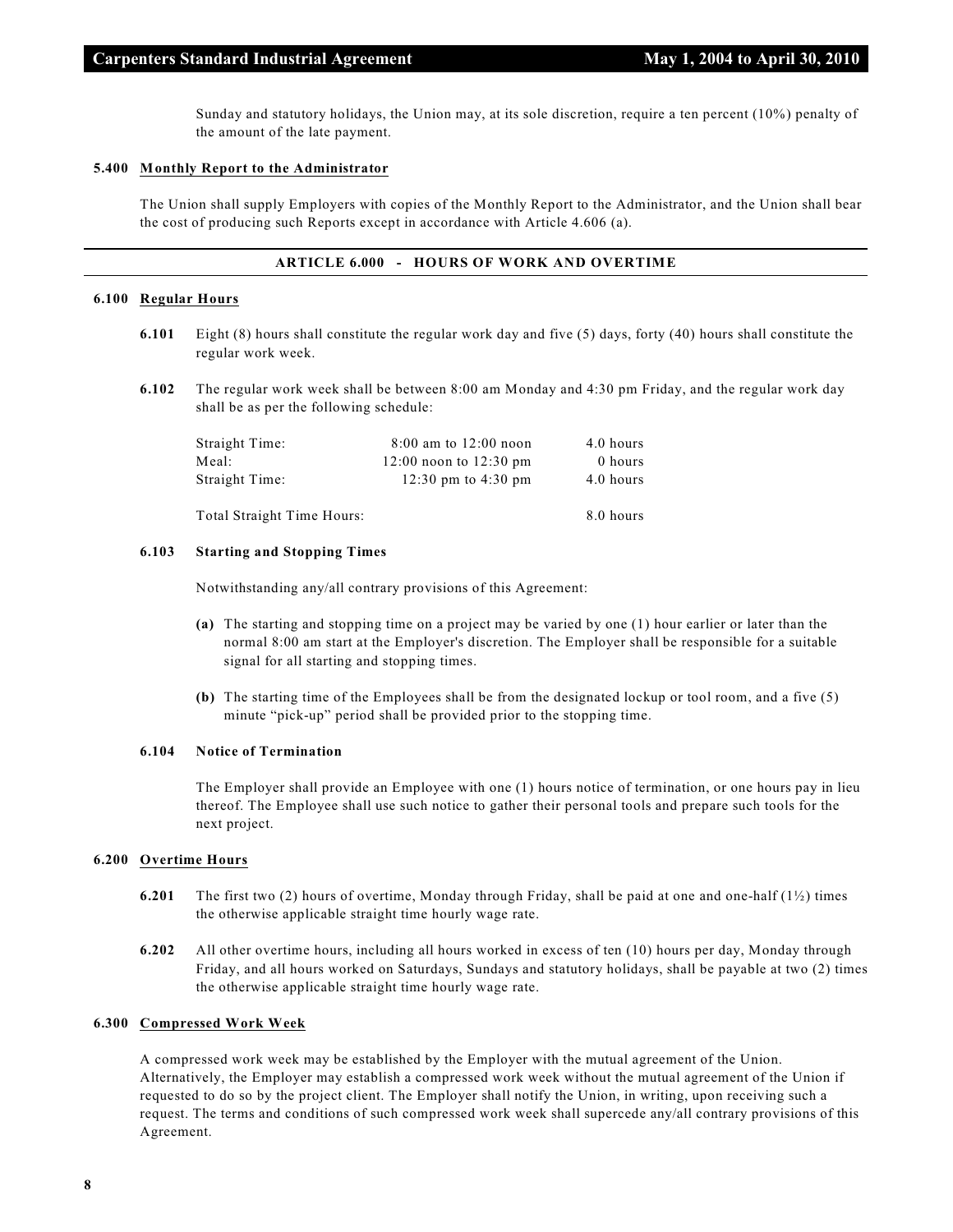Sunday and statutory holidays, the Union may, at its sole discretion, require a ten percent (10%) penalty of the amount of the late payment.

### 5.400 Monthly Report to the Administrator

The Union shall supply Employers with copies of the Monthly Report to the Administrator, and the Union shall bear the cost of producing such Reports except in accordance with Article 4.606 (a).

## ARTICLE 6.000 - HOURS OF WORK AND OVERTIME

### 6.100 Regular Hours

**6.101** Eight (8) hours shall constitute the regular work day and five (5) days, forty (40) hours shall constitute the regular work week.

**6.102** The regular work week shall be between 8:00 am Monday and 4:30 pm Friday, and the regular work day shall be as per the following schedule:

| | | |
|---|---|---|
| Straight Time: | 8:00 am to 12:00 noon | 4.0 hours |
| Meal: | 12:00 noon to 12:30 pm | 0 hours |
| Straight Time: | 12:30 pm to 4:30 pm | 4.0 hours |
| Total Straight Time Hours: | | 8.0 hours |

**6.103 Starting and Stopping Times**

Notwithstanding any/all contrary provisions of this Agreement:

**(a)** The starting and stopping time on a project may be varied by one (1) hour earlier or later than the normal 8:00 am start at the Employer's discretion. The Employer shall be responsible for a suitable signal for all starting and stopping times.

**(b)** The starting time of the Employees shall be from the designated lockup or tool room, and a five (5) minute "pick-up" period shall be provided prior to the stopping time.

**6.104 Notice of Termination**

The Employer shall provide an Employee with one (1) hours notice of termination, or one hours pay in lieu thereof. The Employee shall use such notice to gather their personal tools and prepare such tools for the next project.

### 6.200 Overtime Hours

**6.201** The first two (2) hours of overtime, Monday through Friday, shall be paid at one and one-half (1½) times the otherwise applicable straight time hourly wage rate.

**6.202** All other overtime hours, including all hours worked in excess of ten (10) hours per day, Monday through Friday, and all hours worked on Saturdays, Sundays and statutory holidays, shall be payable at two (2) times the otherwise applicable straight time hourly wage rate.

### 6.300 Compressed Work Week

A compressed work week may be established by the Employer with the mutual agreement of the Union. Alternatively, the Employer may establish a compressed work week without the mutual agreement of the Union if requested to do so by the project client. The Employer shall notify the Union, in writing, upon receiving such a request. The terms and conditions of such compressed work week shall supercede any/all contrary provisions of this Agreement.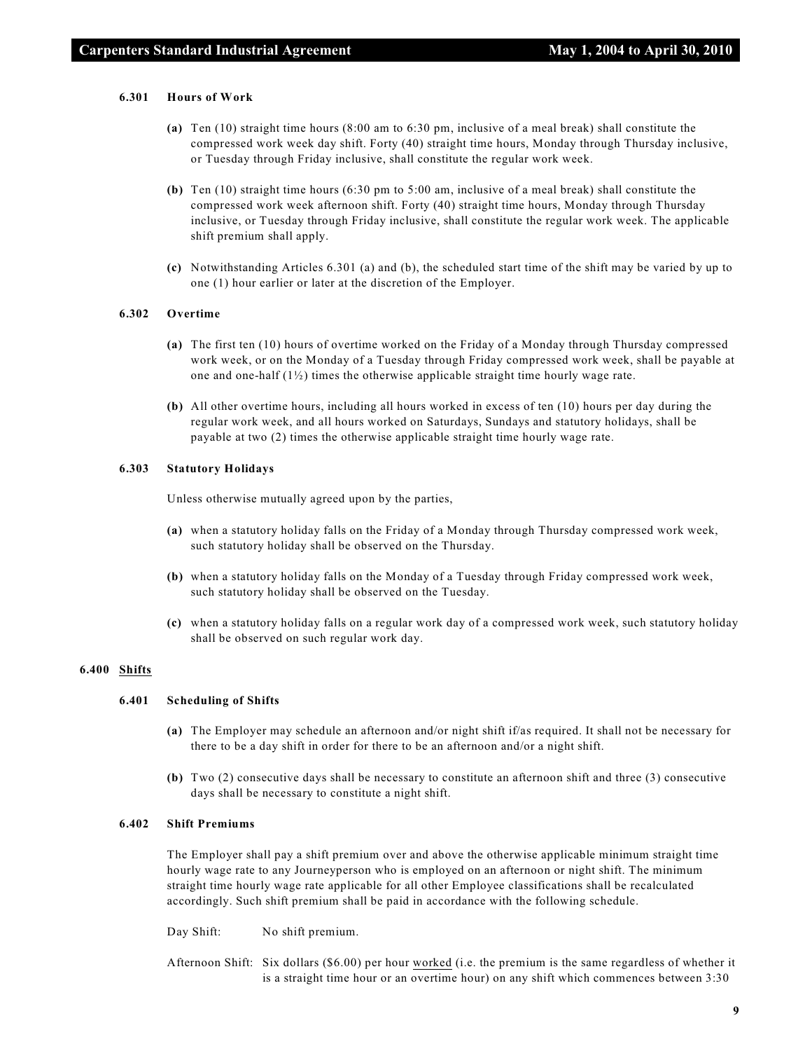#### 6.301 Hours of Work

**(a)** Ten (10) straight time hours (8:00 am to 6:30 pm, inclusive of a meal break) shall constitute the compressed work week day shift. Forty (40) straight time hours, Monday through Thursday inclusive, or Tuesday through Friday inclusive, shall constitute the regular work week.

**(b)** Ten (10) straight time hours (6:30 pm to 5:00 am, inclusive of a meal break) shall constitute the compressed work week afternoon shift. Forty (40) straight time hours, Monday through Thursday inclusive, or Tuesday through Friday inclusive, shall constitute the regular work week. The applicable shift premium shall apply.

**(c)** Notwithstanding Articles 6.301 (a) and (b), the scheduled start time of the shift may be varied by up to one (1) hour earlier or later at the discretion of the Employer.

#### 6.302 Overtime

**(a)** The first ten (10) hours of overtime worked on the Friday of a Monday through Thursday compressed work week, or on the Monday of a Tuesday through Friday compressed work week, shall be payable at one and one-half (1½) times the otherwise applicable straight time hourly wage rate.

**(b)** All other overtime hours, including all hours worked in excess of ten (10) hours per day during the regular work week, and all hours worked on Saturdays, Sundays and statutory holidays, shall be payable at two (2) times the otherwise applicable straight time hourly wage rate.

#### 6.303 Statutory Holidays

Unless otherwise mutually agreed upon by the parties,

**(a)** when a statutory holiday falls on the Friday of a Monday through Thursday compressed work week, such statutory holiday shall be observed on the Thursday.

**(b)** when a statutory holiday falls on the Monday of a Tuesday through Friday compressed work week, such statutory holiday shall be observed on the Tuesday.

**(c)** when a statutory holiday falls on a regular work day of a compressed work week, such statutory holiday shall be observed on such regular work day.

### 6.400 Shifts

#### 6.401 Scheduling of Shifts

**(a)** The Employer may schedule an afternoon and/or night shift if/as required. It shall not be necessary for there to be a day shift in order for there to be an afternoon and/or a night shift.

**(b)** Two (2) consecutive days shall be necessary to constitute an afternoon shift and three (3) consecutive days shall be necessary to constitute a night shift.

#### 6.402 Shift Premiums

The Employer shall pay a shift premium over and above the otherwise applicable minimum straight time hourly wage rate to any Journeyperson who is employed on an afternoon or night shift. The minimum straight time hourly wage rate applicable for all other Employee classifications shall be recalculated accordingly. Such shift premium shall be paid in accordance with the following schedule.

Day Shift: No shift premium.

Afternoon Shift: Six dollars ($6.00) per hour worked (i.e. the premium is the same regardless of whether it is a straight time hour or an overtime hour) on any shift which commences between 3:30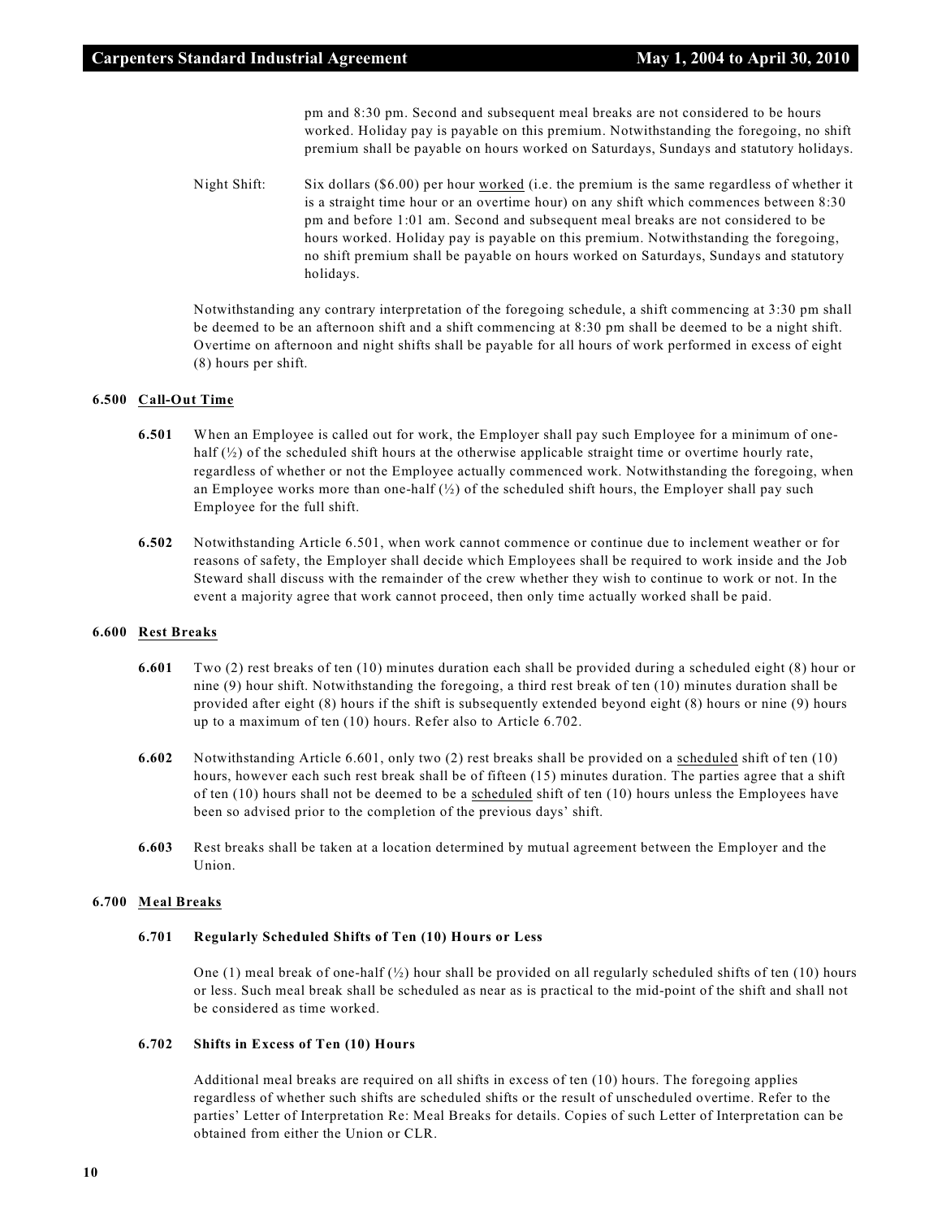pm and 8:30 pm. Second and subsequent meal breaks are not considered to be hours worked. Holiday pay is payable on this premium. Notwithstanding the foregoing, no shift premium shall be payable on hours worked on Saturdays, Sundays and statutory holidays.

Night Shift: Six dollars ($6.00) per hour worked (i.e. the premium is the same regardless of whether it is a straight time hour or an overtime hour) on any shift which commences between 8:30 pm and before 1:01 am. Second and subsequent meal breaks are not considered to be hours worked. Holiday pay is payable on this premium. Notwithstanding the foregoing, no shift premium shall be payable on hours worked on Saturdays, Sundays and statutory holidays.

Notwithstanding any contrary interpretation of the foregoing schedule, a shift commencing at 3:30 pm shall be deemed to be an afternoon shift and a shift commencing at 8:30 pm shall be deemed to be a night shift. Overtime on afternoon and night shifts shall be payable for all hours of work performed in excess of eight (8) hours per shift.

### 6.500 Call-Out Time

**6.501** When an Employee is called out for work, the Employer shall pay such Employee for a minimum of one-half (½) of the scheduled shift hours at the otherwise applicable straight time or overtime hourly rate, regardless of whether or not the Employee actually commenced work. Notwithstanding the foregoing, when an Employee works more than one-half (½) of the scheduled shift hours, the Employer shall pay such Employee for the full shift.

**6.502** Notwithstanding Article 6.501, when work cannot commence or continue due to inclement weather or for reasons of safety, the Employer shall decide which Employees shall be required to work inside and the Job Steward shall discuss with the remainder of the crew whether they wish to continue to work or not. In the event a majority agree that work cannot proceed, then only time actually worked shall be paid.

### 6.600 Rest Breaks

**6.601** Two (2) rest breaks of ten (10) minutes duration each shall be provided during a scheduled eight (8) hour or nine (9) hour shift. Notwithstanding the foregoing, a third rest break of ten (10) minutes duration shall be provided after eight (8) hours if the shift is subsequently extended beyond eight (8) hours or nine (9) hours up to a maximum of ten (10) hours. Refer also to Article 6.702.

**6.602** Notwithstanding Article 6.601, only two (2) rest breaks shall be provided on a scheduled shift of ten (10) hours, however each such rest break shall be of fifteen (15) minutes duration. The parties agree that a shift of ten (10) hours shall not be deemed to be a scheduled shift of ten (10) hours unless the Employees have been so advised prior to the completion of the previous days' shift.

**6.603** Rest breaks shall be taken at a location determined by mutual agreement between the Employer and the Union.

### 6.700 Meal Breaks

#### 6.701 Regularly Scheduled Shifts of Ten (10) Hours or Less

One (1) meal break of one-half (½) hour shall be provided on all regularly scheduled shifts of ten (10) hours or less. Such meal break shall be scheduled as near as is practical to the mid-point of the shift and shall not be considered as time worked.

#### 6.702 Shifts in Excess of Ten (10) Hours

Additional meal breaks are required on all shifts in excess of ten (10) hours. The foregoing applies regardless of whether such shifts are scheduled shifts or the result of unscheduled overtime. Refer to the parties' Letter of Interpretation Re: Meal Breaks for details. Copies of such Letter of Interpretation can be obtained from either the Union or CLR.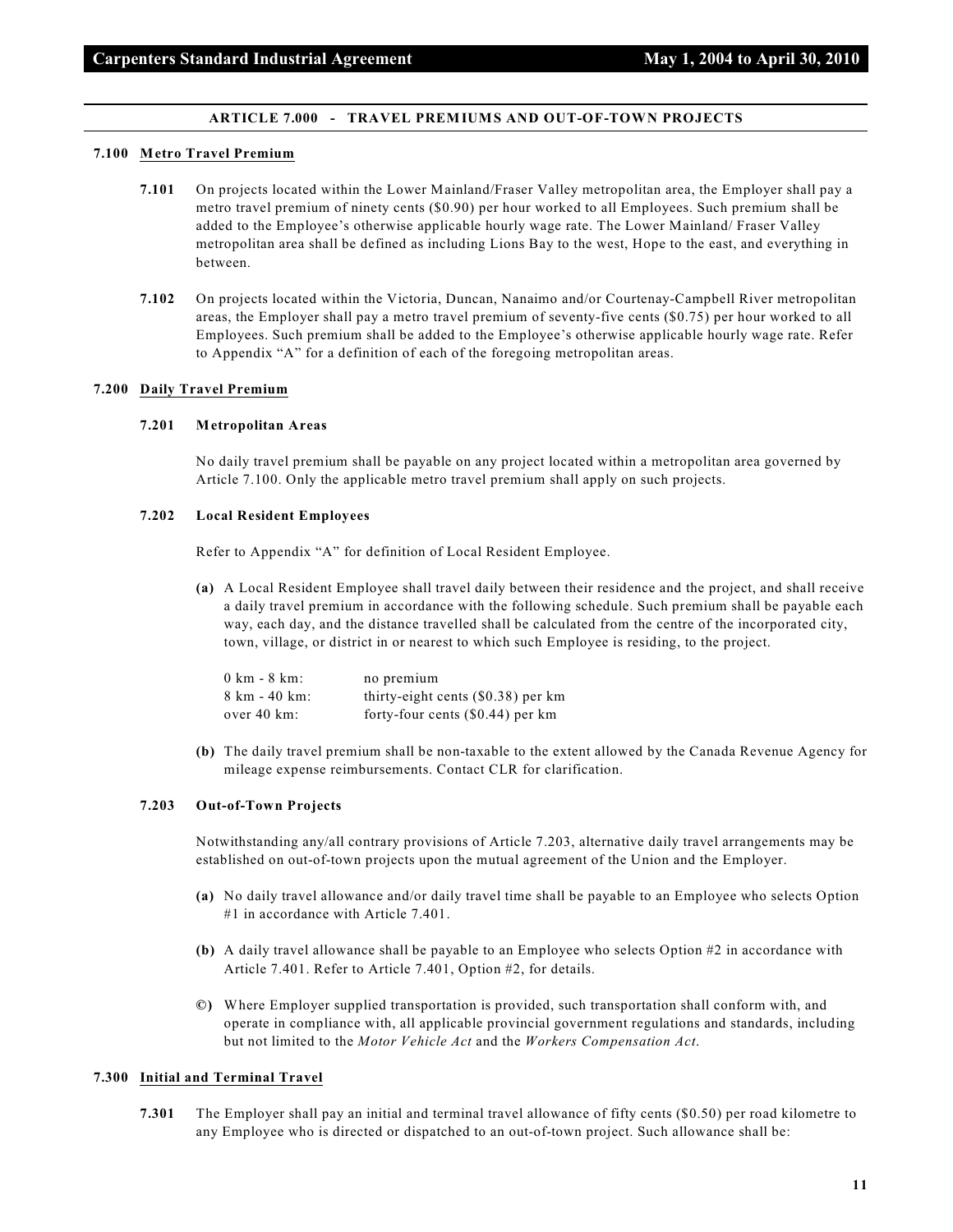## ARTICLE 7.000 - TRAVEL PREMIUMS AND OUT-OF-TOWN PROJECTS

### 7.100 Metro Travel Premium

**7.101** On projects located within the Lower Mainland/Fraser Valley metropolitan area, the Employer shall pay a metro travel premium of ninety cents ($0.90) per hour worked to all Employees. Such premium shall be added to the Employee's otherwise applicable hourly wage rate. The Lower Mainland/ Fraser Valley metropolitan area shall be defined as including Lions Bay to the west, Hope to the east, and everything in between.

**7.102** On projects located within the Victoria, Duncan, Nanaimo and/or Courtenay-Campbell River metropolitan areas, the Employer shall pay a metro travel premium of seventy-five cents ($0.75) per hour worked to all Employees. Such premium shall be added to the Employee's otherwise applicable hourly wage rate. Refer to Appendix "A" for a definition of each of the foregoing metropolitan areas.

### 7.200 Daily Travel Premium

**7.201 Metropolitan Areas**

No daily travel premium shall be payable on any project located within a metropolitan area governed by Article 7.100. Only the applicable metro travel premium shall apply on such projects.

**7.202 Local Resident Employees**

Refer to Appendix "A" for definition of Local Resident Employee.

**(a)** A Local Resident Employee shall travel daily between their residence and the project, and shall receive a daily travel premium in accordance with the following schedule. Such premium shall be payable each way, each day, and the distance travelled shall be calculated from the centre of the incorporated city, town, village, or district in or nearest to which such Employee is residing, to the project.

| | |
|---|---|
| 0 km - 8 km: | no premium |
| 8 km - 40 km: | thirty-eight cents ($0.38) per km |
| over 40 km: | forty-four cents ($0.44) per km |

**(b)** The daily travel premium shall be non-taxable to the extent allowed by the Canada Revenue Agency for mileage expense reimbursements. Contact CLR for clarification.

**7.203 Out-of-Town Projects**

Notwithstanding any/all contrary provisions of Article 7.203, alternative daily travel arrangements may be established on out-of-town projects upon the mutual agreement of the Union and the Employer.

**(a)** No daily travel allowance and/or daily travel time shall be payable to an Employee who selects Option #1 in accordance with Article 7.401.

**(b)** A daily travel allowance shall be payable to an Employee who selects Option #2 in accordance with Article 7.401. Refer to Article 7.401, Option #2, for details.

**©)** Where Employer supplied transportation is provided, such transportation shall conform with, and operate in compliance with, all applicable provincial government regulations and standards, including but not limited to the *Motor Vehicle Act* and the *Workers Compensation Act*.

### 7.300 Initial and Terminal Travel

**7.301** The Employer shall pay an initial and terminal travel allowance of fifty cents ($0.50) per road kilometre to any Employee who is directed or dispatched to an out-of-town project. Such allowance shall be: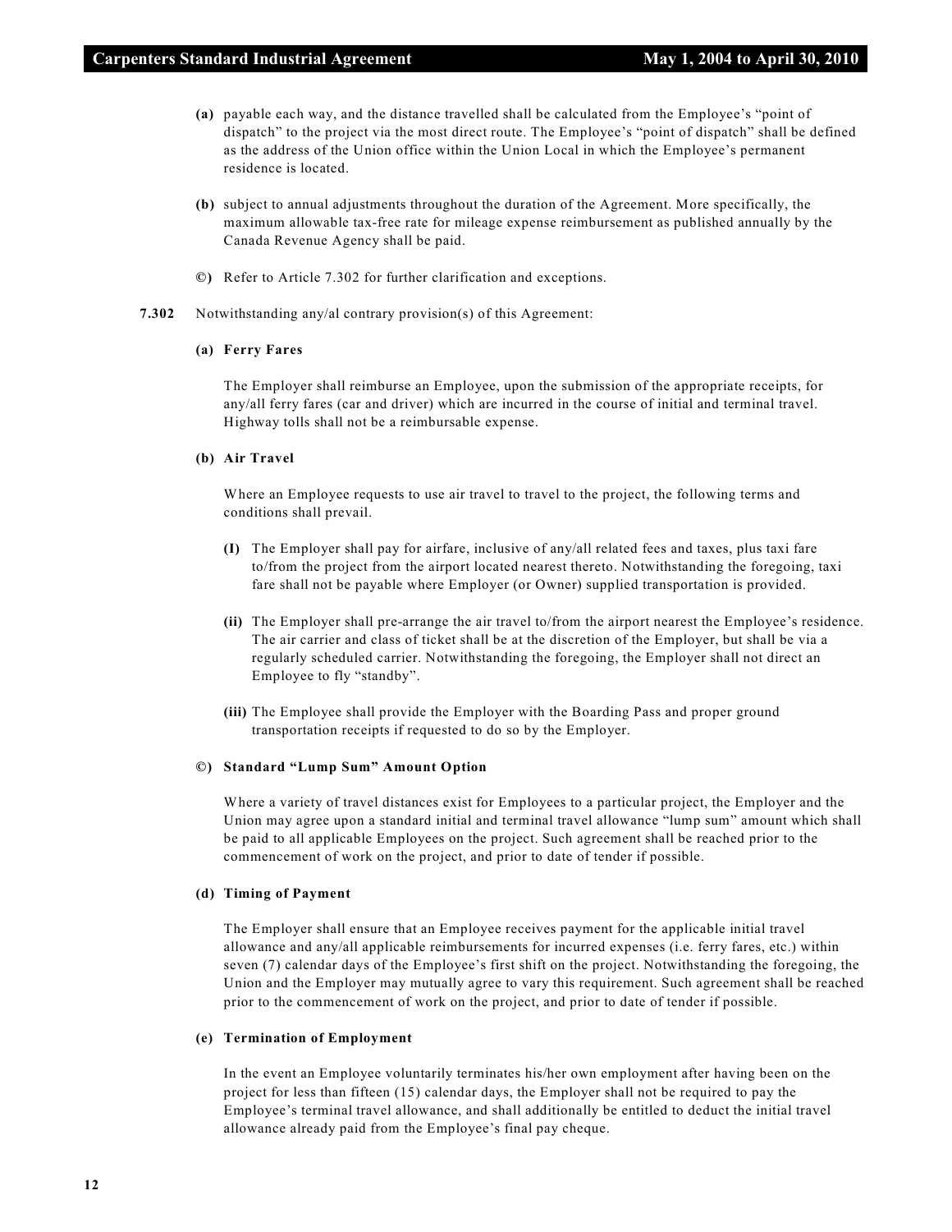**(a)** payable each way, and the distance travelled shall be calculated from the Employee's "point of dispatch" to the project via the most direct route. The Employee's "point of dispatch" shall be defined as the address of the Union office within the Union Local in which the Employee's permanent residence is located.

**(b)** subject to annual adjustments throughout the duration of the Agreement. More specifically, the maximum allowable tax-free rate for mileage expense reimbursement as published annually by the Canada Revenue Agency shall be paid.

**©)** Refer to Article 7.302 for further clarification and exceptions.

**7.302** Notwithstanding any/al contrary provision(s) of this Agreement:

**(a) Ferry Fares**

The Employer shall reimburse an Employee, upon the submission of the appropriate receipts, for any/all ferry fares (car and driver) which are incurred in the course of initial and terminal travel. Highway tolls shall not be a reimbursable expense.

**(b) Air Travel**

Where an Employee requests to use air travel to travel to the project, the following terms and conditions shall prevail.

**(I)** The Employer shall pay for airfare, inclusive of any/all related fees and taxes, plus taxi fare to/from the project from the airport located nearest thereto. Notwithstanding the foregoing, taxi fare shall not be payable where Employer (or Owner) supplied transportation is provided.

**(ii)** The Employer shall pre-arrange the air travel to/from the airport nearest the Employee's residence. The air carrier and class of ticket shall be at the discretion of the Employer, but shall be via a regularly scheduled carrier. Notwithstanding the foregoing, the Employer shall not direct an Employee to fly "standby".

**(iii)** The Employee shall provide the Employer with the Boarding Pass and proper ground transportation receipts if requested to do so by the Employer.

**©) Standard "Lump Sum" Amount Option**

Where a variety of travel distances exist for Employees to a particular project, the Employer and the Union may agree upon a standard initial and terminal travel allowance "lump sum" amount which shall be paid to all applicable Employees on the project. Such agreement shall be reached prior to the commencement of work on the project, and prior to date of tender if possible.

**(d) Timing of Payment**

The Employer shall ensure that an Employee receives payment for the applicable initial travel allowance and any/all applicable reimbursements for incurred expenses (i.e. ferry fares, etc.) within seven (7) calendar days of the Employee's first shift on the project. Notwithstanding the foregoing, the Union and the Employer may mutually agree to vary this requirement. Such agreement shall be reached prior to the commencement of work on the project, and prior to date of tender if possible.

**(e) Termination of Employment**

In the event an Employee voluntarily terminates his/her own employment after having been on the project for less than fifteen (15) calendar days, the Employer shall not be required to pay the Employee's terminal travel allowance, and shall additionally be entitled to deduct the initial travel allowance already paid from the Employee's final pay cheque.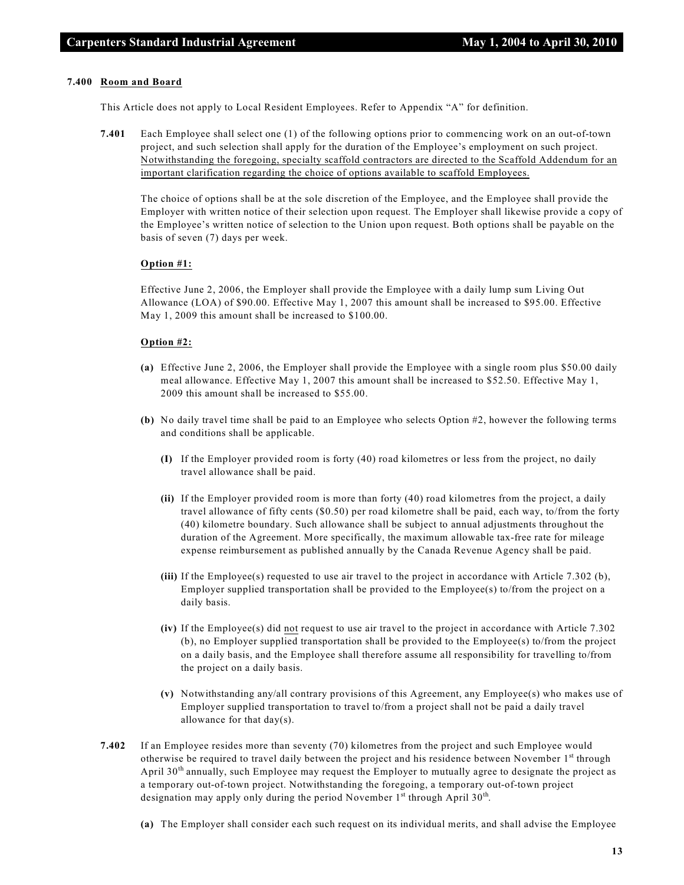### 7.400 Room and Board

This Article does not apply to Local Resident Employees. Refer to Appendix "A" for definition.

**7.401** Each Employee shall select one (1) of the following options prior to commencing work on an out-of-town project, and such selection shall apply for the duration of the Employee's employment on such project. Notwithstanding the foregoing, specialty scaffold contractors are directed to the Scaffold Addendum for an important clarification regarding the choice of options available to scaffold Employees.

The choice of options shall be at the sole discretion of the Employee, and the Employee shall provide the Employer with written notice of their selection upon request. The Employer shall likewise provide a copy of the Employee's written notice of selection to the Union upon request. Both options shall be payable on the basis of seven (7) days per week.

**Option #1:**

Effective June 2, 2006, the Employer shall provide the Employee with a daily lump sum Living Out Allowance (LOA) of $90.00. Effective May 1, 2007 this amount shall be increased to $95.00. Effective May 1, 2009 this amount shall be increased to $100.00.

**Option #2:**

**(a)** Effective June 2, 2006, the Employer shall provide the Employee with a single room plus $50.00 daily meal allowance. Effective May 1, 2007 this amount shall be increased to $52.50. Effective May 1, 2009 this amount shall be increased to $55.00.

**(b)** No daily travel time shall be paid to an Employee who selects Option #2, however the following terms and conditions shall be applicable.

**(I)** If the Employer provided room is forty (40) road kilometres or less from the project, no daily travel allowance shall be paid.

**(ii)** If the Employer provided room is more than forty (40) road kilometres from the project, a daily travel allowance of fifty cents ($0.50) per road kilometre shall be paid, each way, to/from the forty (40) kilometre boundary. Such allowance shall be subject to annual adjustments throughout the duration of the Agreement. More specifically, the maximum allowable tax-free rate for mileage expense reimbursement as published annually by the Canada Revenue Agency shall be paid.

**(iii)** If the Employee(s) requested to use air travel to the project in accordance with Article 7.302 (b), Employer supplied transportation shall be provided to the Employee(s) to/from the project on a daily basis.

**(iv)** If the Employee(s) did not request to use air travel to the project in accordance with Article 7.302 (b), no Employer supplied transportation shall be provided to the Employee(s) to/from the project on a daily basis, and the Employee shall therefore assume all responsibility for travelling to/from the project on a daily basis.

**(v)** Notwithstanding any/all contrary provisions of this Agreement, any Employee(s) who makes use of Employer supplied transportation to travel to/from a project shall not be paid a daily travel allowance for that day(s).

**7.402** If an Employee resides more than seventy (70) kilometres from the project and such Employee would otherwise be required to travel daily between the project and his residence between November 1st through April 30th annually, such Employee may request the Employer to mutually agree to designate the project as a temporary out-of-town project. Notwithstanding the foregoing, a temporary out-of-town project designation may apply only during the period November 1st through April 30th.

**(a)** The Employer shall consider each such request on its individual merits, and shall advise the Employee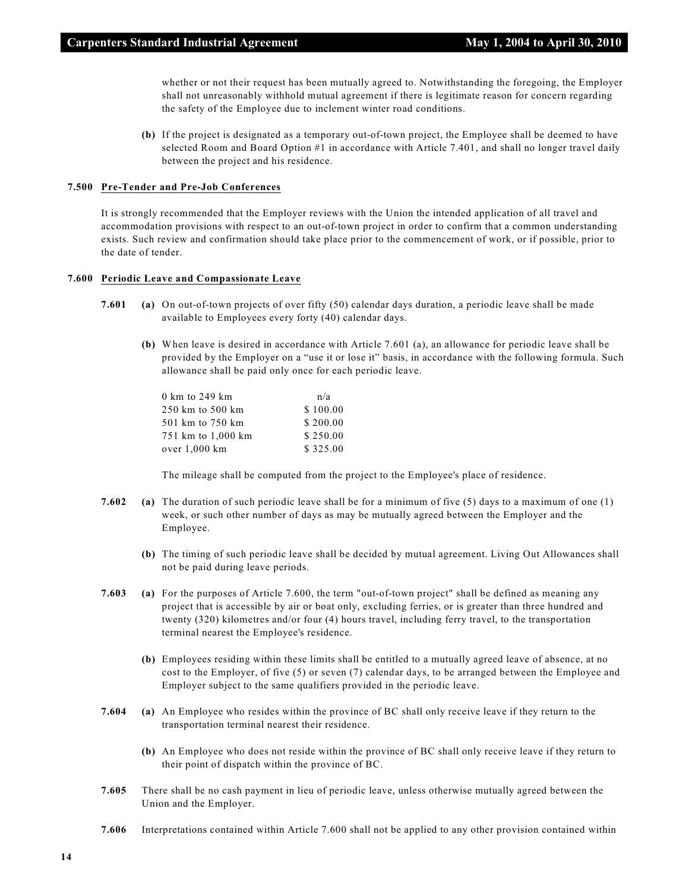whether or not their request has been mutually agreed to. Notwithstanding the foregoing, the Employer shall not unreasonably withhold mutual agreement if there is legitimate reason for concern regarding the safety of the Employee due to inclement winter road conditions.

**(b)** If the project is designated as a temporary out-of-town project, the Employee shall be deemed to have selected Room and Board Option #1 in accordance with Article 7.401, and shall no longer travel daily between the project and his residence.

### 7.500 Pre-Tender and Pre-Job Conferences

It is strongly recommended that the Employer reviews with the Union the intended application of all travel and accommodation provisions with respect to an out-of-town project in order to confirm that a common understanding exists. Such review and confirmation should take place prior to the commencement of work, or if possible, prior to the date of tender.

### 7.600 Periodic Leave and Compassionate Leave

**7.601** **(a)** On out-of-town projects of over fifty (50) calendar days duration, a periodic leave shall be made available to Employees every forty (40) calendar days.

**(b)** When leave is desired in accordance with Article 7.601 (a), an allowance for periodic leave shall be provided by the Employer on a "use it or lose it" basis, in accordance with the following formula. Such allowance shall be paid only once for each periodic leave.

| | |
|---|---|
| 0 km to 249 km | n/a |
| 250 km to 500 km | $ 100.00 |
| 501 km to 750 km | $ 200.00 |
| 751 km to 1,000 km | $ 250.00 |
| over 1,000 km | $ 325.00 |

The mileage shall be computed from the project to the Employee's place of residence.

**7.602** **(a)** The duration of such periodic leave shall be for a minimum of five (5) days to a maximum of one (1) week, or such other number of days as may be mutually agreed between the Employer and the Employee.

**(b)** The timing of such periodic leave shall be decided by mutual agreement. Living Out Allowances shall not be paid during leave periods.

**7.603** **(a)** For the purposes of Article 7.600, the term "out-of-town project" shall be defined as meaning any project that is accessible by air or boat only, excluding ferries, or is greater than three hundred and twenty (320) kilometres and/or four (4) hours travel, including ferry travel, to the transportation terminal nearest the Employee's residence.

**(b)** Employees residing within these limits shall be entitled to a mutually agreed leave of absence, at no cost to the Employer, of five (5) or seven (7) calendar days, to be arranged between the Employee and Employer subject to the same qualifiers provided in the periodic leave.

**7.604** **(a)** An Employee who resides within the province of BC shall only receive leave if they return to the transportation terminal nearest their residence.

**(b)** An Employee who does not reside within the province of BC shall only receive leave if they return to their point of dispatch within the province of BC.

**7.605** There shall be no cash payment in lieu of periodic leave, unless otherwise mutually agreed between the Union and the Employer.

**7.606** Interpretations contained within Article 7.600 shall not be applied to any other provision contained within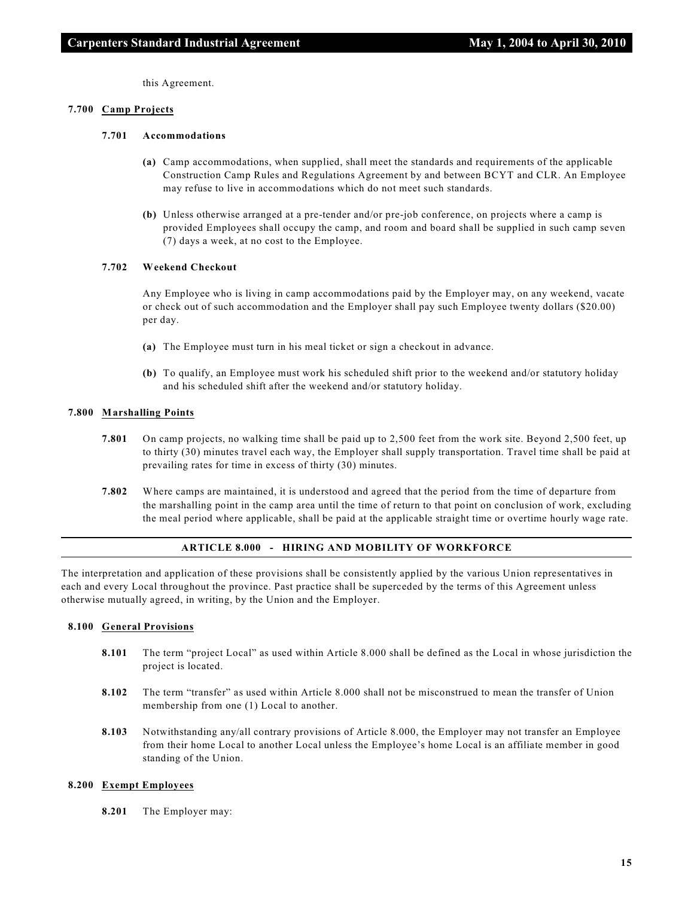this Agreement.

### 7.700 Camp Projects

#### 7.701 Accommodations

**(a)** Camp accommodations, when supplied, shall meet the standards and requirements of the applicable Construction Camp Rules and Regulations Agreement by and between BCYT and CLR. An Employee may refuse to live in accommodations which do not meet such standards.

**(b)** Unless otherwise arranged at a pre-tender and/or pre-job conference, on projects where a camp is provided Employees shall occupy the camp, and room and board shall be supplied in such camp seven (7) days a week, at no cost to the Employee.

#### 7.702 Weekend Checkout

Any Employee who is living in camp accommodations paid by the Employer may, on any weekend, vacate or check out of such accommodation and the Employer shall pay such Employee twenty dollars ($20.00) per day.

**(a)** The Employee must turn in his meal ticket or sign a checkout in advance.

**(b)** To qualify, an Employee must work his scheduled shift prior to the weekend and/or statutory holiday and his scheduled shift after the weekend and/or statutory holiday.

### 7.800 Marshalling Points

**7.801** On camp projects, no walking time shall be paid up to 2,500 feet from the work site. Beyond 2,500 feet, up to thirty (30) minutes travel each way, the Employer shall supply transportation. Travel time shall be paid at prevailing rates for time in excess of thirty (30) minutes.

**7.802** Where camps are maintained, it is understood and agreed that the period from the time of departure from the marshalling point in the camp area until the time of return to that point on conclusion of work, excluding the meal period where applicable, shall be paid at the applicable straight time or overtime hourly wage rate.

## ARTICLE 8.000 - HIRING AND MOBILITY OF WORKFORCE

The interpretation and application of these provisions shall be consistently applied by the various Union representatives in each and every Local throughout the province. Past practice shall be superceded by the terms of this Agreement unless otherwise mutually agreed, in writing, by the Union and the Employer.

### 8.100 General Provisions

**8.101** The term "project Local" as used within Article 8.000 shall be defined as the Local in whose jurisdiction the project is located.

**8.102** The term "transfer" as used within Article 8.000 shall not be misconstrued to mean the transfer of Union membership from one (1) Local to another.

**8.103** Notwithstanding any/all contrary provisions of Article 8.000, the Employer may not transfer an Employee from their home Local to another Local unless the Employee's home Local is an affiliate member in good standing of the Union.

### 8.200 Exempt Employees

**8.201** The Employer may: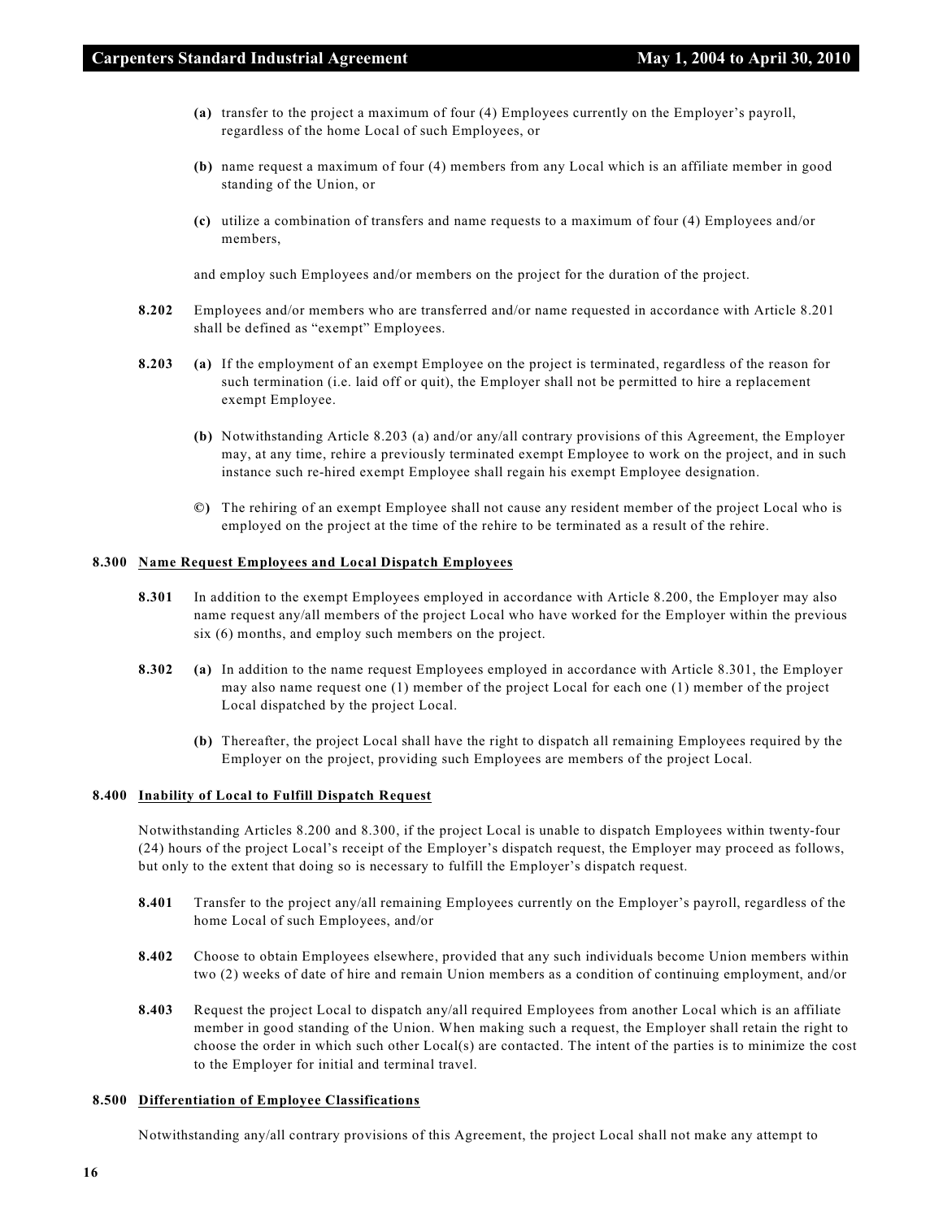**(a)** transfer to the project a maximum of four (4) Employees currently on the Employer's payroll, regardless of the home Local of such Employees, or

**(b)** name request a maximum of four (4) members from any Local which is an affiliate member in good standing of the Union, or

**(c)** utilize a combination of transfers and name requests to a maximum of four (4) Employees and/or members,

and employ such Employees and/or members on the project for the duration of the project.

**8.202** Employees and/or members who are transferred and/or name requested in accordance with Article 8.201 shall be defined as "exempt" Employees.

**8.203** **(a)** If the employment of an exempt Employee on the project is terminated, regardless of the reason for such termination (i.e. laid off or quit), the Employer shall not be permitted to hire a replacement exempt Employee.

**(b)** Notwithstanding Article 8.203 (a) and/or any/all contrary provisions of this Agreement, the Employer may, at any time, rehire a previously terminated exempt Employee to work on the project, and in such instance such re-hired exempt Employee shall regain his exempt Employee designation.

**©)** The rehiring of an exempt Employee shall not cause any resident member of the project Local who is employed on the project at the time of the rehire to be terminated as a result of the rehire.

**8.300 Name Request Employees and Local Dispatch Employees**

**8.301** In addition to the exempt Employees employed in accordance with Article 8.200, the Employer may also name request any/all members of the project Local who have worked for the Employer within the previous six (6) months, and employ such members on the project.

**8.302** **(a)** In addition to the name request Employees employed in accordance with Article 8.301, the Employer may also name request one (1) member of the project Local for each one (1) member of the project Local dispatched by the project Local.

**(b)** Thereafter, the project Local shall have the right to dispatch all remaining Employees required by the Employer on the project, providing such Employees are members of the project Local.

**8.400 Inability of Local to Fulfill Dispatch Request**

Notwithstanding Articles 8.200 and 8.300, if the project Local is unable to dispatch Employees within twenty-four (24) hours of the project Local's receipt of the Employer's dispatch request, the Employer may proceed as follows, but only to the extent that doing so is necessary to fulfill the Employer's dispatch request.

**8.401** Transfer to the project any/all remaining Employees currently on the Employer's payroll, regardless of the home Local of such Employees, and/or

**8.402** Choose to obtain Employees elsewhere, provided that any such individuals become Union members within two (2) weeks of date of hire and remain Union members as a condition of continuing employment, and/or

**8.403** Request the project Local to dispatch any/all required Employees from another Local which is an affiliate member in good standing of the Union. When making such a request, the Employer shall retain the right to choose the order in which such other Local(s) are contacted. The intent of the parties is to minimize the cost to the Employer for initial and terminal travel.

**8.500 Differentiation of Employee Classifications**

Notwithstanding any/all contrary provisions of this Agreement, the project Local shall not make any attempt to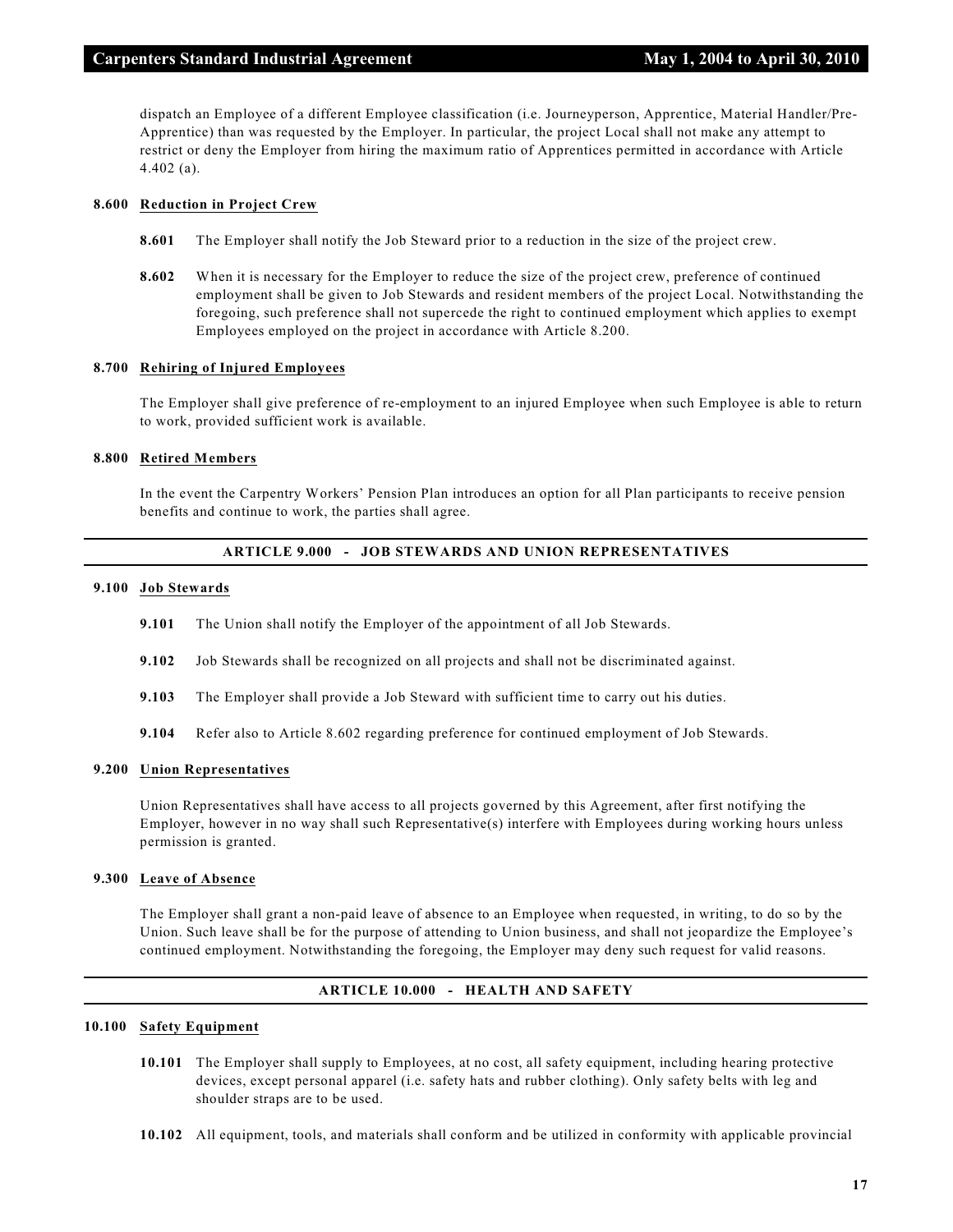dispatch an Employee of a different Employee classification (i.e. Journeyperson, Apprentice, Material Handler/Pre-Apprentice) than was requested by the Employer. In particular, the project Local shall not make any attempt to restrict or deny the Employer from hiring the maximum ratio of Apprentices permitted in accordance with Article 4.402 (a).

**8.600 Reduction in Project Crew**

**8.601** The Employer shall notify the Job Steward prior to a reduction in the size of the project crew.

**8.602** When it is necessary for the Employer to reduce the size of the project crew, preference of continued employment shall be given to Job Stewards and resident members of the project Local. Notwithstanding the foregoing, such preference shall not supercede the right to continued employment which applies to exempt Employees employed on the project in accordance with Article 8.200.

**8.700 Rehiring of Injured Employees**

The Employer shall give preference of re-employment to an injured Employee when such Employee is able to return to work, provided sufficient work is available.

**8.800 Retired Members**

In the event the Carpentry Workers' Pension Plan introduces an option for all Plan participants to receive pension benefits and continue to work, the parties shall agree.

## ARTICLE 9.000 - JOB STEWARDS AND UNION REPRESENTATIVES

**9.100 Job Stewards**

**9.101** The Union shall notify the Employer of the appointment of all Job Stewards.

**9.102** Job Stewards shall be recognized on all projects and shall not be discriminated against.

**9.103** The Employer shall provide a Job Steward with sufficient time to carry out his duties.

**9.104** Refer also to Article 8.602 regarding preference for continued employment of Job Stewards.

**9.200 Union Representatives**

Union Representatives shall have access to all projects governed by this Agreement, after first notifying the Employer, however in no way shall such Representative(s) interfere with Employees during working hours unless permission is granted.

**9.300 Leave of Absence**

The Employer shall grant a non-paid leave of absence to an Employee when requested, in writing, to do so by the Union. Such leave shall be for the purpose of attending to Union business, and shall not jeopardize the Employee's continued employment. Notwithstanding the foregoing, the Employer may deny such request for valid reasons.

## ARTICLE 10.000 - HEALTH AND SAFETY

**10.100 Safety Equipment**

**10.101** The Employer shall supply to Employees, at no cost, all safety equipment, including hearing protective devices, except personal apparel (i.e. safety hats and rubber clothing). Only safety belts with leg and shoulder straps are to be used.

**10.102** All equipment, tools, and materials shall conform and be utilized in conformity with applicable provincial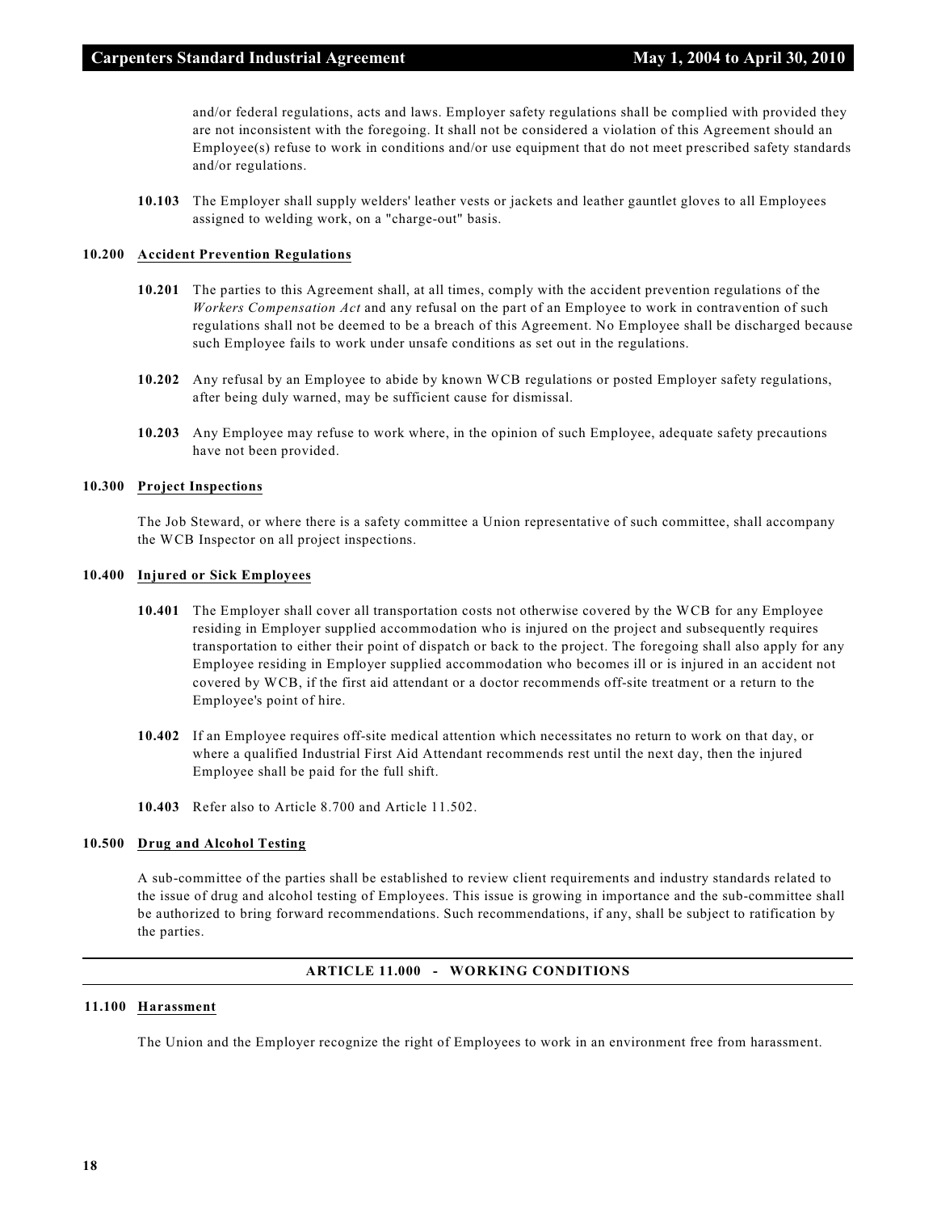and/or federal regulations, acts and laws. Employer safety regulations shall be complied with provided they are not inconsistent with the foregoing. It shall not be considered a violation of this Agreement should an Employee(s) refuse to work in conditions and/or use equipment that do not meet prescribed safety standards and/or regulations.

**10.103** The Employer shall supply welders' leather vests or jackets and leather gauntlet gloves to all Employees assigned to welding work, on a "charge-out" basis.

**10.200 Accident Prevention Regulations**

**10.201** The parties to this Agreement shall, at all times, comply with the accident prevention regulations of the *Workers Compensation Act* and any refusal on the part of an Employee to work in contravention of such regulations shall not be deemed to be a breach of this Agreement. No Employee shall be discharged because such Employee fails to work under unsafe conditions as set out in the regulations.

**10.202** Any refusal by an Employee to abide by known WCB regulations or posted Employer safety regulations, after being duly warned, may be sufficient cause for dismissal.

**10.203** Any Employee may refuse to work where, in the opinion of such Employee, adequate safety precautions have not been provided.

**10.300 Project Inspections**

The Job Steward, or where there is a safety committee a Union representative of such committee, shall accompany the WCB Inspector on all project inspections.

**10.400 Injured or Sick Employees**

**10.401** The Employer shall cover all transportation costs not otherwise covered by the WCB for any Employee residing in Employer supplied accommodation who is injured on the project and subsequently requires transportation to either their point of dispatch or back to the project. The foregoing shall also apply for any Employee residing in Employer supplied accommodation who becomes ill or is injured in an accident not covered by WCB, if the first aid attendant or a doctor recommends off-site treatment or a return to the Employee's point of hire.

**10.402** If an Employee requires off-site medical attention which necessitates no return to work on that day, or where a qualified Industrial First Aid Attendant recommends rest until the next day, then the injured Employee shall be paid for the full shift.

**10.403** Refer also to Article 8.700 and Article 11.502.

**10.500 Drug and Alcohol Testing**

A sub-committee of the parties shall be established to review client requirements and industry standards related to the issue of drug and alcohol testing of Employees. This issue is growing in importance and the sub-committee shall be authorized to bring forward recommendations. Such recommendations, if any, shall be subject to ratification by the parties.

## ARTICLE 11.000 - WORKING CONDITIONS

**11.100 Harassment**

The Union and the Employer recognize the right of Employees to work in an environment free from harassment.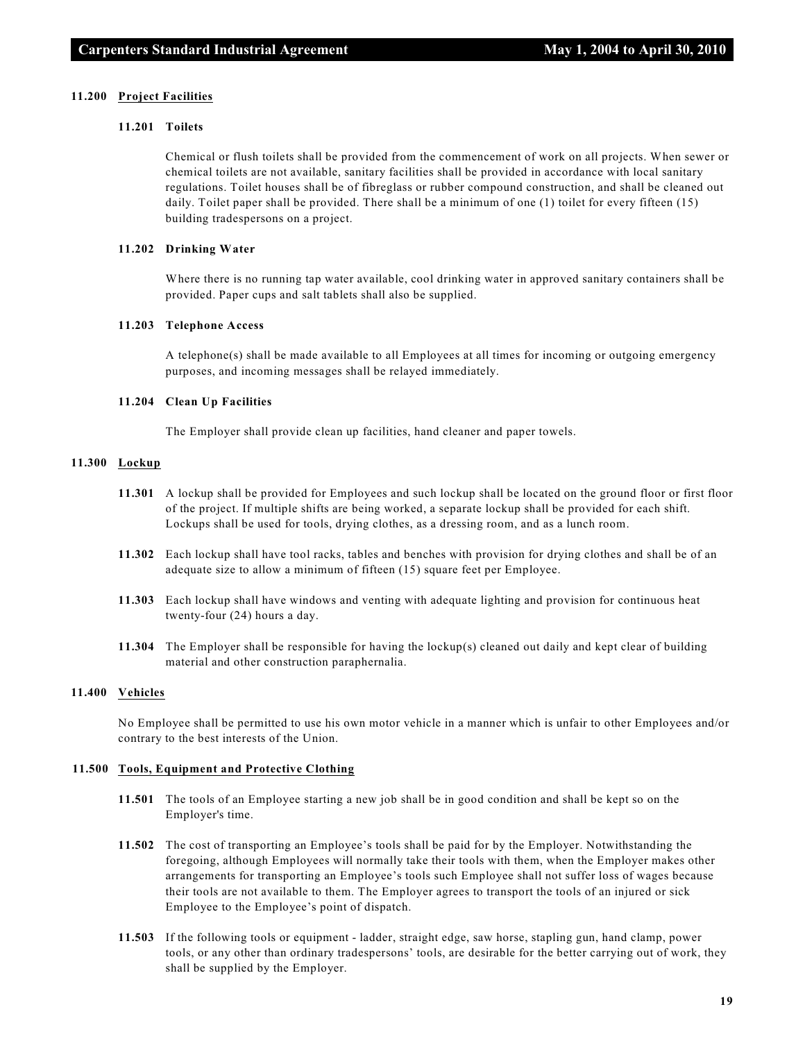### 11.200 Project Facilities

#### 11.201 Toilets

Chemical or flush toilets shall be provided from the commencement of work on all projects. When sewer or chemical toilets are not available, sanitary facilities shall be provided in accordance with local sanitary regulations. Toilet houses shall be of fibreglass or rubber compound construction, and shall be cleaned out daily. Toilet paper shall be provided. There shall be a minimum of one (1) toilet for every fifteen (15) building tradespersons on a project.

#### 11.202 Drinking Water

Where there is no running tap water available, cool drinking water in approved sanitary containers shall be provided. Paper cups and salt tablets shall also be supplied.

#### 11.203 Telephone Access

A telephone(s) shall be made available to all Employees at all times for incoming or outgoing emergency purposes, and incoming messages shall be relayed immediately.

#### 11.204 Clean Up Facilities

The Employer shall provide clean up facilities, hand cleaner and paper towels.

### 11.300 Lockup

**11.301** A lockup shall be provided for Employees and such lockup shall be located on the ground floor or first floor of the project. If multiple shifts are being worked, a separate lockup shall be provided for each shift. Lockups shall be used for tools, drying clothes, as a dressing room, and as a lunch room.

**11.302** Each lockup shall have tool racks, tables and benches with provision for drying clothes and shall be of an adequate size to allow a minimum of fifteen (15) square feet per Employee.

**11.303** Each lockup shall have windows and venting with adequate lighting and provision for continuous heat twenty-four (24) hours a day.

**11.304** The Employer shall be responsible for having the lockup(s) cleaned out daily and kept clear of building material and other construction paraphernalia.

### 11.400 Vehicles

No Employee shall be permitted to use his own motor vehicle in a manner which is unfair to other Employees and/or contrary to the best interests of the Union.

### 11.500 Tools, Equipment and Protective Clothing

**11.501** The tools of an Employee starting a new job shall be in good condition and shall be kept so on the Employer's time.

**11.502** The cost of transporting an Employee's tools shall be paid for by the Employer. Notwithstanding the foregoing, although Employees will normally take their tools with them, when the Employer makes other arrangements for transporting an Employee's tools such Employee shall not suffer loss of wages because their tools are not available to them. The Employer agrees to transport the tools of an injured or sick Employee to the Employee's point of dispatch.

**11.503** If the following tools or equipment - ladder, straight edge, saw horse, stapling gun, hand clamp, power tools, or any other than ordinary tradespersons' tools, are desirable for the better carrying out of work, they shall be supplied by the Employer.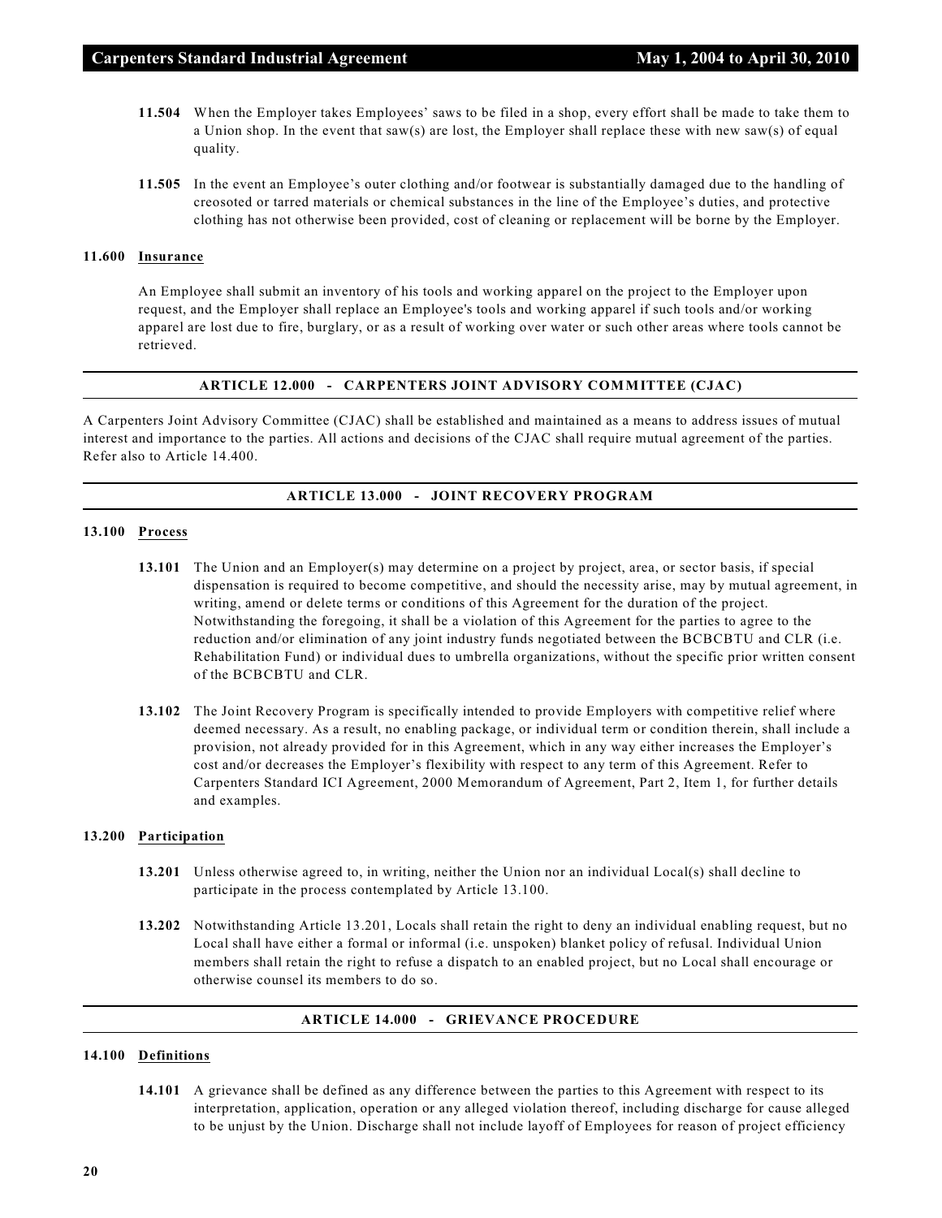**11.504** When the Employer takes Employees' saws to be filed in a shop, every effort shall be made to take them to a Union shop. In the event that saw(s) are lost, the Employer shall replace these with new saw(s) of equal quality.

**11.505** In the event an Employee's outer clothing and/or footwear is substantially damaged due to the handling of creosoted or tarred materials or chemical substances in the line of the Employee's duties, and protective clothing has not otherwise been provided, cost of cleaning or replacement will be borne by the Employer.

**11.600 Insurance**

An Employee shall submit an inventory of his tools and working apparel on the project to the Employer upon request, and the Employer shall replace an Employee's tools and working apparel if such tools and/or working apparel are lost due to fire, burglary, or as a result of working over water or such other areas where tools cannot be retrieved.

## ARTICLE 12.000 - CARPENTERS JOINT ADVISORY COMMITTEE (CJAC)

A Carpenters Joint Advisory Committee (CJAC) shall be established and maintained as a means to address issues of mutual interest and importance to the parties. All actions and decisions of the CJAC shall require mutual agreement of the parties. Refer also to Article 14.400.

## ARTICLE 13.000 - JOINT RECOVERY PROGRAM

**13.100 Process**

**13.101** The Union and an Employer(s) may determine on a project by project, area, or sector basis, if special dispensation is required to become competitive, and should the necessity arise, may by mutual agreement, in writing, amend or delete terms or conditions of this Agreement for the duration of the project. Notwithstanding the foregoing, it shall be a violation of this Agreement for the parties to agree to the reduction and/or elimination of any joint industry funds negotiated between the BCBCBTU and CLR (i.e. Rehabilitation Fund) or individual dues to umbrella organizations, without the specific prior written consent of the BCBCBTU and CLR.

**13.102** The Joint Recovery Program is specifically intended to provide Employers with competitive relief where deemed necessary. As a result, no enabling package, or individual term or condition therein, shall include a provision, not already provided for in this Agreement, which in any way either increases the Employer's cost and/or decreases the Employer's flexibility with respect to any term of this Agreement. Refer to Carpenters Standard ICI Agreement, 2000 Memorandum of Agreement, Part 2, Item 1, for further details and examples.

**13.200 Participation**

**13.201** Unless otherwise agreed to, in writing, neither the Union nor an individual Local(s) shall decline to participate in the process contemplated by Article 13.100.

**13.202** Notwithstanding Article 13.201, Locals shall retain the right to deny an individual enabling request, but no Local shall have either a formal or informal (i.e. unspoken) blanket policy of refusal. Individual Union members shall retain the right to refuse a dispatch to an enabled project, but no Local shall encourage or otherwise counsel its members to do so.

## ARTICLE 14.000 - GRIEVANCE PROCEDURE

**14.100 Definitions**

**14.101** A grievance shall be defined as any difference between the parties to this Agreement with respect to its interpretation, application, operation or any alleged violation thereof, including discharge for cause alleged to be unjust by the Union. Discharge shall not include layoff of Employees for reason of project efficiency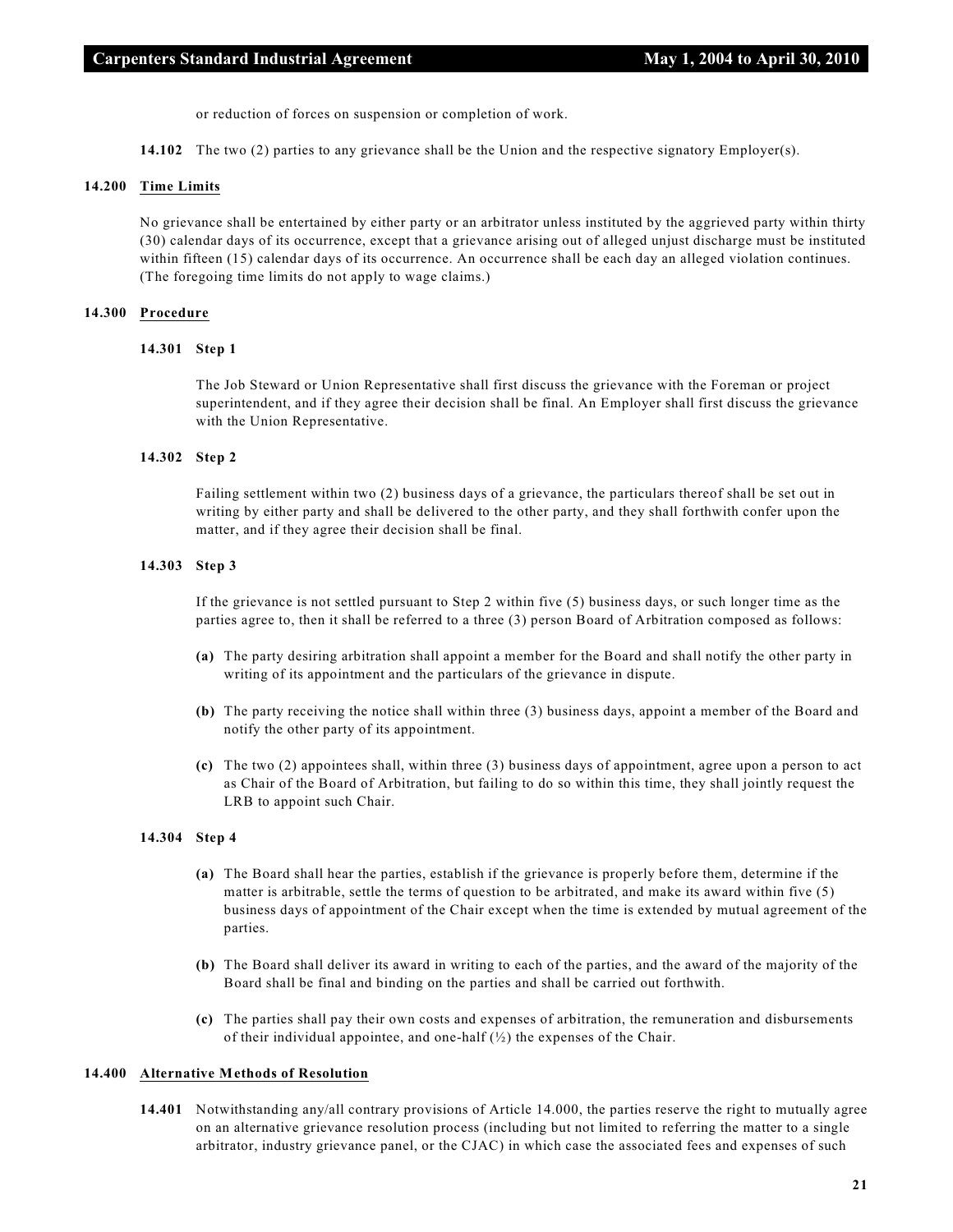or reduction of forces on suspension or completion of work.

**14.102** The two (2) parties to any grievance shall be the Union and the respective signatory Employer(s).

**14.200 Time Limits**

No grievance shall be entertained by either party or an arbitrator unless instituted by the aggrieved party within thirty (30) calendar days of its occurrence, except that a grievance arising out of alleged unjust discharge must be instituted within fifteen (15) calendar days of its occurrence. An occurrence shall be each day an alleged violation continues. (The foregoing time limits do not apply to wage claims.)

**14.300 Procedure**

**14.301 Step 1**

The Job Steward or Union Representative shall first discuss the grievance with the Foreman or project superintendent, and if they agree their decision shall be final. An Employer shall first discuss the grievance with the Union Representative.

**14.302 Step 2**

Failing settlement within two (2) business days of a grievance, the particulars thereof shall be set out in writing by either party and shall be delivered to the other party, and they shall forthwith confer upon the matter, and if they agree their decision shall be final.

**14.303 Step 3**

If the grievance is not settled pursuant to Step 2 within five (5) business days, or such longer time as the parties agree to, then it shall be referred to a three (3) person Board of Arbitration composed as follows:

**(a)** The party desiring arbitration shall appoint a member for the Board and shall notify the other party in writing of its appointment and the particulars of the grievance in dispute.

**(b)** The party receiving the notice shall within three (3) business days, appoint a member of the Board and notify the other party of its appointment.

**(c)** The two (2) appointees shall, within three (3) business days of appointment, agree upon a person to act as Chair of the Board of Arbitration, but failing to do so within this time, they shall jointly request the LRB to appoint such Chair.

**14.304 Step 4**

**(a)** The Board shall hear the parties, establish if the grievance is properly before them, determine if the matter is arbitrable, settle the terms of question to be arbitrated, and make its award within five (5) business days of appointment of the Chair except when the time is extended by mutual agreement of the parties.

**(b)** The Board shall deliver its award in writing to each of the parties, and the award of the majority of the Board shall be final and binding on the parties and shall be carried out forthwith.

**(c)** The parties shall pay their own costs and expenses of arbitration, the remuneration and disbursements of their individual appointee, and one-half (½) the expenses of the Chair.

**14.400 Alternative Methods of Resolution**

**14.401** Notwithstanding any/all contrary provisions of Article 14.000, the parties reserve the right to mutually agree on an alternative grievance resolution process (including but not limited to referring the matter to a single arbitrator, industry grievance panel, or the CJAC) in which case the associated fees and expenses of such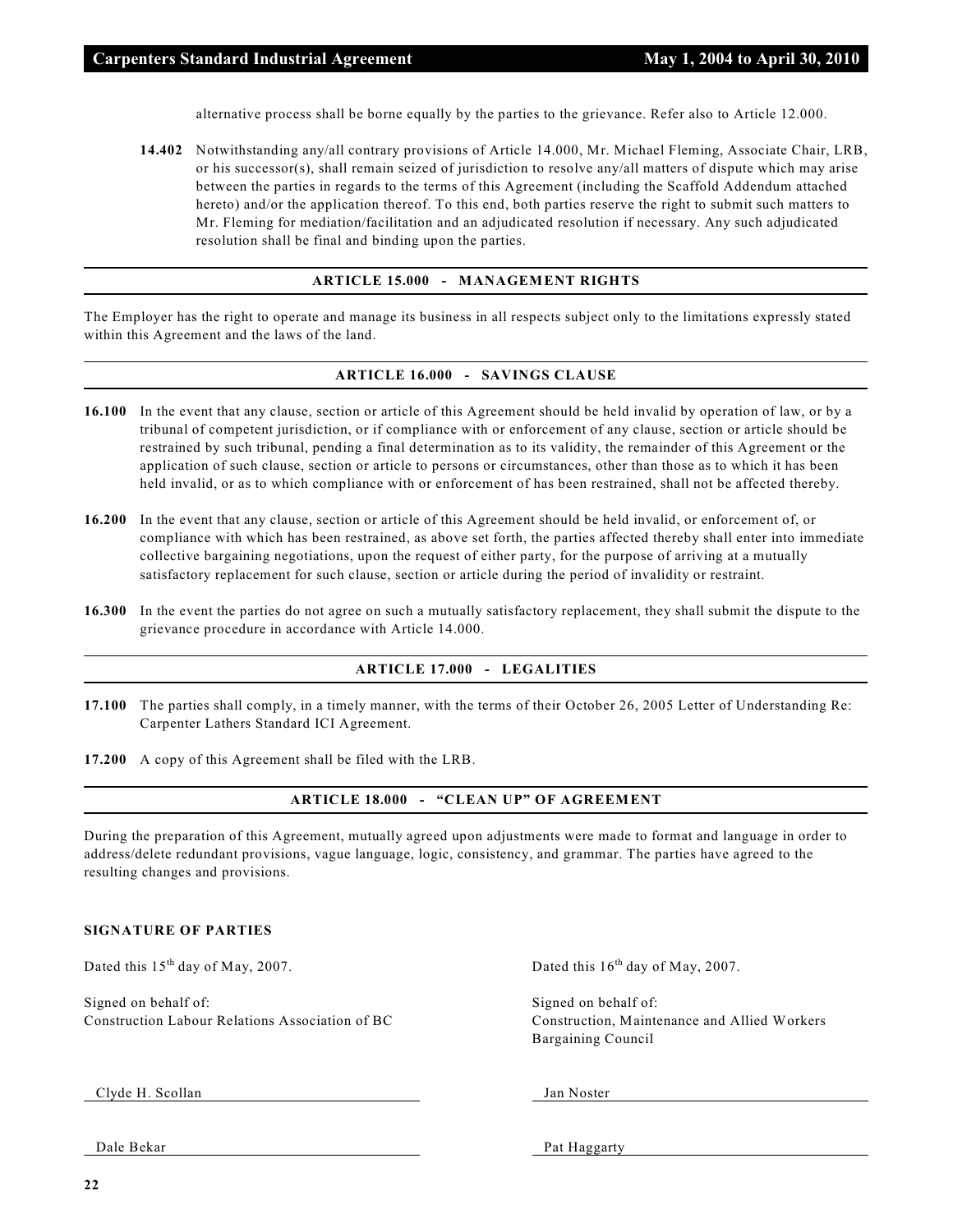alternative process shall be borne equally by the parties to the grievance. Refer also to Article 12.000.

**14.402** Notwithstanding any/all contrary provisions of Article 14.000, Mr. Michael Fleming, Associate Chair, LRB, or his successor(s), shall remain seized of jurisdiction to resolve any/all matters of dispute which may arise between the parties in regards to the terms of this Agreement (including the Scaffold Addendum attached hereto) and/or the application thereof. To this end, both parties reserve the right to submit such matters to Mr. Fleming for mediation/facilitation and an adjudicated resolution if necessary. Any such adjudicated resolution shall be final and binding upon the parties.

## ARTICLE 15.000 - MANAGEMENT RIGHTS

The Employer has the right to operate and manage its business in all respects subject only to the limitations expressly stated within this Agreement and the laws of the land.

## ARTICLE 16.000 - SAVINGS CLAUSE

**16.100** In the event that any clause, section or article of this Agreement should be held invalid by operation of law, or by a tribunal of competent jurisdiction, or if compliance with or enforcement of any clause, section or article should be restrained by such tribunal, pending a final determination as to its validity, the remainder of this Agreement or the application of such clause, section or article to persons or circumstances, other than those as to which it has been held invalid, or as to which compliance with or enforcement of has been restrained, shall not be affected thereby.

**16.200** In the event that any clause, section or article of this Agreement should be held invalid, or enforcement of, or compliance with which has been restrained, as above set forth, the parties affected thereby shall enter into immediate collective bargaining negotiations, upon the request of either party, for the purpose of arriving at a mutually satisfactory replacement for such clause, section or article during the period of invalidity or restraint.

**16.300** In the event the parties do not agree on such a mutually satisfactory replacement, they shall submit the dispute to the grievance procedure in accordance with Article 14.000.

## ARTICLE 17.000 - LEGALITIES

**17.100** The parties shall comply, in a timely manner, with the terms of their October 26, 2005 Letter of Understanding Re: Carpenter Lathers Standard ICI Agreement.

**17.200** A copy of this Agreement shall be filed with the LRB.

## ARTICLE 18.000 - "CLEAN UP" OF AGREEMENT

During the preparation of this Agreement, mutually agreed upon adjustments were made to format and language in order to address/delete redundant provisions, vague language, logic, consistency, and grammar. The parties have agreed to the resulting changes and provisions.

**SIGNATURE OF PARTIES**

Dated this 15th day of May, 2007.

Signed on behalf of:
Construction Labour Relations Association of BC

Clyde H. Scollan

Dale Bekar

Dated this 16th day of May, 2007.

Signed on behalf of:
Construction, Maintenance and Allied Workers Bargaining Council

Jan Noster

Pat Haggarty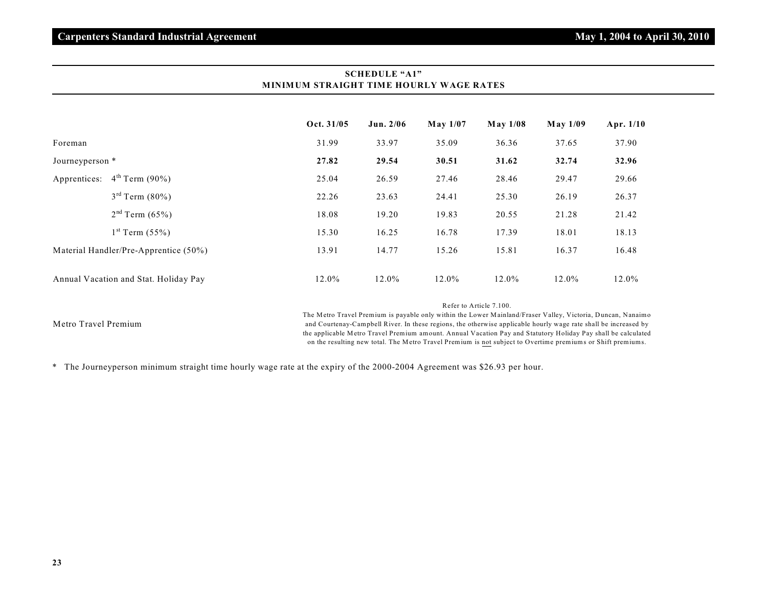## SCHEDULE "A1"
## MINIMUM STRAIGHT TIME HOURLY WAGE RATES

| | Oct. 31/05 | Jun. 2/06 | May 1/07 | May 1/08 | May 1/09 | Apr. 1/10 |
|---|---|---|---|---|---|---|
| Foreman | 31.99 | 33.97 | 35.09 | 36.36 | 37.65 | 37.90 |
| Journeyperson * | **27.82** | **29.54** | **30.51** | **31.62** | **32.74** | **32.96** |
| Apprentices: 4th Term (90%) | 25.04 | 26.59 | 27.46 | 28.46 | 29.47 | 29.66 |
| 3rd Term (80%) | 22.26 | 23.63 | 24.41 | 25.30 | 26.19 | 26.37 |
| 2nd Term (65%) | 18.08 | 19.20 | 19.83 | 20.55 | 21.28 | 21.42 |
| 1st Term (55%) | 15.30 | 16.25 | 16.78 | 17.39 | 18.01 | 18.13 |
| Material Handler/Pre-Apprentice (50%) | 13.91 | 14.77 | 15.26 | 15.81 | 16.37 | 16.48 |
| Annual Vacation and Stat. Holiday Pay | 12.0% | 12.0% | 12.0% | 12.0% | 12.0% | 12.0% |

**Metro Travel Premium**

Refer to Article 7.100.

The Metro Travel Premium is payable only within the Lower Mainland/Fraser Valley, Victoria, Duncan, Nanaimo and Courtenay-Campbell River. In these regions, the otherwise applicable hourly wage rate shall be increased by the applicable Metro Travel Premium amount. Annual Vacation Pay and Statutory Holiday Pay shall be calculated on the resulting new total. The Metro Travel Premium is not subject to Overtime premiums or Shift premiums.

* The Journeyperson minimum straight time hourly wage rate at the expiry of the 2000-2004 Agreement was $26.93 per hour.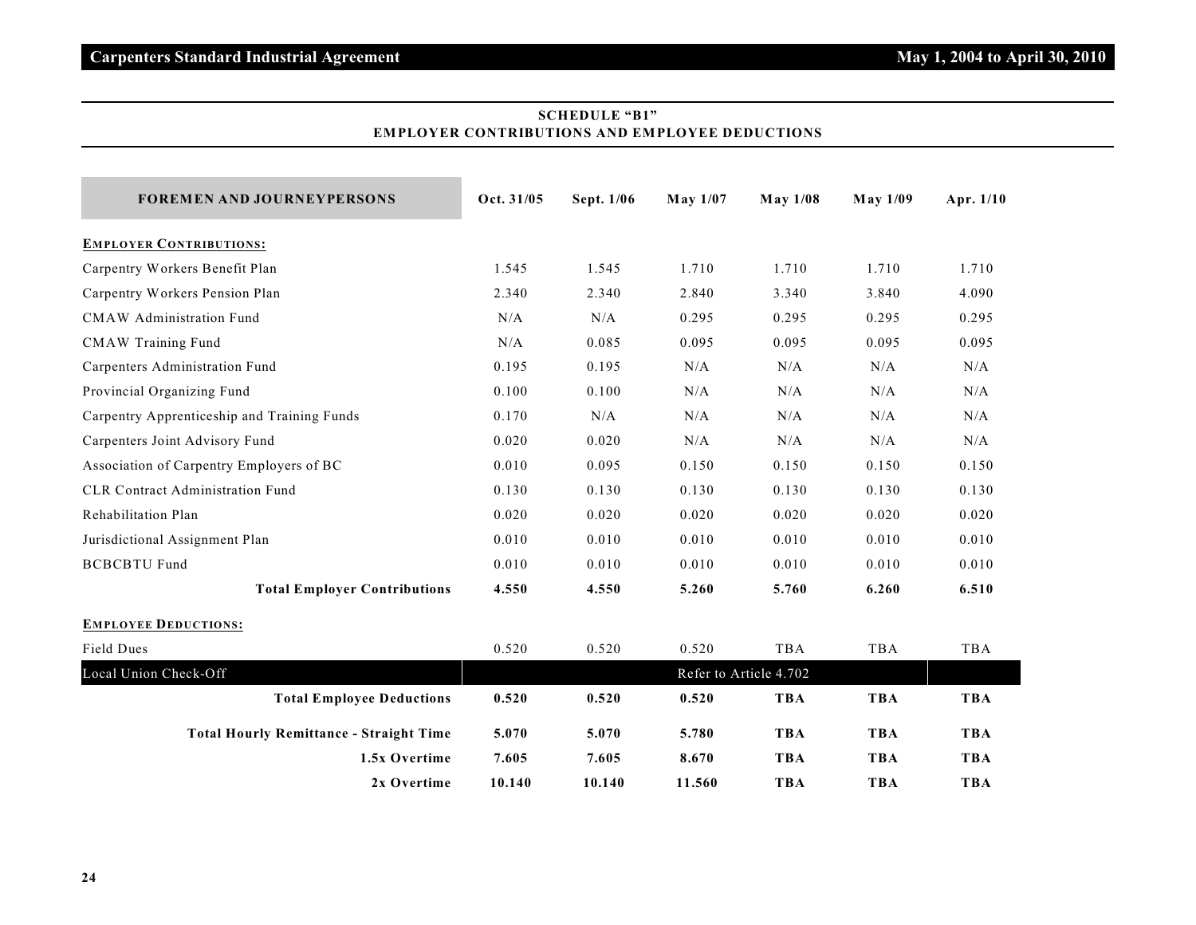## SCHEDULE "B1"
## EMPLOYER CONTRIBUTIONS AND EMPLOYEE DEDUCTIONS

| FOREMEN AND JOURNEYPERSONS | Oct. 31/05 | Sept. 1/06 | May 1/07 | May 1/08 | May 1/09 | Apr. 1/10 |
|---|---|---|---|---|---|---|
| **EMPLOYER CONTRIBUTIONS:** | | | | | | |
| Carpentry Workers Benefit Plan | 1.545 | 1.545 | 1.710 | 1.710 | 1.710 | 1.710 |
| Carpentry Workers Pension Plan | 2.340 | 2.340 | 2.840 | 3.340 | 3.840 | 4.090 |
| CMAW Administration Fund | N/A | N/A | 0.295 | 0.295 | 0.295 | 0.295 |
| CMAW Training Fund | N/A | 0.085 | 0.095 | 0.095 | 0.095 | 0.095 |
| Carpenters Administration Fund | 0.195 | 0.195 | N/A | N/A | N/A | N/A |
| Provincial Organizing Fund | 0.100 | 0.100 | N/A | N/A | N/A | N/A |
| Carpentry Apprenticeship and Training Funds | 0.170 | N/A | N/A | N/A | N/A | N/A |
| Carpenters Joint Advisory Fund | 0.020 | 0.020 | N/A | N/A | N/A | N/A |
| Association of Carpentry Employers of BC | 0.010 | 0.095 | 0.150 | 0.150 | 0.150 | 0.150 |
| CLR Contract Administration Fund | 0.130 | 0.130 | 0.130 | 0.130 | 0.130 | 0.130 |
| Rehabilitation Plan | 0.020 | 0.020 | 0.020 | 0.020 | 0.020 | 0.020 |
| Jurisdictional Assignment Plan | 0.010 | 0.010 | 0.010 | 0.010 | 0.010 | 0.010 |
| BCBCBTU Fund | 0.010 | 0.010 | 0.010 | 0.010 | 0.010 | 0.010 |
| **Total Employer Contributions** | **4.550** | **4.550** | **5.260** | **5.760** | **6.260** | **6.510** |
| **EMPLOYEE DEDUCTIONS:** | | | | | | |
| Field Dues | 0.520 | 0.520 | 0.520 | TBA | TBA | TBA |
| Local Union Check-Off | Refer to Article 4.702 | | | | | |
| **Total Employee Deductions** | **0.520** | **0.520** | **0.520** | **TBA** | **TBA** | **TBA** |
| **Total Hourly Remittance - Straight Time** | **5.070** | **5.070** | **5.780** | **TBA** | **TBA** | **TBA** |
| **1.5x Overtime** | **7.605** | **7.605** | **8.670** | **TBA** | **TBA** | **TBA** |
| **2x Overtime** | **10.140** | **10.140** | **11.560** | **TBA** | **TBA** | **TBA** |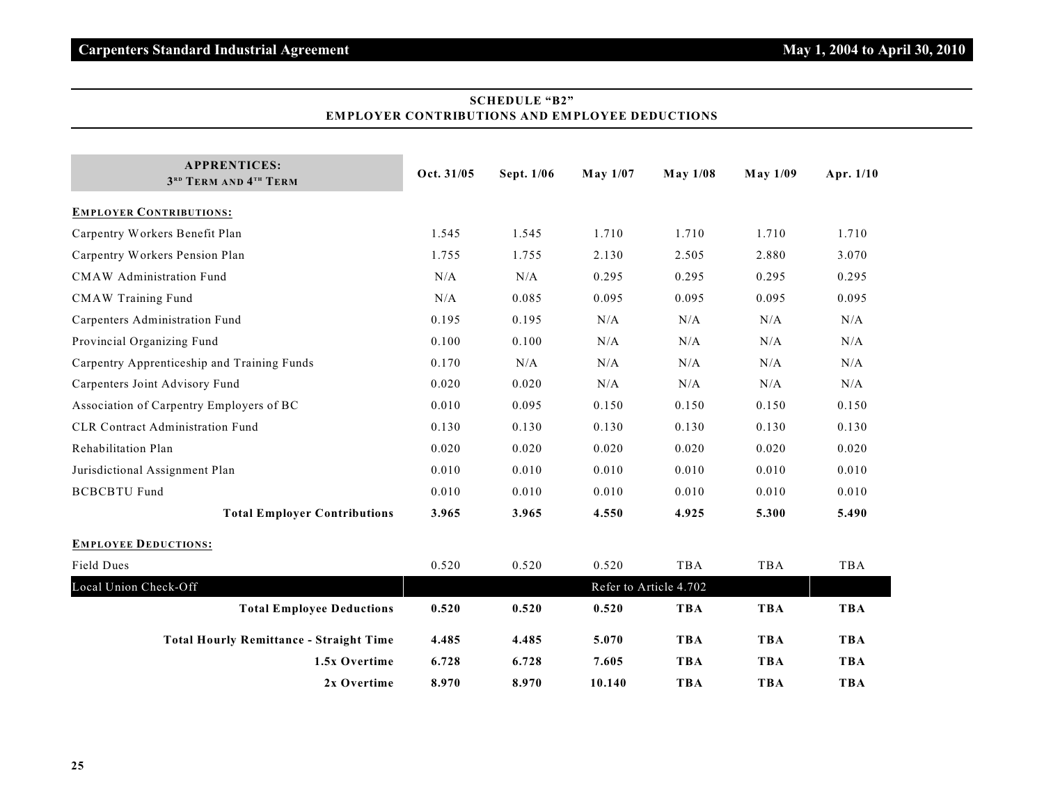## SCHEDULE "B2"
## EMPLOYER CONTRIBUTIONS AND EMPLOYEE DEDUCTIONS

| APPRENTICES: 3RD TERM AND 4TH TERM | Oct. 31/05 | Sept. 1/06 | May 1/07 | May 1/08 | May 1/09 | Apr. 1/10 |
|---|---|---|---|---|---|---|
| **EMPLOYER CONTRIBUTIONS:** | | | | | | |
| Carpentry Workers Benefit Plan | 1.545 | 1.545 | 1.710 | 1.710 | 1.710 | 1.710 |
| Carpentry Workers Pension Plan | 1.755 | 1.755 | 2.130 | 2.505 | 2.880 | 3.070 |
| CMAW Administration Fund | N/A | N/A | 0.295 | 0.295 | 0.295 | 0.295 |
| CMAW Training Fund | N/A | 0.085 | 0.095 | 0.095 | 0.095 | 0.095 |
| Carpenters Administration Fund | 0.195 | 0.195 | N/A | N/A | N/A | N/A |
| Provincial Organizing Fund | 0.100 | 0.100 | N/A | N/A | N/A | N/A |
| Carpentry Apprenticeship and Training Funds | 0.170 | N/A | N/A | N/A | N/A | N/A |
| Carpenters Joint Advisory Fund | 0.020 | 0.020 | N/A | N/A | N/A | N/A |
| Association of Carpentry Employers of BC | 0.010 | 0.095 | 0.150 | 0.150 | 0.150 | 0.150 |
| CLR Contract Administration Fund | 0.130 | 0.130 | 0.130 | 0.130 | 0.130 | 0.130 |
| Rehabilitation Plan | 0.020 | 0.020 | 0.020 | 0.020 | 0.020 | 0.020 |
| Jurisdictional Assignment Plan | 0.010 | 0.010 | 0.010 | 0.010 | 0.010 | 0.010 |
| BCBCBTU Fund | 0.010 | 0.010 | 0.010 | 0.010 | 0.010 | 0.010 |
| **Total Employer Contributions** | **3.965** | **3.965** | **4.550** | **4.925** | **5.300** | **5.490** |
| **EMPLOYEE DEDUCTIONS:** | | | | | | |
| Field Dues | 0.520 | 0.520 | 0.520 | TBA | TBA | TBA |
| Local Union Check-Off | Refer to Article 4.702 | | | | | |
| **Total Employee Deductions** | **0.520** | **0.520** | **0.520** | **TBA** | **TBA** | **TBA** |
| **Total Hourly Remittance - Straight Time** | **4.485** | **4.485** | **5.070** | **TBA** | **TBA** | **TBA** |
| **1.5x Overtime** | **6.728** | **6.728** | **7.605** | **TBA** | **TBA** | **TBA** |
| **2x Overtime** | **8.970** | **8.970** | **10.140** | **TBA** | **TBA** | **TBA** |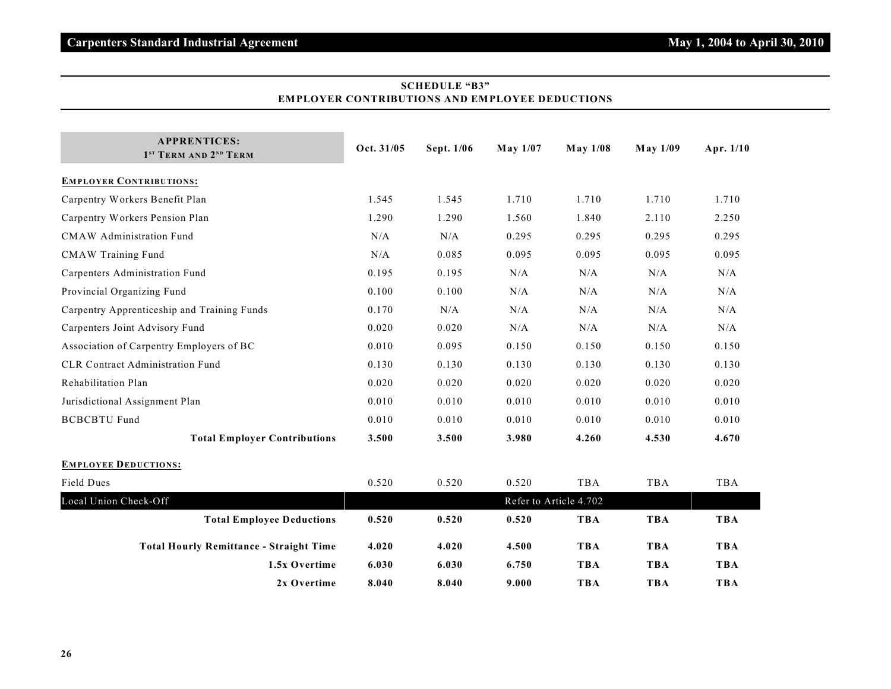## SCHEDULE "B3"
## EMPLOYER CONTRIBUTIONS AND EMPLOYEE DEDUCTIONS

| APPRENTICES: 1ST TERM AND 2ND TERM | Oct. 31/05 | Sept. 1/06 | May 1/07 | May 1/08 | May 1/09 | Apr. 1/10 |
|---|---|---|---|---|---|---|
| **EMPLOYER CONTRIBUTIONS:** | | | | | | |
| Carpentry Workers Benefit Plan | 1.545 | 1.545 | 1.710 | 1.710 | 1.710 | 1.710 |
| Carpentry Workers Pension Plan | 1.290 | 1.290 | 1.560 | 1.840 | 2.110 | 2.250 |
| CMAW Administration Fund | N/A | N/A | 0.295 | 0.295 | 0.295 | 0.295 |
| CMAW Training Fund | N/A | 0.085 | 0.095 | 0.095 | 0.095 | 0.095 |
| Carpenters Administration Fund | 0.195 | 0.195 | N/A | N/A | N/A | N/A |
| Provincial Organizing Fund | 0.100 | 0.100 | N/A | N/A | N/A | N/A |
| Carpentry Apprenticeship and Training Funds | 0.170 | N/A | N/A | N/A | N/A | N/A |
| Carpenters Joint Advisory Fund | 0.020 | 0.020 | N/A | N/A | N/A | N/A |
| Association of Carpentry Employers of BC | 0.010 | 0.095 | 0.150 | 0.150 | 0.150 | 0.150 |
| CLR Contract Administration Fund | 0.130 | 0.130 | 0.130 | 0.130 | 0.130 | 0.130 |
| Rehabilitation Plan | 0.020 | 0.020 | 0.020 | 0.020 | 0.020 | 0.020 |
| Jurisdictional Assignment Plan | 0.010 | 0.010 | 0.010 | 0.010 | 0.010 | 0.010 |
| BCBCBTU Fund | 0.010 | 0.010 | 0.010 | 0.010 | 0.010 | 0.010 |
| **Total Employer Contributions** | **3.500** | **3.500** | **3.980** | **4.260** | **4.530** | **4.670** |
| **EMPLOYEE DEDUCTIONS:** | | | | | | |
| Field Dues | 0.520 | 0.520 | 0.520 | TBA | TBA | TBA |
| Local Union Check-Off | Refer to Article 4.702 | | | | | |
| **Total Employee Deductions** | **0.520** | **0.520** | **0.520** | **TBA** | **TBA** | **TBA** |
| **Total Hourly Remittance - Straight Time** | **4.020** | **4.020** | **4.500** | **TBA** | **TBA** | **TBA** |
| **1.5x Overtime** | **6.030** | **6.030** | **6.750** | **TBA** | **TBA** | **TBA** |
| **2x Overtime** | **8.040** | **8.040** | **9.000** | **TBA** | **TBA** | **TBA** |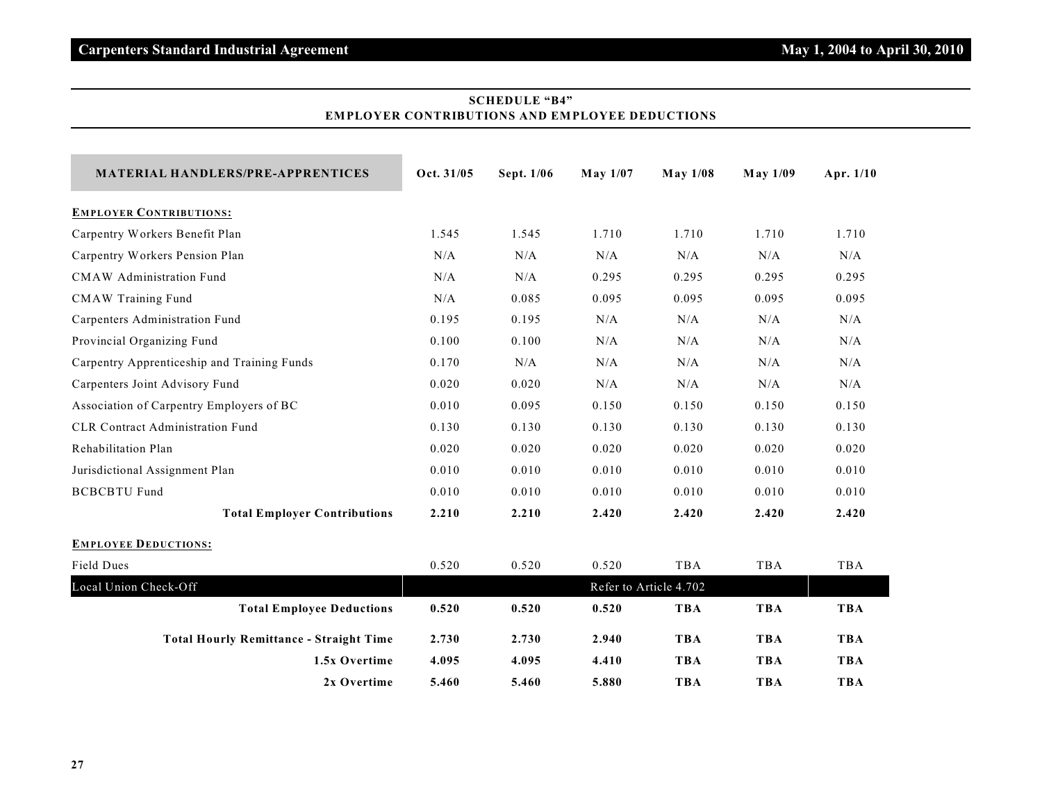## SCHEDULE "B4"
## EMPLOYER CONTRIBUTIONS AND EMPLOYEE DEDUCTIONS

| MATERIAL HANDLERS/PRE-APPRENTICES | Oct. 31/05 | Sept. 1/06 | May 1/07 | May 1/08 | May 1/09 | Apr. 1/10 |
|---|---|---|---|---|---|---|
| **EMPLOYER CONTRIBUTIONS:** | | | | | | |
| Carpentry Workers Benefit Plan | 1.545 | 1.545 | 1.710 | 1.710 | 1.710 | 1.710 |
| Carpentry Workers Pension Plan | N/A | N/A | N/A | N/A | N/A | N/A |
| CMAW Administration Fund | N/A | N/A | 0.295 | 0.295 | 0.295 | 0.295 |
| CMAW Training Fund | N/A | 0.085 | 0.095 | 0.095 | 0.095 | 0.095 |
| Carpenters Administration Fund | 0.195 | 0.195 | N/A | N/A | N/A | N/A |
| Provincial Organizing Fund | 0.100 | 0.100 | N/A | N/A | N/A | N/A |
| Carpentry Apprenticeship and Training Funds | 0.170 | N/A | N/A | N/A | N/A | N/A |
| Carpenters Joint Advisory Fund | 0.020 | 0.020 | N/A | N/A | N/A | N/A |
| Association of Carpentry Employers of BC | 0.010 | 0.095 | 0.150 | 0.150 | 0.150 | 0.150 |
| CLR Contract Administration Fund | 0.130 | 0.130 | 0.130 | 0.130 | 0.130 | 0.130 |
| Rehabilitation Plan | 0.020 | 0.020 | 0.020 | 0.020 | 0.020 | 0.020 |
| Jurisdictional Assignment Plan | 0.010 | 0.010 | 0.010 | 0.010 | 0.010 | 0.010 |
| BCBCBTU Fund | 0.010 | 0.010 | 0.010 | 0.010 | 0.010 | 0.010 |
| **Total Employer Contributions** | **2.210** | **2.210** | **2.420** | **2.420** | **2.420** | **2.420** |
| **EMPLOYEE DEDUCTIONS:** | | | | | | |
| Field Dues | 0.520 | 0.520 | 0.520 | TBA | TBA | TBA |
| Local Union Check-Off | Refer to Article 4.702 | | | | | |
| **Total Employee Deductions** | **0.520** | **0.520** | **0.520** | **TBA** | **TBA** | **TBA** |
| **Total Hourly Remittance - Straight Time** | **2.730** | **2.730** | **2.940** | **TBA** | **TBA** | **TBA** |
| **1.5x Overtime** | **4.095** | **4.095** | **4.410** | **TBA** | **TBA** | **TBA** |
| **2x Overtime** | **5.460** | **5.460** | **5.880** | **TBA** | **TBA** | **TBA** |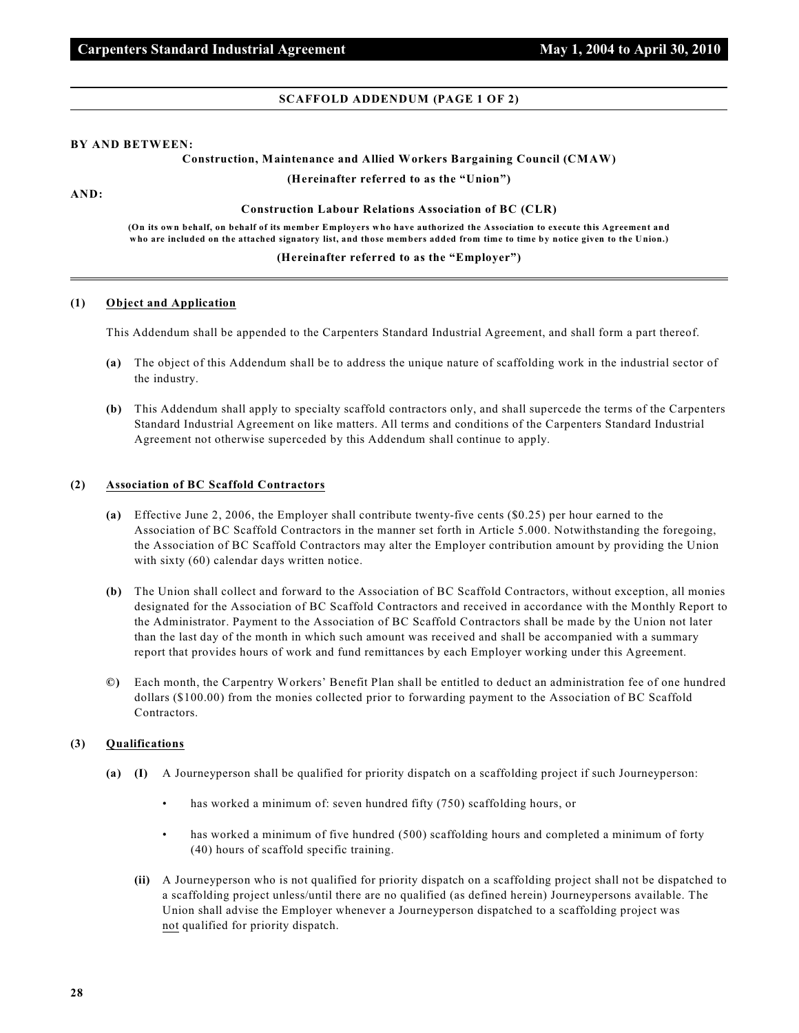## SCAFFOLD ADDENDUM (PAGE 1 OF 2)

**BY AND BETWEEN:**

**Construction, Maintenance and Allied Workers Bargaining Council (CMAW)**

**(Hereinafter referred to as the "Union")**

**AND:**

**Construction Labour Relations Association of BC (CLR)**

**(On its own behalf, on behalf of its member Employers who have authorized the Association to execute this Agreement and who are included on the attached signatory list, and those members added from time to time by notice given to the Union.)**

**(Hereinafter referred to as the "Employer")**

---

**(1) Object and Application**

This Addendum shall be appended to the Carpenters Standard Industrial Agreement, and shall form a part thereof.

**(a)** The object of this Addendum shall be to address the unique nature of scaffolding work in the industrial sector of the industry.

**(b)** This Addendum shall apply to specialty scaffold contractors only, and shall supercede the terms of the Carpenters Standard Industrial Agreement on like matters. All terms and conditions of the Carpenters Standard Industrial Agreement not otherwise superceded by this Addendum shall continue to apply.

**(2) Association of BC Scaffold Contractors**

**(a)** Effective June 2, 2006, the Employer shall contribute twenty-five cents ($0.25) per hour earned to the Association of BC Scaffold Contractors in the manner set forth in Article 5.000. Notwithstanding the foregoing, the Association of BC Scaffold Contractors may alter the Employer contribution amount by providing the Union with sixty (60) calendar days written notice.

**(b)** The Union shall collect and forward to the Association of BC Scaffold Contractors, without exception, all monies designated for the Association of BC Scaffold Contractors and received in accordance with the Monthly Report to the Administrator. Payment to the Association of BC Scaffold Contractors shall be made by the Union not later than the last day of the month in which such amount was received and shall be accompanied with a summary report that provides hours of work and fund remittances by each Employer working under this Agreement.

**©)** Each month, the Carpentry Workers' Benefit Plan shall be entitled to deduct an administration fee of one hundred dollars ($100.00) from the monies collected prior to forwarding payment to the Association of BC Scaffold Contractors.

**(3) Qualifications**

**(a) (I)** A Journeyperson shall be qualified for priority dispatch on a scaffolding project if such Journeyperson:

- has worked a minimum of: seven hundred fifty (750) scaffolding hours, or
- has worked a minimum of five hundred (500) scaffolding hours and completed a minimum of forty (40) hours of scaffold specific training.

**(ii)** A Journeyperson who is not qualified for priority dispatch on a scaffolding project shall not be dispatched to a scaffolding project unless/until there are no qualified (as defined herein) Journeypersons available. The Union shall advise the Employer whenever a Journeyperson dispatched to a scaffolding project was not qualified for priority dispatch.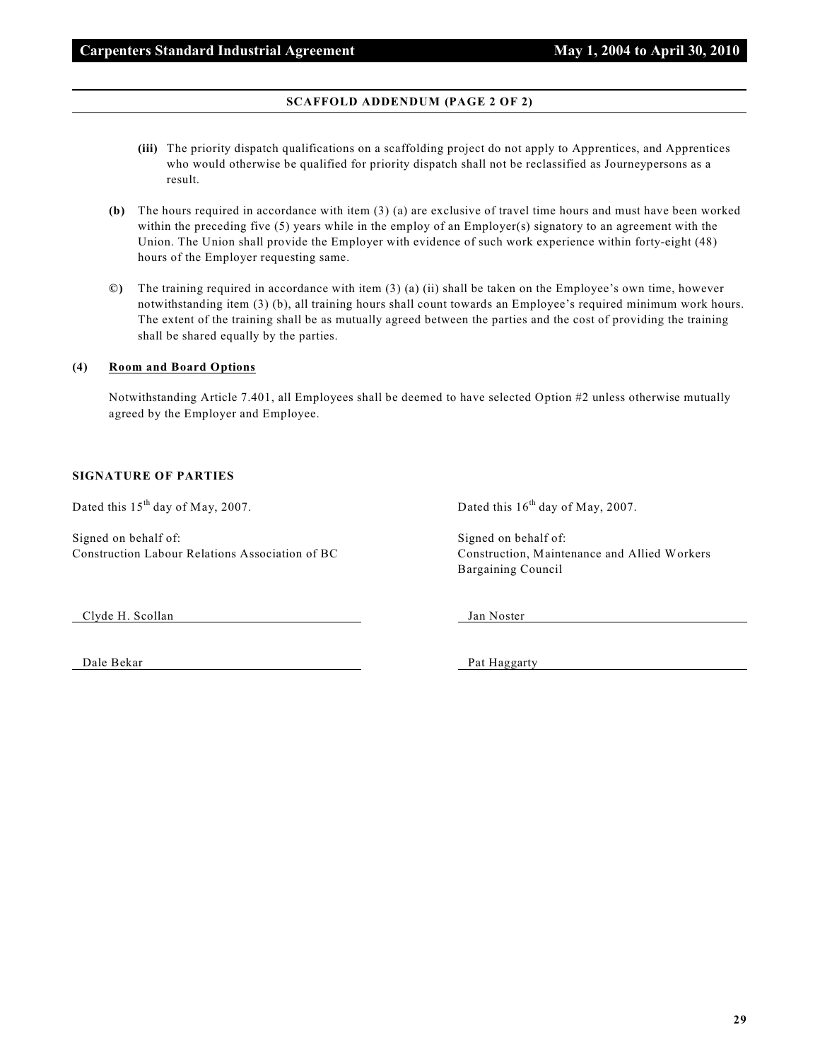## SCAFFOLD ADDENDUM (PAGE 2 OF 2)

**(iii)** The priority dispatch qualifications on a scaffolding project do not apply to Apprentices, and Apprentices who would otherwise be qualified for priority dispatch shall not be reclassified as Journeypersons as a result.

**(b)** The hours required in accordance with item (3) (a) are exclusive of travel time hours and must have been worked within the preceding five (5) years while in the employ of an Employer(s) signatory to an agreement with the Union. The Union shall provide the Employer with evidence of such work experience within forty-eight (48) hours of the Employer requesting same.

**©)** The training required in accordance with item (3) (a) (ii) shall be taken on the Employee's own time, however notwithstanding item (3) (b), all training hours shall count towards an Employee's required minimum work hours. The extent of the training shall be as mutually agreed between the parties and the cost of providing the training shall be shared equally by the parties.

**(4) Room and Board Options**

Notwithstanding Article 7.401, all Employees shall be deemed to have selected Option #2 unless otherwise mutually agreed by the Employer and Employee.

**SIGNATURE OF PARTIES**

Dated this 15th day of May, 2007.

Signed on behalf of:
Construction Labour Relations Association of BC

Clyde H. Scollan

Dale Bekar

Dated this 16th day of May, 2007.

Signed on behalf of:
Construction, Maintenance and Allied Workers Bargaining Council

Jan Noster

Pat Haggarty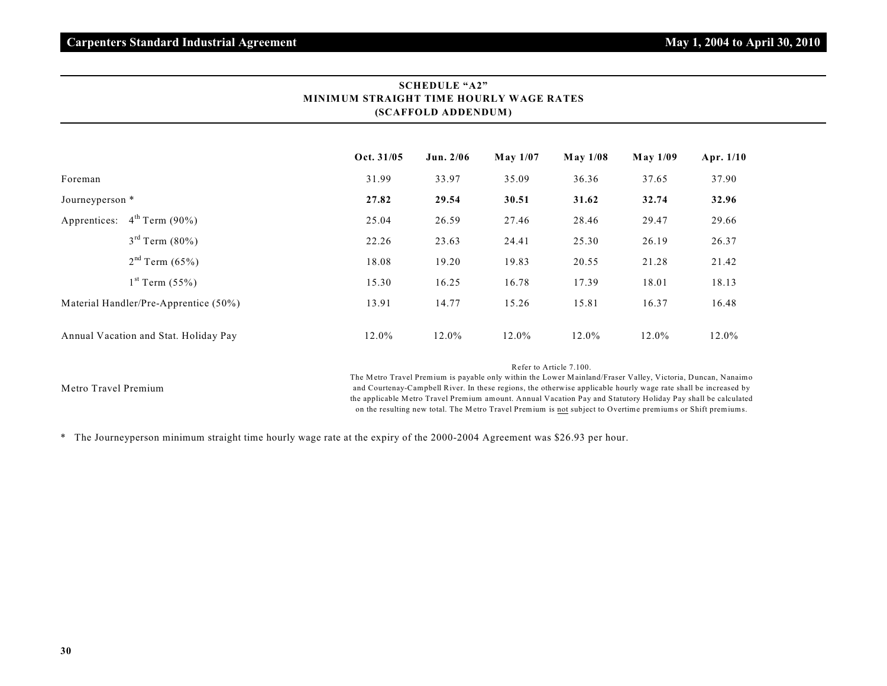## SCHEDULE "A2"
## MINIMUM STRAIGHT TIME HOURLY WAGE RATES
## (SCAFFOLD ADDENDUM)

| | Oct. 31/05 | Jun. 2/06 | May 1/07 | May 1/08 | May 1/09 | Apr. 1/10 |
|---|---|---|---|---|---|---|
| Foreman | 31.99 | 33.97 | 35.09 | 36.36 | 37.65 | 37.90 |
| Journeyperson * | **27.82** | **29.54** | **30.51** | **31.62** | **32.74** | **32.96** |
| Apprentices: 4th Term (90%) | 25.04 | 26.59 | 27.46 | 28.46 | 29.47 | 29.66 |
| 3rd Term (80%) | 22.26 | 23.63 | 24.41 | 25.30 | 26.19 | 26.37 |
| 2nd Term (65%) | 18.08 | 19.20 | 19.83 | 20.55 | 21.28 | 21.42 |
| 1st Term (55%) | 15.30 | 16.25 | 16.78 | 17.39 | 18.01 | 18.13 |
| Material Handler/Pre-Apprentice (50%) | 13.91 | 14.77 | 15.26 | 15.81 | 16.37 | 16.48 |
| Annual Vacation and Stat. Holiday Pay | 12.0% | 12.0% | 12.0% | 12.0% | 12.0% | 12.0% |

Metro Travel Premium

Refer to Article 7.100.
The Metro Travel Premium is payable only within the Lower Mainland/Fraser Valley, Victoria, Duncan, Nanaimo and Courtenay-Campbell River. In these regions, the otherwise applicable hourly wage rate shall be increased by the applicable Metro Travel Premium amount. Annual Vacation Pay and Statutory Holiday Pay shall be calculated on the resulting new total. The Metro Travel Premium is not subject to Overtime premiums or Shift premiums.

* The Journeyperson minimum straight time hourly wage rate at the expiry of the 2000-2004 Agreement was $26.93 per hour.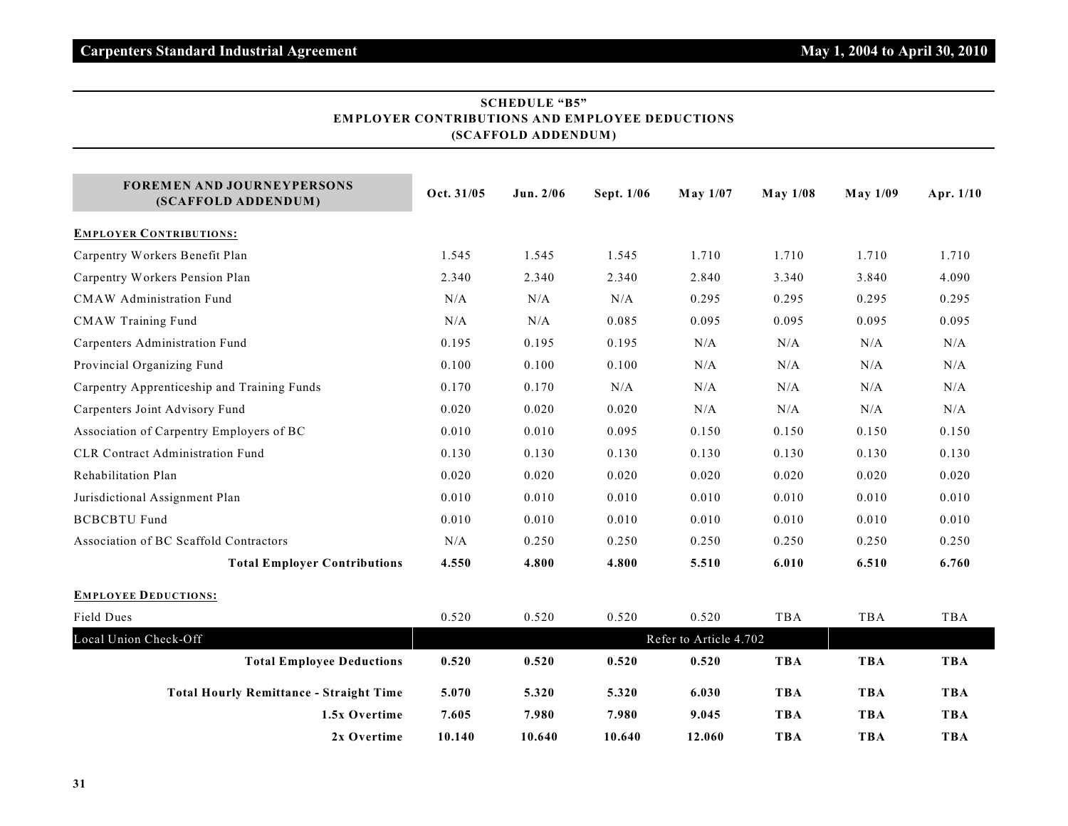## SCHEDULE "B5"
## EMPLOYER CONTRIBUTIONS AND EMPLOYEE DEDUCTIONS
## (SCAFFOLD ADDENDUM)

| FOREMEN AND JOURNEYPERSONS (SCAFFOLD ADDENDUM) | Oct. 31/05 | Jun. 2/06 | Sept. 1/06 | May 1/07 | May 1/08 | May 1/09 | Apr. 1/10 |
|---|---|---|---|---|---|---|---|
| **EMPLOYER CONTRIBUTIONS:** | | | | | | | |
| Carpentry Workers Benefit Plan | 1.545 | 1.545 | 1.545 | 1.710 | 1.710 | 1.710 | 1.710 |
| Carpentry Workers Pension Plan | 2.340 | 2.340 | 2.340 | 2.840 | 3.340 | 3.840 | 4.090 |
| CMAW Administration Fund | N/A | N/A | N/A | 0.295 | 0.295 | 0.295 | 0.295 |
| CMAW Training Fund | N/A | N/A | 0.085 | 0.095 | 0.095 | 0.095 | 0.095 |
| Carpenters Administration Fund | 0.195 | 0.195 | 0.195 | N/A | N/A | N/A | N/A |
| Provincial Organizing Fund | 0.100 | 0.100 | 0.100 | N/A | N/A | N/A | N/A |
| Carpentry Apprenticeship and Training Funds | 0.170 | 0.170 | N/A | N/A | N/A | N/A | N/A |
| Carpenters Joint Advisory Fund | 0.020 | 0.020 | 0.020 | N/A | N/A | N/A | N/A |
| Association of Carpentry Employers of BC | 0.010 | 0.010 | 0.095 | 0.150 | 0.150 | 0.150 | 0.150 |
| CLR Contract Administration Fund | 0.130 | 0.130 | 0.130 | 0.130 | 0.130 | 0.130 | 0.130 |
| Rehabilitation Plan | 0.020 | 0.020 | 0.020 | 0.020 | 0.020 | 0.020 | 0.020 |
| Jurisdictional Assignment Plan | 0.010 | 0.010 | 0.010 | 0.010 | 0.010 | 0.010 | 0.010 |
| BCBCBTU Fund | 0.010 | 0.010 | 0.010 | 0.010 | 0.010 | 0.010 | 0.010 |
| Association of BC Scaffold Contractors | N/A | 0.250 | 0.250 | 0.250 | 0.250 | 0.250 | 0.250 |
| **Total Employer Contributions** | **4.550** | **4.800** | **4.800** | **5.510** | **6.010** | **6.510** | **6.760** |
| **EMPLOYEE DEDUCTIONS:** | | | | | | | |
| Field Dues | 0.520 | 0.520 | 0.520 | 0.520 | TBA | TBA | TBA |
| Local Union Check-Off | Refer to Article 4.702 | | | | | | |
| **Total Employee Deductions** | **0.520** | **0.520** | **0.520** | **0.520** | **TBA** | **TBA** | **TBA** |
| **Total Hourly Remittance - Straight Time** | **5.070** | **5.320** | **5.320** | **6.030** | **TBA** | **TBA** | **TBA** |
| **1.5x Overtime** | **7.605** | **7.980** | **7.980** | **9.045** | **TBA** | **TBA** | **TBA** |
| **2x Overtime** | **10.140** | **10.640** | **10.640** | **12.060** | **TBA** | **TBA** | **TBA** |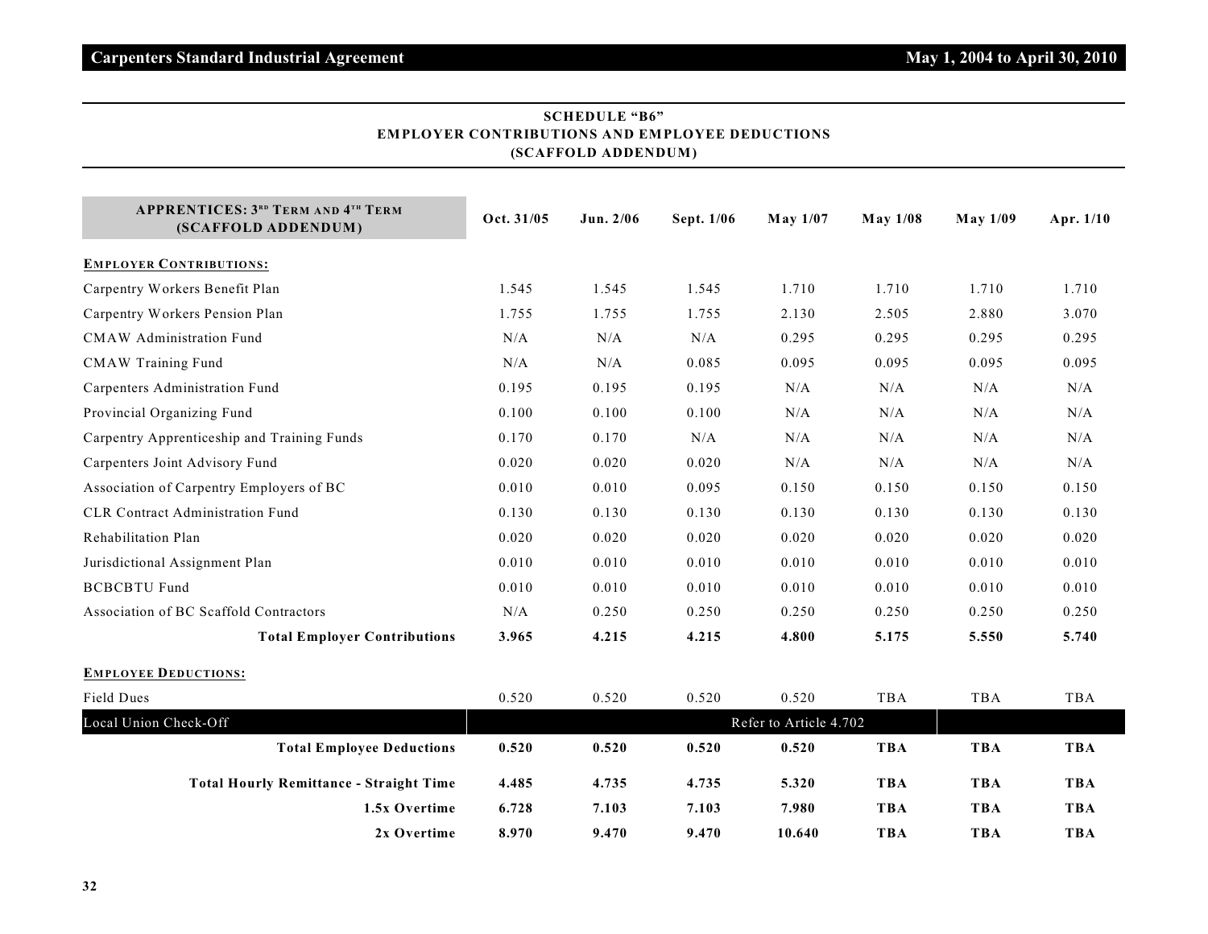## SCHEDULE "B6"
## EMPLOYER CONTRIBUTIONS AND EMPLOYEE DEDUCTIONS
## (SCAFFOLD ADDENDUM)

| APPRENTICES: 3RD TERM AND 4TH TERM (SCAFFOLD ADDENDUM) | Oct. 31/05 | Jun. 2/06 | Sept. 1/06 | May 1/07 | May 1/08 | May 1/09 | Apr. 1/10 |
|---|---|---|---|---|---|---|---|
| **EMPLOYER CONTRIBUTIONS:** | | | | | | | |
| Carpentry Workers Benefit Plan | 1.545 | 1.545 | 1.545 | 1.710 | 1.710 | 1.710 | 1.710 |
| Carpentry Workers Pension Plan | 1.755 | 1.755 | 1.755 | 2.130 | 2.505 | 2.880 | 3.070 |
| CMAW Administration Fund | N/A | N/A | N/A | 0.295 | 0.295 | 0.295 | 0.295 |
| CMAW Training Fund | N/A | N/A | 0.085 | 0.095 | 0.095 | 0.095 | 0.095 |
| Carpenters Administration Fund | 0.195 | 0.195 | 0.195 | N/A | N/A | N/A | N/A |
| Provincial Organizing Fund | 0.100 | 0.100 | 0.100 | N/A | N/A | N/A | N/A |
| Carpentry Apprenticeship and Training Funds | 0.170 | 0.170 | N/A | N/A | N/A | N/A | N/A |
| Carpenters Joint Advisory Fund | 0.020 | 0.020 | 0.020 | N/A | N/A | N/A | N/A |
| Association of Carpentry Employers of BC | 0.010 | 0.010 | 0.095 | 0.150 | 0.150 | 0.150 | 0.150 |
| CLR Contract Administration Fund | 0.130 | 0.130 | 0.130 | 0.130 | 0.130 | 0.130 | 0.130 |
| Rehabilitation Plan | 0.020 | 0.020 | 0.020 | 0.020 | 0.020 | 0.020 | 0.020 |
| Jurisdictional Assignment Plan | 0.010 | 0.010 | 0.010 | 0.010 | 0.010 | 0.010 | 0.010 |
| BCBCBTU Fund | 0.010 | 0.010 | 0.010 | 0.010 | 0.010 | 0.010 | 0.010 |
| Association of BC Scaffold Contractors | N/A | 0.250 | 0.250 | 0.250 | 0.250 | 0.250 | 0.250 |
| **Total Employer Contributions** | **3.965** | **4.215** | **4.215** | **4.800** | **5.175** | **5.550** | **5.740** |
| **EMPLOYEE DEDUCTIONS:** | | | | | | | |
| Field Dues | 0.520 | 0.520 | 0.520 | 0.520 | TBA | TBA | TBA |
| Local Union Check-Off | Refer to Article 4.702 | | | | | | |
| **Total Employee Deductions** | **0.520** | **0.520** | **0.520** | **0.520** | **TBA** | **TBA** | **TBA** |
| **Total Hourly Remittance - Straight Time** | **4.485** | **4.735** | **4.735** | **5.320** | **TBA** | **TBA** | **TBA** |
| **1.5x Overtime** | **6.728** | **7.103** | **7.103** | **7.980** | **TBA** | **TBA** | **TBA** |
| **2x Overtime** | **8.970** | **9.470** | **9.470** | **10.640** | **TBA** | **TBA** | **TBA** |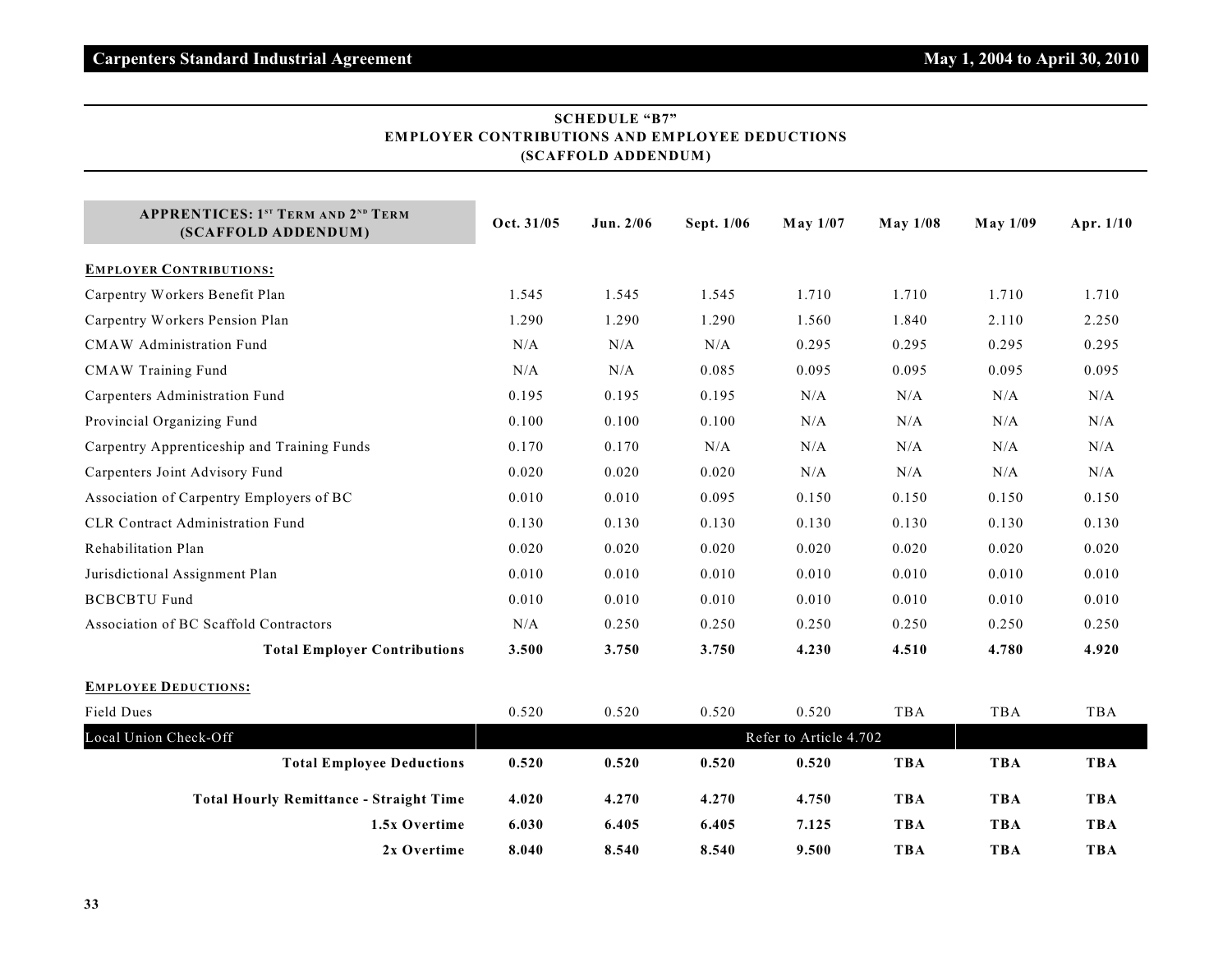## SCHEDULE "B7"
## EMPLOYER CONTRIBUTIONS AND EMPLOYEE DEDUCTIONS
## (SCAFFOLD ADDENDUM)

| APPRENTICES: 1ST TERM AND 2ND TERM (SCAFFOLD ADDENDUM) | Oct. 31/05 | Jun. 2/06 | Sept. 1/06 | May 1/07 | May 1/08 | May 1/09 | Apr. 1/10 |
|---|---|---|---|---|---|---|---|
| **EMPLOYER CONTRIBUTIONS:** | | | | | | | |
| Carpentry Workers Benefit Plan | 1.545 | 1.545 | 1.545 | 1.710 | 1.710 | 1.710 | 1.710 |
| Carpentry Workers Pension Plan | 1.290 | 1.290 | 1.290 | 1.560 | 1.840 | 2.110 | 2.250 |
| CMAW Administration Fund | N/A | N/A | N/A | 0.295 | 0.295 | 0.295 | 0.295 |
| CMAW Training Fund | N/A | N/A | 0.085 | 0.095 | 0.095 | 0.095 | 0.095 |
| Carpenters Administration Fund | 0.195 | 0.195 | 0.195 | N/A | N/A | N/A | N/A |
| Provincial Organizing Fund | 0.100 | 0.100 | 0.100 | N/A | N/A | N/A | N/A |
| Carpentry Apprenticeship and Training Funds | 0.170 | 0.170 | N/A | N/A | N/A | N/A | N/A |
| Carpenters Joint Advisory Fund | 0.020 | 0.020 | 0.020 | N/A | N/A | N/A | N/A |
| Association of Carpentry Employers of BC | 0.010 | 0.010 | 0.095 | 0.150 | 0.150 | 0.150 | 0.150 |
| CLR Contract Administration Fund | 0.130 | 0.130 | 0.130 | 0.130 | 0.130 | 0.130 | 0.130 |
| Rehabilitation Plan | 0.020 | 0.020 | 0.020 | 0.020 | 0.020 | 0.020 | 0.020 |
| Jurisdictional Assignment Plan | 0.010 | 0.010 | 0.010 | 0.010 | 0.010 | 0.010 | 0.010 |
| BCBCBTU Fund | 0.010 | 0.010 | 0.010 | 0.010 | 0.010 | 0.010 | 0.010 |
| Association of BC Scaffold Contractors | N/A | 0.250 | 0.250 | 0.250 | 0.250 | 0.250 | 0.250 |
| **Total Employer Contributions** | **3.500** | **3.750** | **3.750** | **4.230** | **4.510** | **4.780** | **4.920** |
| **EMPLOYEE DEDUCTIONS:** | | | | | | | |
| Field Dues | 0.520 | 0.520 | 0.520 | 0.520 | TBA | TBA | TBA |
| Local Union Check-Off | Refer to Article 4.702 | | | | | | |
| **Total Employee Deductions** | **0.520** | **0.520** | **0.520** | **0.520** | **TBA** | **TBA** | **TBA** |
| **Total Hourly Remittance - Straight Time** | **4.020** | **4.270** | **4.270** | **4.750** | **TBA** | **TBA** | **TBA** |
| **1.5x Overtime** | **6.030** | **6.405** | **6.405** | **7.125** | **TBA** | **TBA** | **TBA** |
| **2x Overtime** | **8.040** | **8.540** | **8.540** | **9.500** | **TBA** | **TBA** | **TBA** |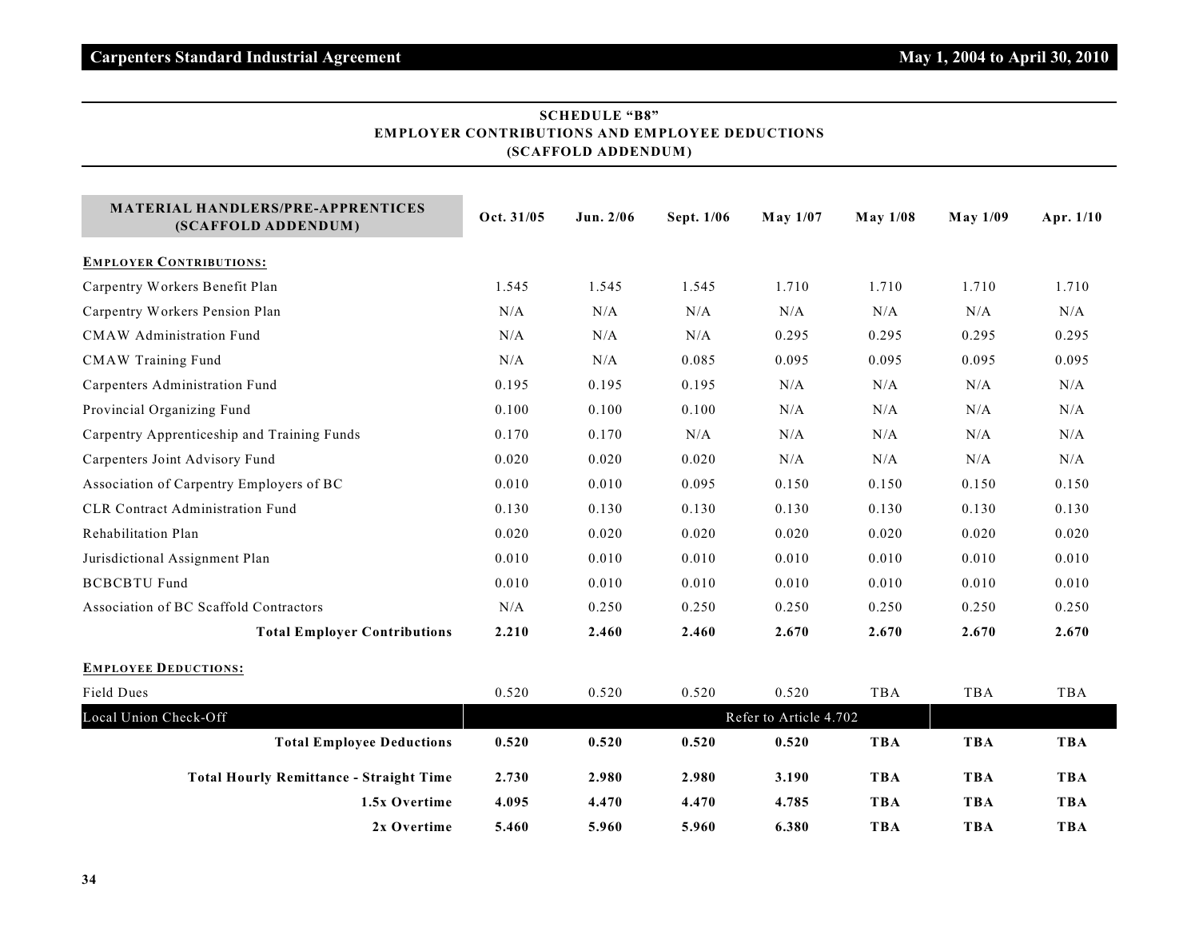### SCHEDULE "B8"
### EMPLOYER CONTRIBUTIONS AND EMPLOYEE DEDUCTIONS
### (SCAFFOLD ADDENDUM)

| MATERIAL HANDLERS/PRE-APPRENTICES (SCAFFOLD ADDENDUM) | Oct. 31/05 | Jun. 2/06 | Sept. 1/06 | May 1/07 | May 1/08 | May 1/09 | Apr. 1/10 |
|---|---|---|---|---|---|---|---|
| **EMPLOYER CONTRIBUTIONS:** | | | | | | | |
| Carpentry Workers Benefit Plan | 1.545 | 1.545 | 1.545 | 1.710 | 1.710 | 1.710 | 1.710 |
| Carpentry Workers Pension Plan | N/A | N/A | N/A | N/A | N/A | N/A | N/A |
| CMAW Administration Fund | N/A | N/A | N/A | 0.295 | 0.295 | 0.295 | 0.295 |
| CMAW Training Fund | N/A | N/A | 0.085 | 0.095 | 0.095 | 0.095 | 0.095 |
| Carpenters Administration Fund | 0.195 | 0.195 | 0.195 | N/A | N/A | N/A | N/A |
| Provincial Organizing Fund | 0.100 | 0.100 | 0.100 | N/A | N/A | N/A | N/A |
| Carpentry Apprenticeship and Training Funds | 0.170 | 0.170 | N/A | N/A | N/A | N/A | N/A |
| Carpenters Joint Advisory Fund | 0.020 | 0.020 | 0.020 | N/A | N/A | N/A | N/A |
| Association of Carpentry Employers of BC | 0.010 | 0.010 | 0.095 | 0.150 | 0.150 | 0.150 | 0.150 |
| CLR Contract Administration Fund | 0.130 | 0.130 | 0.130 | 0.130 | 0.130 | 0.130 | 0.130 |
| Rehabilitation Plan | 0.020 | 0.020 | 0.020 | 0.020 | 0.020 | 0.020 | 0.020 |
| Jurisdictional Assignment Plan | 0.010 | 0.010 | 0.010 | 0.010 | 0.010 | 0.010 | 0.010 |
| BCBCBTU Fund | 0.010 | 0.010 | 0.010 | 0.010 | 0.010 | 0.010 | 0.010 |
| Association of BC Scaffold Contractors | N/A | 0.250 | 0.250 | 0.250 | 0.250 | 0.250 | 0.250 |
| **Total Employer Contributions** | **2.210** | **2.460** | **2.460** | **2.670** | **2.670** | **2.670** | **2.670** |
| **EMPLOYEE DEDUCTIONS:** | | | | | | | |
| Field Dues | 0.520 | 0.520 | 0.520 | 0.520 | TBA | TBA | TBA |
| Local Union Check-Off | Refer to Article 4.702 | | | | | | |
| **Total Employee Deductions** | **0.520** | **0.520** | **0.520** | **0.520** | **TBA** | **TBA** | **TBA** |
| **Total Hourly Remittance - Straight Time** | **2.730** | **2.980** | **2.980** | **3.190** | **TBA** | **TBA** | **TBA** |
| **1.5x Overtime** | **4.095** | **4.470** | **4.470** | **4.785** | **TBA** | **TBA** | **TBA** |
| **2x Overtime** | **5.460** | **5.960** | **5.960** | **6.380** | **TBA** | **TBA** | **TBA** |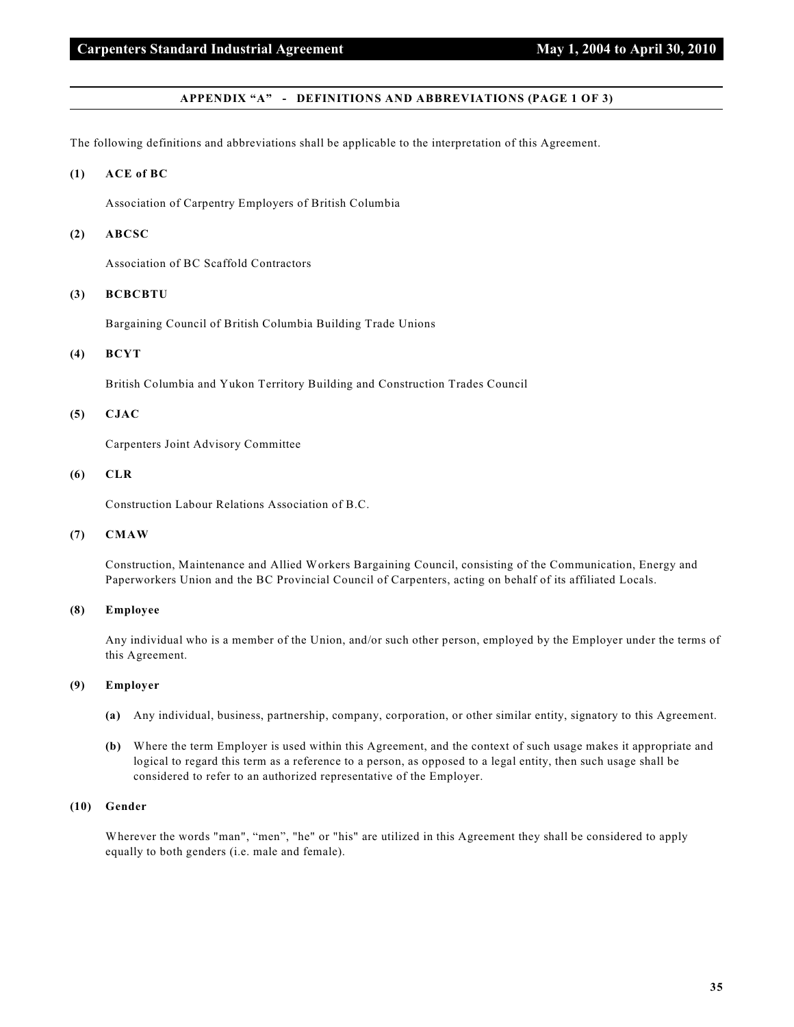## APPENDIX "A" - DEFINITIONS AND ABBREVIATIONS (PAGE 1 OF 3)

The following definitions and abbreviations shall be applicable to the interpretation of this Agreement.

**(1) ACE of BC**

Association of Carpentry Employers of British Columbia

**(2) ABCSC**

Association of BC Scaffold Contractors

**(3) BCBCBTU**

Bargaining Council of British Columbia Building Trade Unions

**(4) BCYT**

British Columbia and Yukon Territory Building and Construction Trades Council

**(5) CJAC**

Carpenters Joint Advisory Committee

**(6) CLR**

Construction Labour Relations Association of B.C.

**(7) CMAW**

Construction, Maintenance and Allied Workers Bargaining Council, consisting of the Communication, Energy and Paperworkers Union and the BC Provincial Council of Carpenters, acting on behalf of its affiliated Locals.

**(8) Employee**

Any individual who is a member of the Union, and/or such other person, employed by the Employer under the terms of this Agreement.

**(9) Employer**

**(a)** Any individual, business, partnership, company, corporation, or other similar entity, signatory to this Agreement.

**(b)** Where the term Employer is used within this Agreement, and the context of such usage makes it appropriate and logical to regard this term as a reference to a person, as opposed to a legal entity, then such usage shall be considered to refer to an authorized representative of the Employer.

**(10) Gender**

Wherever the words "man", "men", "he" or "his" are utilized in this Agreement they shall be considered to apply equally to both genders (i.e. male and female).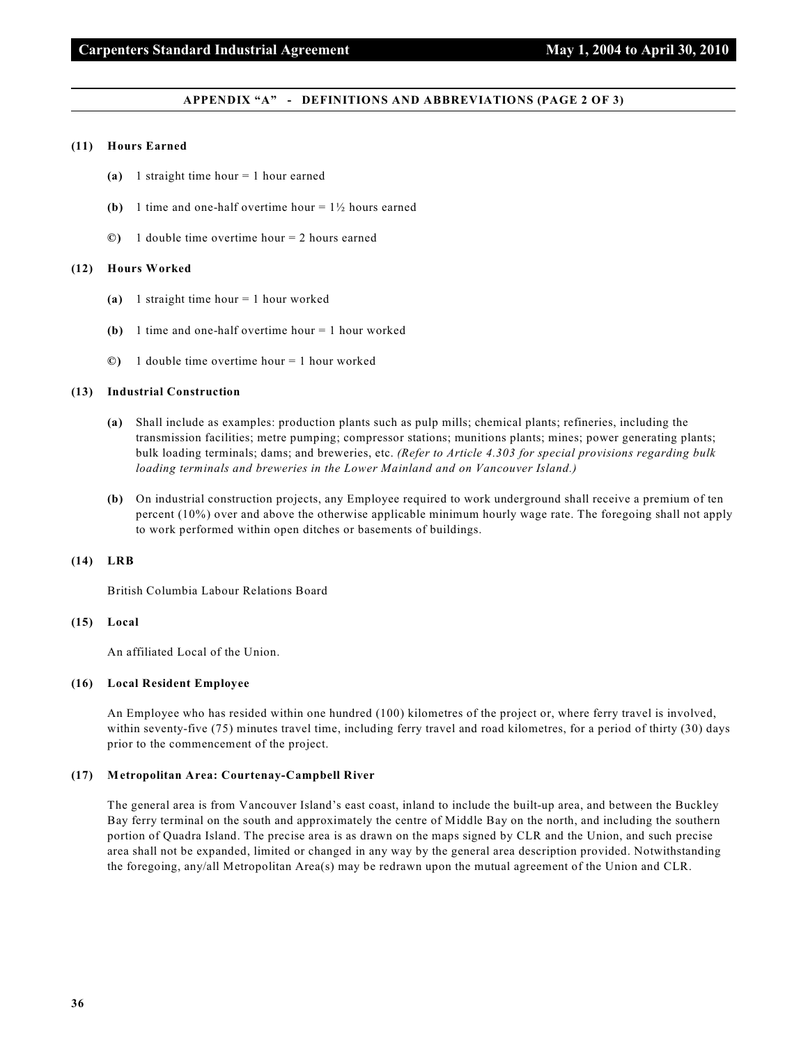## APPENDIX "A" - DEFINITIONS AND ABBREVIATIONS (PAGE 2 OF 3)

**(11) Hours Earned**

**(a)** 1 straight time hour = 1 hour earned

**(b)** 1 time and one-half overtime hour = 1½ hours earned

**©)** 1 double time overtime hour = 2 hours earned

**(12) Hours Worked**

**(a)** 1 straight time hour = 1 hour worked

**(b)** 1 time and one-half overtime hour = 1 hour worked

**©)** 1 double time overtime hour = 1 hour worked

**(13) Industrial Construction**

**(a)** Shall include as examples: production plants such as pulp mills; chemical plants; refineries, including the transmission facilities; metre pumping; compressor stations; munitions plants; mines; power generating plants; bulk loading terminals; dams; and breweries, etc. *(Refer to Article 4.303 for special provisions regarding bulk loading terminals and breweries in the Lower Mainland and on Vancouver Island.)*

**(b)** On industrial construction projects, any Employee required to work underground shall receive a premium of ten percent (10%) over and above the otherwise applicable minimum hourly wage rate. The foregoing shall not apply to work performed within open ditches or basements of buildings.

**(14) LRB**

British Columbia Labour Relations Board

**(15) Local**

An affiliated Local of the Union.

**(16) Local Resident Employee**

An Employee who has resided within one hundred (100) kilometres of the project or, where ferry travel is involved, within seventy-five (75) minutes travel time, including ferry travel and road kilometres, for a period of thirty (30) days prior to the commencement of the project.

**(17) Metropolitan Area: Courtenay-Campbell River**

The general area is from Vancouver Island's east coast, inland to include the built-up area, and between the Buckley Bay ferry terminal on the south and approximately the centre of Middle Bay on the north, and including the southern portion of Quadra Island. The precise area is as drawn on the maps signed by CLR and the Union, and such precise area shall not be expanded, limited or changed in any way by the general area description provided. Notwithstanding the foregoing, any/all Metropolitan Area(s) may be redrawn upon the mutual agreement of the Union and CLR.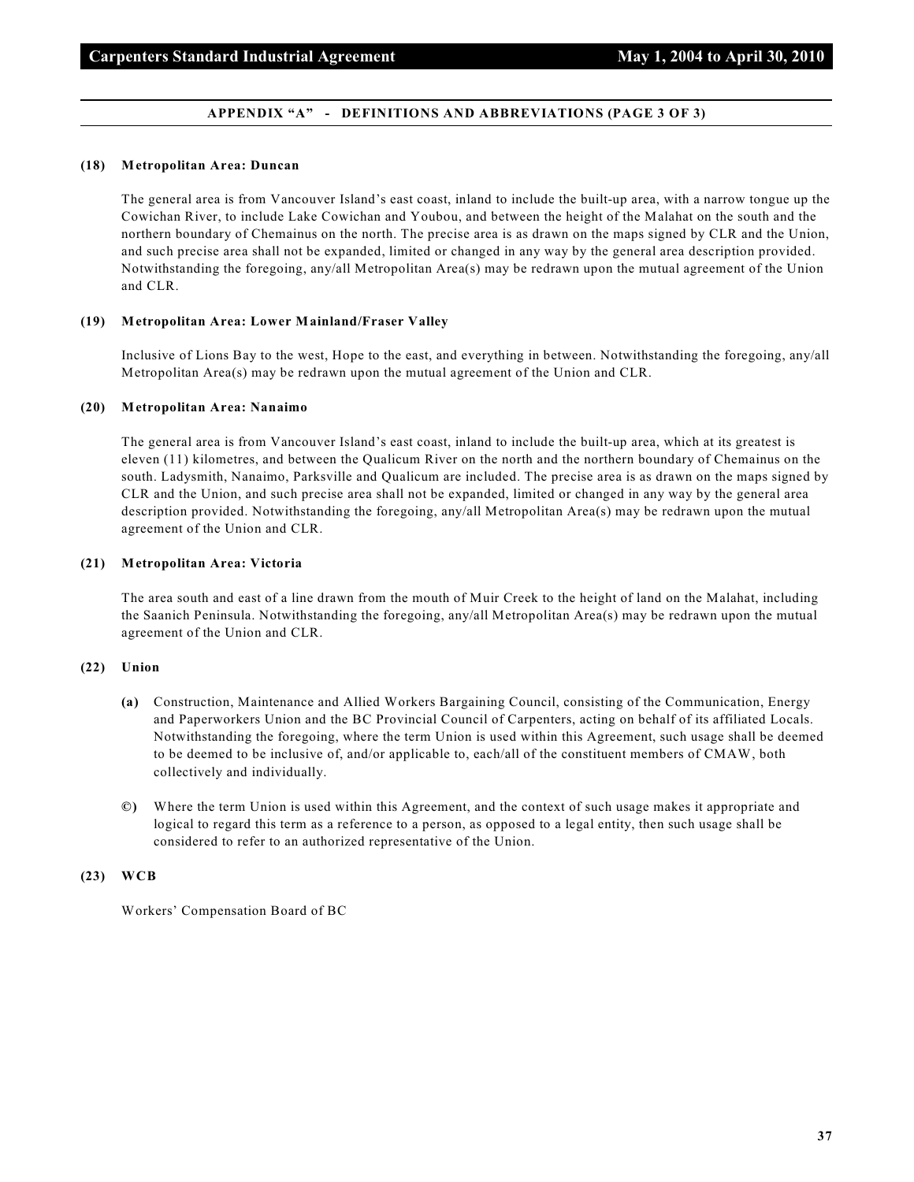## APPENDIX "A" - DEFINITIONS AND ABBREVIATIONS (PAGE 3 OF 3)

**(18) Metropolitan Area: Duncan**

The general area is from Vancouver Island's east coast, inland to include the built-up area, with a narrow tongue up the Cowichan River, to include Lake Cowichan and Youbou, and between the height of the Malahat on the south and the northern boundary of Chemainus on the north. The precise area is as drawn on the maps signed by CLR and the Union, and such precise area shall not be expanded, limited or changed in any way by the general area description provided. Notwithstanding the foregoing, any/all Metropolitan Area(s) may be redrawn upon the mutual agreement of the Union and CLR.

**(19) Metropolitan Area: Lower Mainland/Fraser Valley**

Inclusive of Lions Bay to the west, Hope to the east, and everything in between. Notwithstanding the foregoing, any/all Metropolitan Area(s) may be redrawn upon the mutual agreement of the Union and CLR.

**(20) Metropolitan Area: Nanaimo**

The general area is from Vancouver Island's east coast, inland to include the built-up area, which at its greatest is eleven (11) kilometres, and between the Qualicum River on the north and the northern boundary of Chemainus on the south. Ladysmith, Nanaimo, Parksville and Qualicum are included. The precise area is as drawn on the maps signed by CLR and the Union, and such precise area shall not be expanded, limited or changed in any way by the general area description provided. Notwithstanding the foregoing, any/all Metropolitan Area(s) may be redrawn upon the mutual agreement of the Union and CLR.

**(21) Metropolitan Area: Victoria**

The area south and east of a line drawn from the mouth of Muir Creek to the height of land on the Malahat, including the Saanich Peninsula. Notwithstanding the foregoing, any/all Metropolitan Area(s) may be redrawn upon the mutual agreement of the Union and CLR.

**(22) Union**

**(a)** Construction, Maintenance and Allied Workers Bargaining Council, consisting of the Communication, Energy and Paperworkers Union and the BC Provincial Council of Carpenters, acting on behalf of its affiliated Locals. Notwithstanding the foregoing, where the term Union is used within this Agreement, such usage shall be deemed to be deemed to be inclusive of, and/or applicable to, each/all of the constituent members of CMAW, both collectively and individually.

**©)** Where the term Union is used within this Agreement, and the context of such usage makes it appropriate and logical to regard this term as a reference to a person, as opposed to a legal entity, then such usage shall be considered to refer to an authorized representative of the Union.

**(23) WCB**

Workers' Compensation Board of BC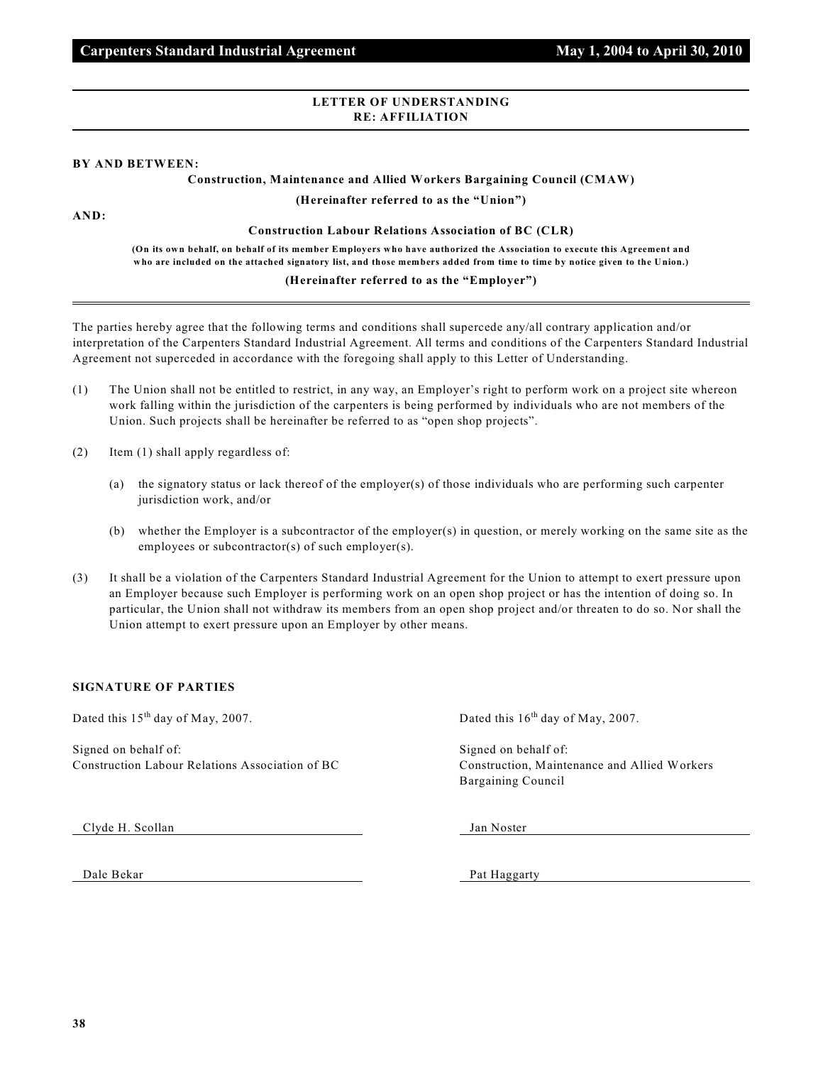## LETTER OF UNDERSTANDING
## RE: AFFILIATION

**BY AND BETWEEN:**

**Construction, Maintenance and Allied Workers Bargaining Council (CMAW)**

**(Hereinafter referred to as the "Union")**

**AND:**

**Construction Labour Relations Association of BC (CLR)**

**(On its own behalf, on behalf of its member Employers who have authorized the Association to execute this Agreement and who are included on the attached signatory list, and those members added from time to time by notice given to the Union.)**

**(Hereinafter referred to as the "Employer")**

The parties hereby agree that the following terms and conditions shall supercede any/all contrary application and/or interpretation of the Carpenters Standard Industrial Agreement. All terms and conditions of the Carpenters Standard Industrial Agreement not superceded in accordance with the foregoing shall apply to this Letter of Understanding.

(1) The Union shall not be entitled to restrict, in any way, an Employer's right to perform work on a project site whereon work falling within the jurisdiction of the carpenters is being performed by individuals who are not members of the Union. Such projects shall be hereinafter be referred to as "open shop projects".

(2) Item (1) shall apply regardless of:

  (a) the signatory status or lack thereof of the employer(s) of those individuals who are performing such carpenter jurisdiction work, and/or

  (b) whether the Employer is a subcontractor of the employer(s) in question, or merely working on the same site as the employees or subcontractor(s) of such employer(s).

(3) It shall be a violation of the Carpenters Standard Industrial Agreement for the Union to attempt to exert pressure upon an Employer because such Employer is performing work on an open shop project or has the intention of doing so. In particular, the Union shall not withdraw its members from an open shop project and/or threaten to do so. Nor shall the Union attempt to exert pressure upon an Employer by other means.

**SIGNATURE OF PARTIES**

Dated this 15th day of May, 2007.

Signed on behalf of:
Construction Labour Relations Association of BC

Clyde H. Scollan

Dale Bekar

Dated this 16th day of May, 2007.

Signed on behalf of:
Construction, Maintenance and Allied Workers Bargaining Council

Jan Noster

Pat Haggarty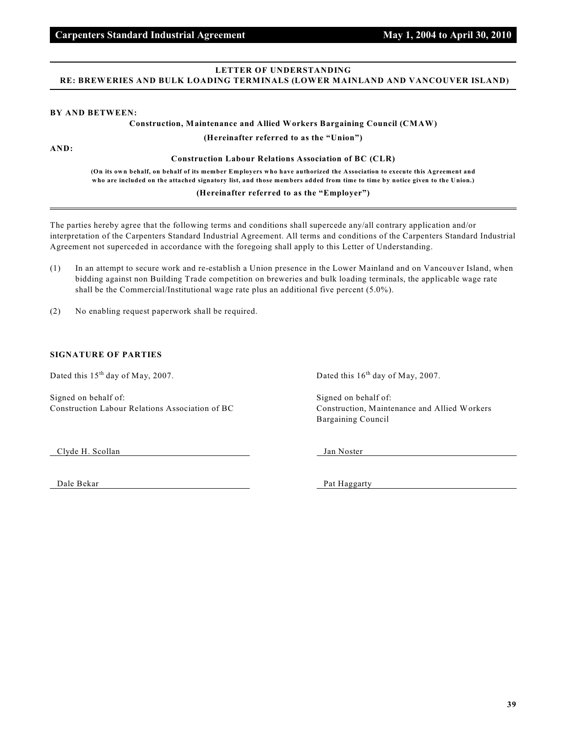## LETTER OF UNDERSTANDING
## RE: BREWERIES AND BULK LOADING TERMINALS (LOWER MAINLAND AND VANCOUVER ISLAND)

**BY AND BETWEEN:**

**Construction, Maintenance and Allied Workers Bargaining Council (CMAW)**

**(Hereinafter referred to as the "Union")**

**AND:**

**Construction Labour Relations Association of BC (CLR)**

**(On its own behalf, on behalf of its member Employers who have authorized the Association to execute this Agreement and who are included on the attached signatory list, and those members added from time to time by notice given to the Union.)**

**(Hereinafter referred to as the "Employer")**

The parties hereby agree that the following terms and conditions shall supercede any/all contrary application and/or interpretation of the Carpenters Standard Industrial Agreement. All terms and conditions of the Carpenters Standard Industrial Agreement not superceded in accordance with the foregoing shall apply to this Letter of Understanding.

(1) In an attempt to secure work and re-establish a Union presence in the Lower Mainland and on Vancouver Island, when bidding against non Building Trade competition on breweries and bulk loading terminals, the applicable wage rate shall be the Commercial/Institutional wage rate plus an additional five percent (5.0%).

(2) No enabling request paperwork shall be required.

**SIGNATURE OF PARTIES**

Dated this 15th day of May, 2007.

Signed on behalf of:
Construction Labour Relations Association of BC

Clyde H. Scollan

Dale Bekar

Dated this 16th day of May, 2007.

Signed on behalf of:
Construction, Maintenance and Allied Workers Bargaining Council

Jan Noster

Pat Haggarty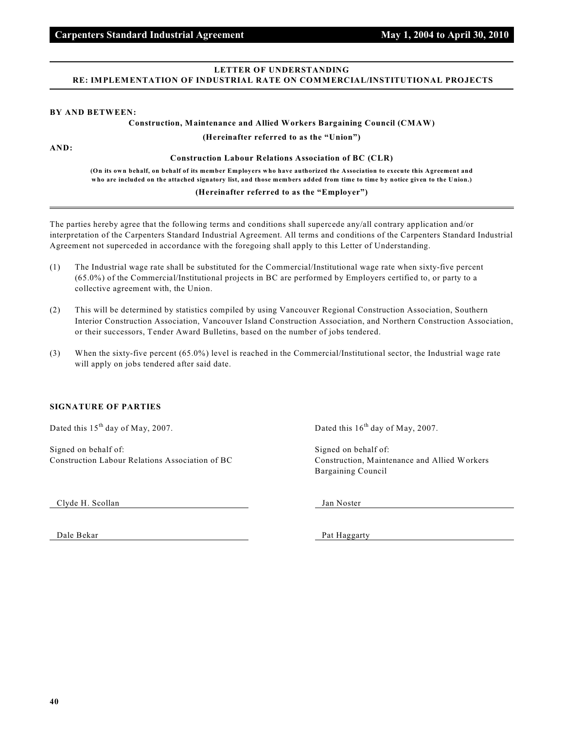## LETTER OF UNDERSTANDING
## RE: IMPLEMENTATION OF INDUSTRIAL RATE ON COMMERCIAL/INSTITUTIONAL PROJECTS

**BY AND BETWEEN:**

**Construction, Maintenance and Allied Workers Bargaining Council (CMAW)**

**(Hereinafter referred to as the "Union")**

**AND:**

**Construction Labour Relations Association of BC (CLR)**

**(On its own behalf, on behalf of its member Employers who have authorized the Association to execute this Agreement and who are included on the attached signatory list, and those members added from time to time by notice given to the Union.)**

**(Hereinafter referred to as the "Employer")**

---

The parties hereby agree that the following terms and conditions shall supercede any/all contrary application and/or interpretation of the Carpenters Standard Industrial Agreement. All terms and conditions of the Carpenters Standard Industrial Agreement not superceded in accordance with the foregoing shall apply to this Letter of Understanding.

(1) The Industrial wage rate shall be substituted for the Commercial/Institutional wage rate when sixty-five percent (65.0%) of the Commercial/Institutional projects in BC are performed by Employers certified to, or party to a collective agreement with, the Union.

(2) This will be determined by statistics compiled by using Vancouver Regional Construction Association, Southern Interior Construction Association, Vancouver Island Construction Association, and Northern Construction Association, or their successors, Tender Award Bulletins, based on the number of jobs tendered.

(3) When the sixty-five percent (65.0%) level is reached in the Commercial/Institutional sector, the Industrial wage rate will apply on jobs tendered after said date.

**SIGNATURE OF PARTIES**

Dated this 15th day of May, 2007.

Signed on behalf of:
Construction Labour Relations Association of BC

Clyde H. Scollan

Dale Bekar

Dated this 16th day of May, 2007.

Signed on behalf of:
Construction, Maintenance and Allied Workers Bargaining Council

Jan Noster

Pat Haggarty